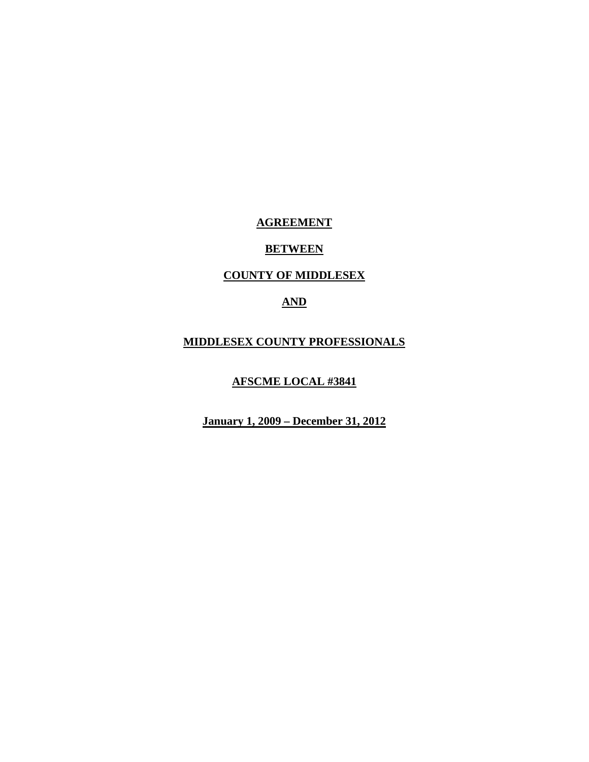**AGREEMENT**

**BETWEEN**

**COUNTY OF MIDDLESEX**

**AND**

**MIDDLESEX COUNTY PROFESSIONALS**

**AFSCME LOCAL #3841**

**January 1, 2009 – December 31, 2012**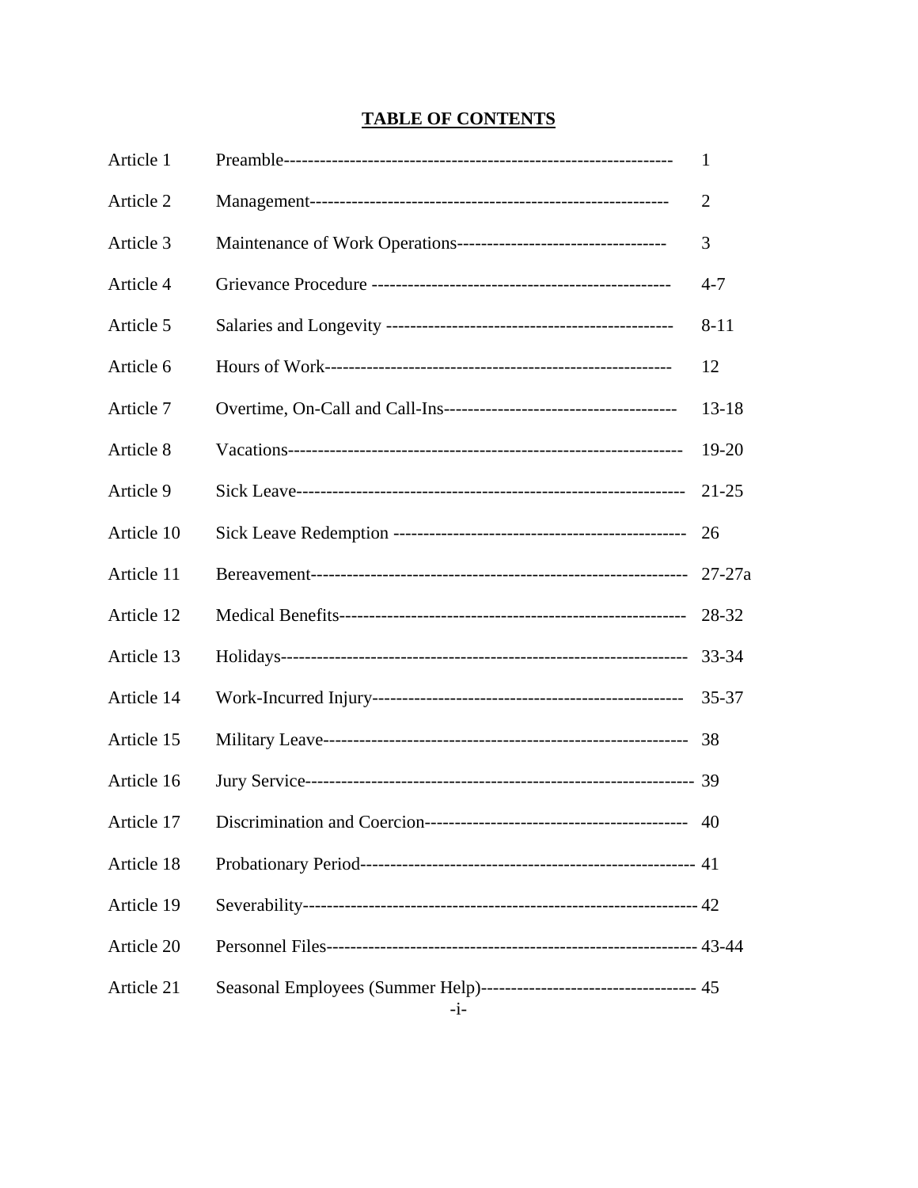# TABLE OF CONTENTS

| | | |
|---|---|---|
| Article 1 | Preamble | 1 |
| Article 2 | Management | 2 |
| Article 3 | Maintenance of Work Operations | 3 |
| Article 4 | Grievance Procedure | 4-7 |
| Article 5 | Salaries and Longevity | 8-11 |
| Article 6 | Hours of Work | 12 |
| Article 7 | Overtime, On-Call and Call-Ins | 13-18 |
| Article 8 | Vacations | 19-20 |
| Article 9 | Sick Leave | 21-25 |
| Article 10 | Sick Leave Redemption | 26 |
| Article 11 | Bereavement | 27-27a |
| Article 12 | Medical Benefits | 28-32 |
| Article 13 | Holidays | 33-34 |
| Article 14 | Work-Incurred Injury | 35-37 |
| Article 15 | Military Leave | 38 |
| Article 16 | Jury Service | 39 |
| Article 17 | Discrimination and Coercion | 40 |
| Article 18 | Probationary Period | 41 |
| Article 19 | Severability | 42 |
| Article 20 | Personnel Files | 43-44 |
| Article 21 | Seasonal Employees (Summer Help) | 45 |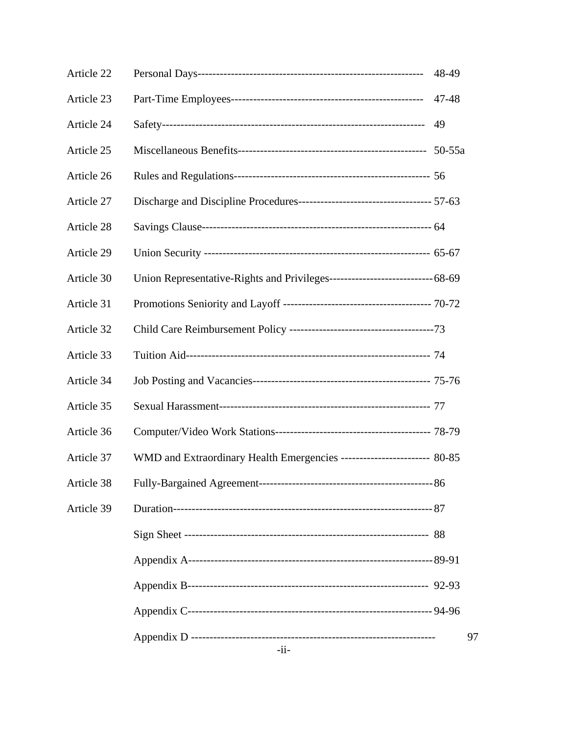| | | |
|---|---|---|
| Article 22 | Personal Days | 48-49 |
| Article 23 | Part-Time Employees | 47-48 |
| Article 24 | Safety | 49 |
| Article 25 | Miscellaneous Benefits | 50-55a |
| Article 26 | Rules and Regulations | 56 |
| Article 27 | Discharge and Discipline Procedures | 57-63 |
| Article 28 | Savings Clause | 64 |
| Article 29 | Union Security | 65-67 |
| Article 30 | Union Representative-Rights and Privileges | 68-69 |
| Article 31 | Promotions Seniority and Layoff | 70-72 |
| Article 32 | Child Care Reimbursement Policy | 73 |
| Article 33 | Tuition Aid | 74 |
| Article 34 | Job Posting and Vacancies | 75-76 |
| Article 35 | Sexual Harassment | 77 |
| Article 36 | Computer/Video Work Stations | 78-79 |
| Article 37 | WMD and Extraordinary Health Emergencies | 80-85 |
| Article 38 | Fully-Bargained Agreement | 86 |
| Article 39 | Duration | 87 |
| | Sign Sheet | 88 |
| | Appendix A | 89-91 |
| | Appendix B | 92-93 |
| | Appendix C | 94-96 |
| | Appendix D | 97 |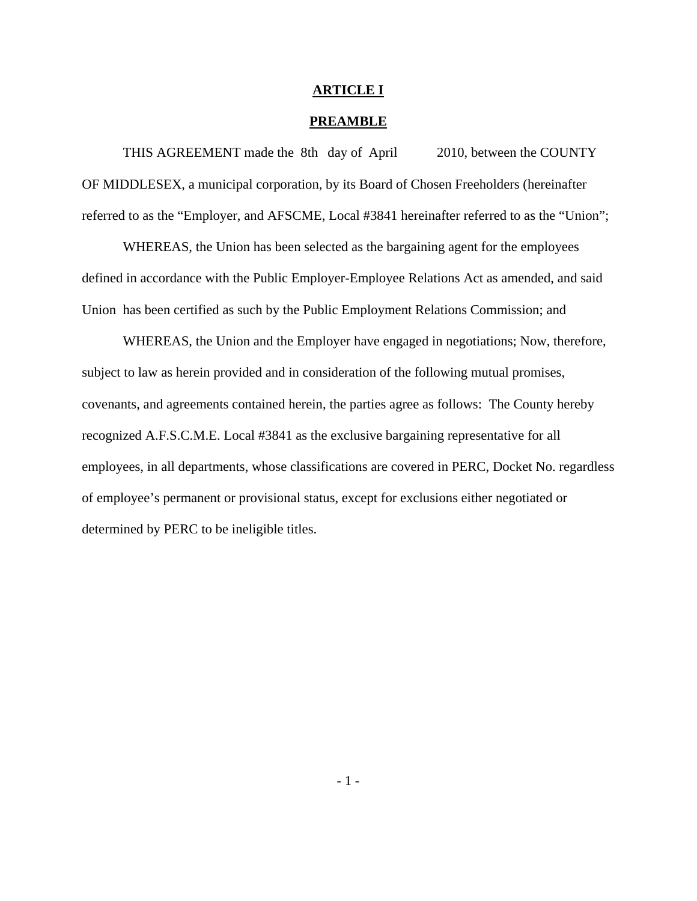# ARTICLE I

## PREAMBLE

THIS AGREEMENT made the 8th day of April 2010, between the COUNTY OF MIDDLESEX, a municipal corporation, by its Board of Chosen Freeholders (hereinafter referred to as the "Employer, and AFSCME, Local #3841 hereinafter referred to as the "Union";

WHEREAS, the Union has been selected as the bargaining agent for the employees defined in accordance with the Public Employer-Employee Relations Act as amended, and said Union has been certified as such by the Public Employment Relations Commission; and

WHEREAS, the Union and the Employer have engaged in negotiations; Now, therefore, subject to law as herein provided and in consideration of the following mutual promises, covenants, and agreements contained herein, the parties agree as follows: The County hereby recognized A.F.S.C.M.E. Local #3841 as the exclusive bargaining representative for all employees, in all departments, whose classifications are covered in PERC, Docket No. regardless of employee's permanent or provisional status, except for exclusions either negotiated or determined by PERC to be ineligible titles.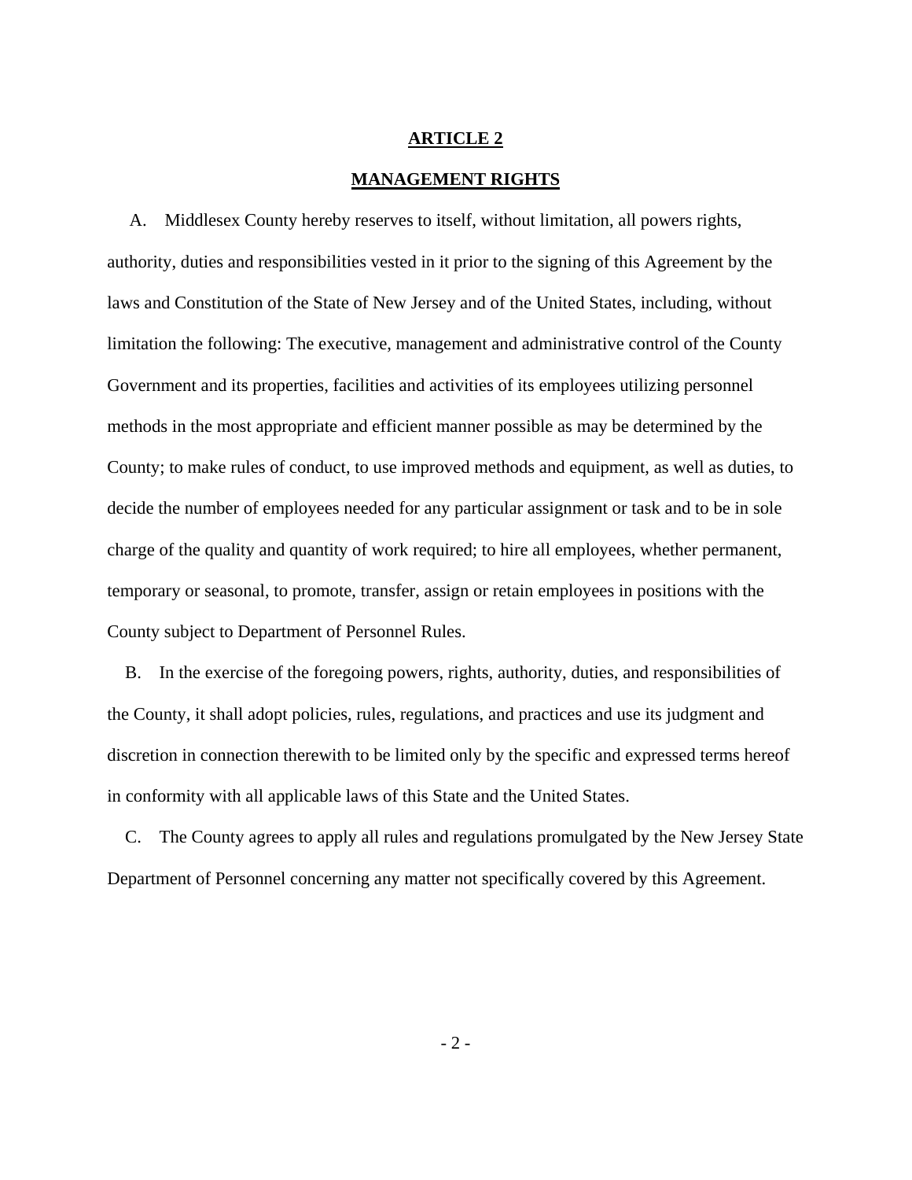## ARTICLE 2

## MANAGEMENT RIGHTS

A. Middlesex County hereby reserves to itself, without limitation, all powers rights, authority, duties and responsibilities vested in it prior to the signing of this Agreement by the laws and Constitution of the State of New Jersey and of the United States, including, without limitation the following: The executive, management and administrative control of the County Government and its properties, facilities and activities of its employees utilizing personnel methods in the most appropriate and efficient manner possible as may be determined by the County; to make rules of conduct, to use improved methods and equipment, as well as duties, to decide the number of employees needed for any particular assignment or task and to be in sole charge of the quality and quantity of work required; to hire all employees, whether permanent, temporary or seasonal, to promote, transfer, assign or retain employees in positions with the County subject to Department of Personnel Rules.

B. In the exercise of the foregoing powers, rights, authority, duties, and responsibilities of the County, it shall adopt policies, rules, regulations, and practices and use its judgment and discretion in connection therewith to be limited only by the specific and expressed terms hereof in conformity with all applicable laws of this State and the United States.

C. The County agrees to apply all rules and regulations promulgated by the New Jersey State Department of Personnel concerning any matter not specifically covered by this Agreement.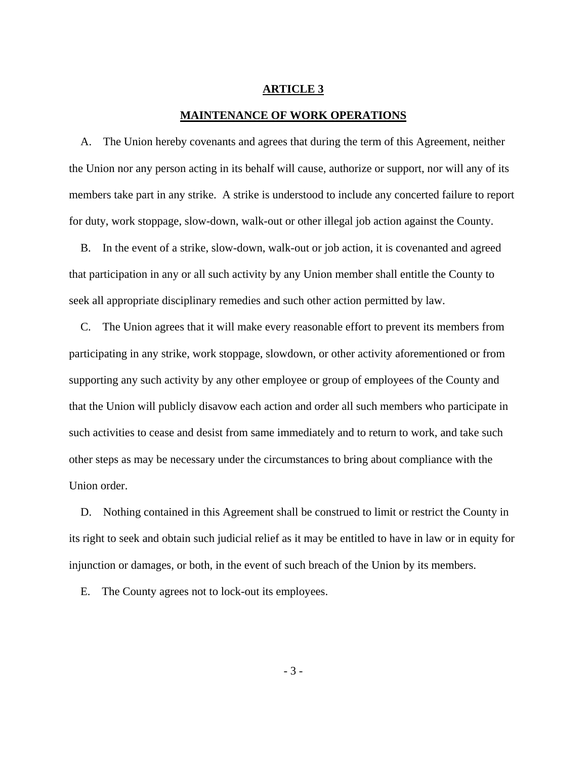## ARTICLE 3

## MAINTENANCE OF WORK OPERATIONS

A. The Union hereby covenants and agrees that during the term of this Agreement, neither the Union nor any person acting in its behalf will cause, authorize or support, nor will any of its members take part in any strike. A strike is understood to include any concerted failure to report for duty, work stoppage, slow-down, walk-out or other illegal job action against the County.

B. In the event of a strike, slow-down, walk-out or job action, it is covenanted and agreed that participation in any or all such activity by any Union member shall entitle the County to seek all appropriate disciplinary remedies and such other action permitted by law.

C. The Union agrees that it will make every reasonable effort to prevent its members from participating in any strike, work stoppage, slowdown, or other activity aforementioned or from supporting any such activity by any other employee or group of employees of the County and that the Union will publicly disavow each action and order all such members who participate in such activities to cease and desist from same immediately and to return to work, and take such other steps as may be necessary under the circumstances to bring about compliance with the Union order.

D. Nothing contained in this Agreement shall be construed to limit or restrict the County in its right to seek and obtain such judicial relief as it may be entitled to have in law or in equity for injunction or damages, or both, in the event of such breach of the Union by its members.

E. The County agrees not to lock-out its employees.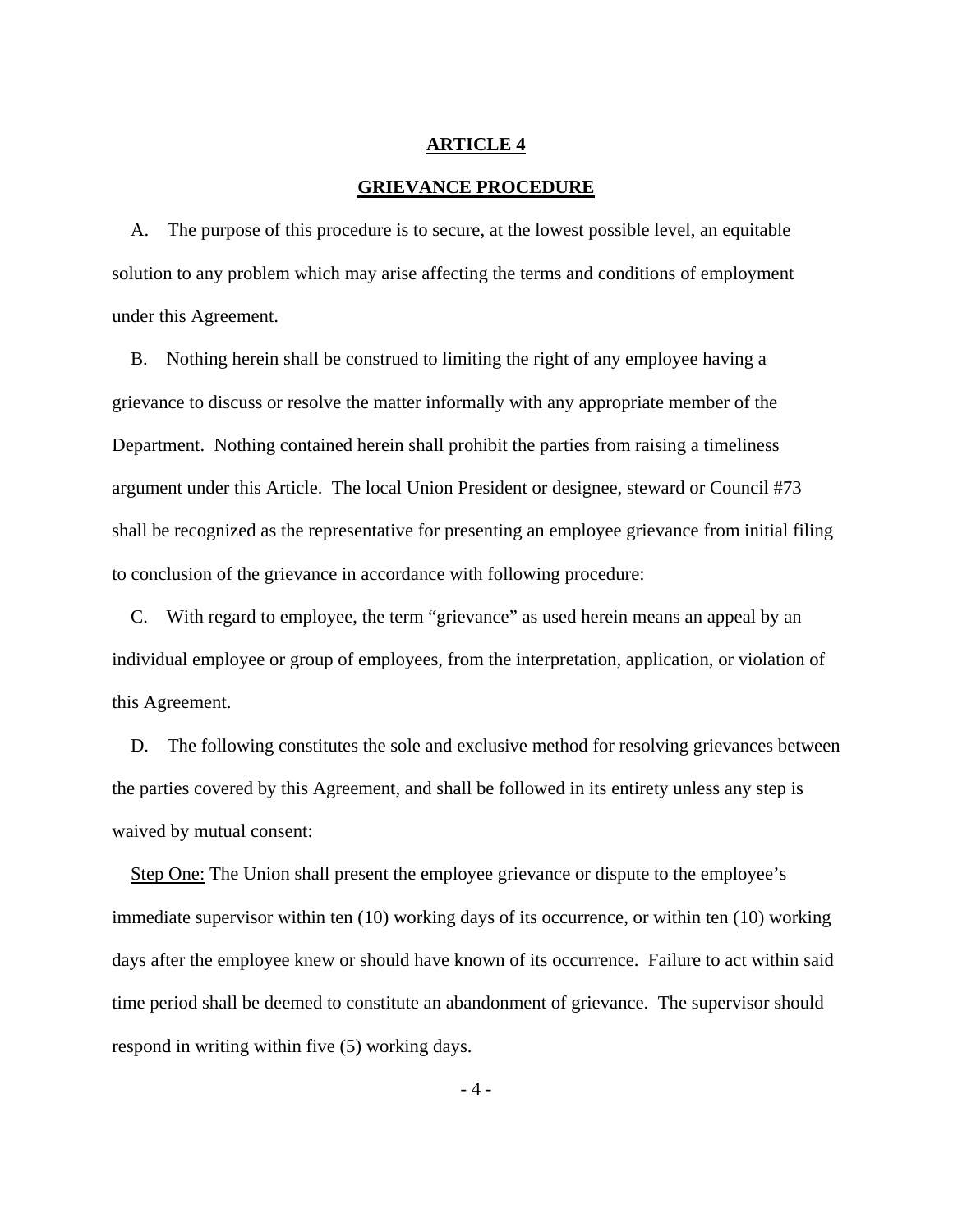## ARTICLE 4

## GRIEVANCE PROCEDURE

A. The purpose of this procedure is to secure, at the lowest possible level, an equitable solution to any problem which may arise affecting the terms and conditions of employment under this Agreement.

B. Nothing herein shall be construed to limiting the right of any employee having a grievance to discuss or resolve the matter informally with any appropriate member of the Department. Nothing contained herein shall prohibit the parties from raising a timeliness argument under this Article. The local Union President or designee, steward or Council #73 shall be recognized as the representative for presenting an employee grievance from initial filing to conclusion of the grievance in accordance with following procedure:

C. With regard to employee, the term "grievance" as used herein means an appeal by an individual employee or group of employees, from the interpretation, application, or violation of this Agreement.

D. The following constitutes the sole and exclusive method for resolving grievances between the parties covered by this Agreement, and shall be followed in its entirety unless any step is waived by mutual consent:

Step One: The Union shall present the employee grievance or dispute to the employee's immediate supervisor within ten (10) working days of its occurrence, or within ten (10) working days after the employee knew or should have known of its occurrence. Failure to act within said time period shall be deemed to constitute an abandonment of grievance. The supervisor should respond in writing within five (5) working days.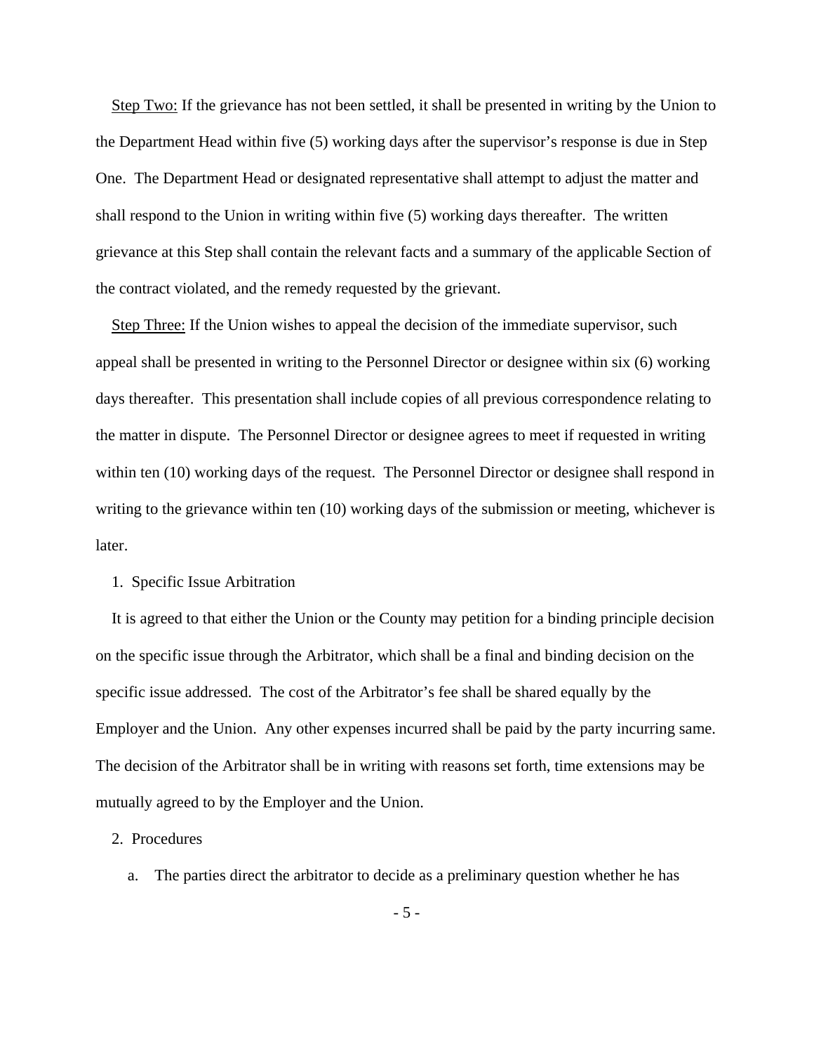Step Two: If the grievance has not been settled, it shall be presented in writing by the Union to the Department Head within five (5) working days after the supervisor's response is due in Step One. The Department Head or designated representative shall attempt to adjust the matter and shall respond to the Union in writing within five (5) working days thereafter. The written grievance at this Step shall contain the relevant facts and a summary of the applicable Section of the contract violated, and the remedy requested by the grievant.

Step Three: If the Union wishes to appeal the decision of the immediate supervisor, such appeal shall be presented in writing to the Personnel Director or designee within six (6) working days thereafter. This presentation shall include copies of all previous correspondence relating to the matter in dispute. The Personnel Director or designee agrees to meet if requested in writing within ten (10) working days of the request. The Personnel Director or designee shall respond in writing to the grievance within ten (10) working days of the submission or meeting, whichever is later.

1. Specific Issue Arbitration

It is agreed to that either the Union or the County may petition for a binding principle decision on the specific issue through the Arbitrator, which shall be a final and binding decision on the specific issue addressed. The cost of the Arbitrator's fee shall be shared equally by the Employer and the Union. Any other expenses incurred shall be paid by the party incurring same. The decision of the Arbitrator shall be in writing with reasons set forth, time extensions may be mutually agreed to by the Employer and the Union.

2. Procedures

a. The parties direct the arbitrator to decide as a preliminary question whether he has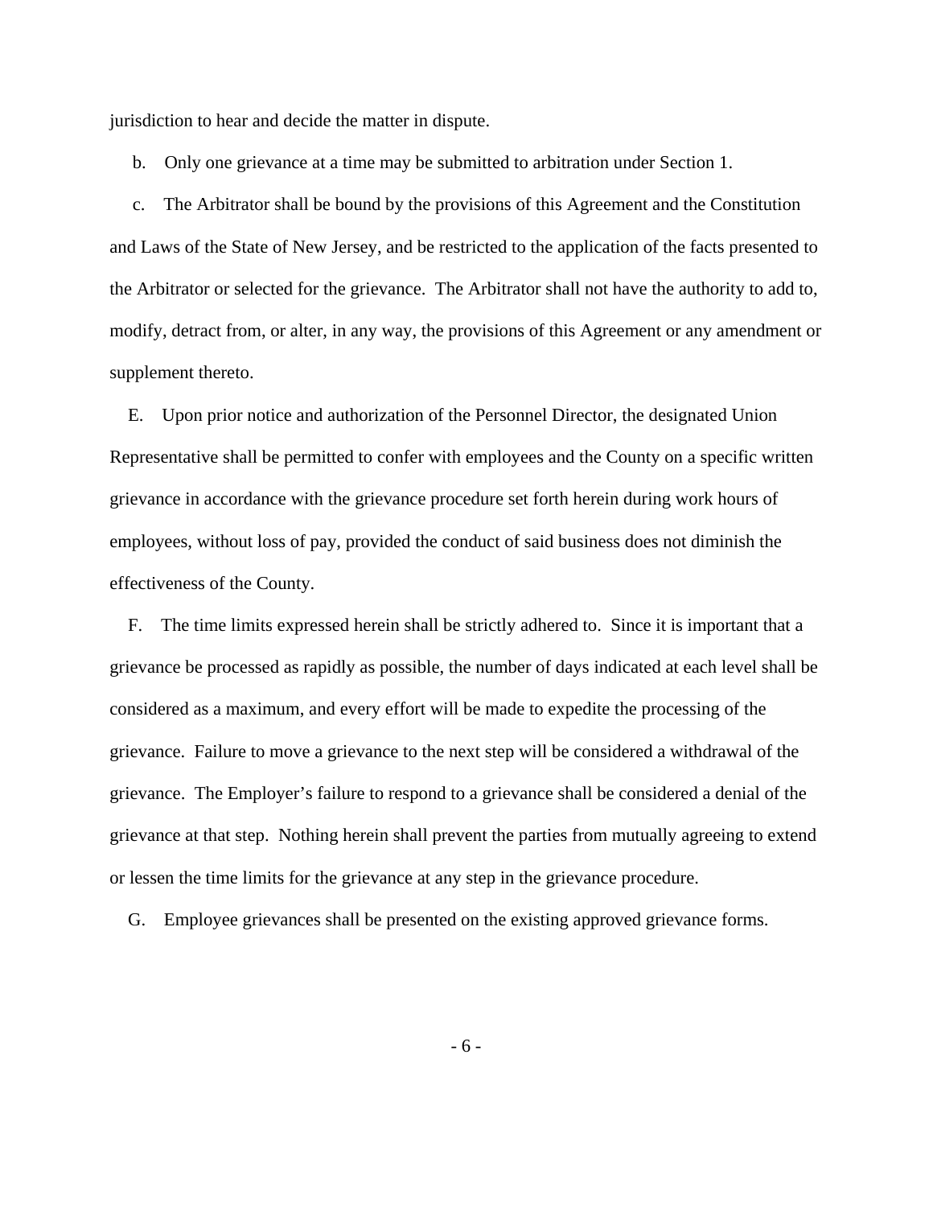jurisdiction to hear and decide the matter in dispute.

b. Only one grievance at a time may be submitted to arbitration under Section 1.

c. The Arbitrator shall be bound by the provisions of this Agreement and the Constitution and Laws of the State of New Jersey, and be restricted to the application of the facts presented to the Arbitrator or selected for the grievance. The Arbitrator shall not have the authority to add to, modify, detract from, or alter, in any way, the provisions of this Agreement or any amendment or supplement thereto.

E. Upon prior notice and authorization of the Personnel Director, the designated Union Representative shall be permitted to confer with employees and the County on a specific written grievance in accordance with the grievance procedure set forth herein during work hours of employees, without loss of pay, provided the conduct of said business does not diminish the effectiveness of the County.

F. The time limits expressed herein shall be strictly adhered to. Since it is important that a grievance be processed as rapidly as possible, the number of days indicated at each level shall be considered as a maximum, and every effort will be made to expedite the processing of the grievance. Failure to move a grievance to the next step will be considered a withdrawal of the grievance. The Employer's failure to respond to a grievance shall be considered a denial of the grievance at that step. Nothing herein shall prevent the parties from mutually agreeing to extend or lessen the time limits for the grievance at any step in the grievance procedure.

G. Employee grievances shall be presented on the existing approved grievance forms.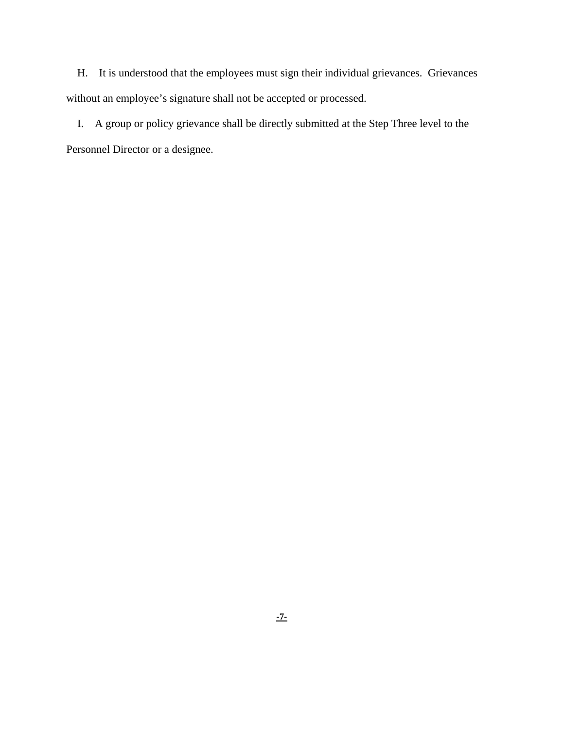H. It is understood that the employees must sign their individual grievances. Grievances without an employee's signature shall not be accepted or processed.

I. A group or policy grievance shall be directly submitted at the Step Three level to the Personnel Director or a designee.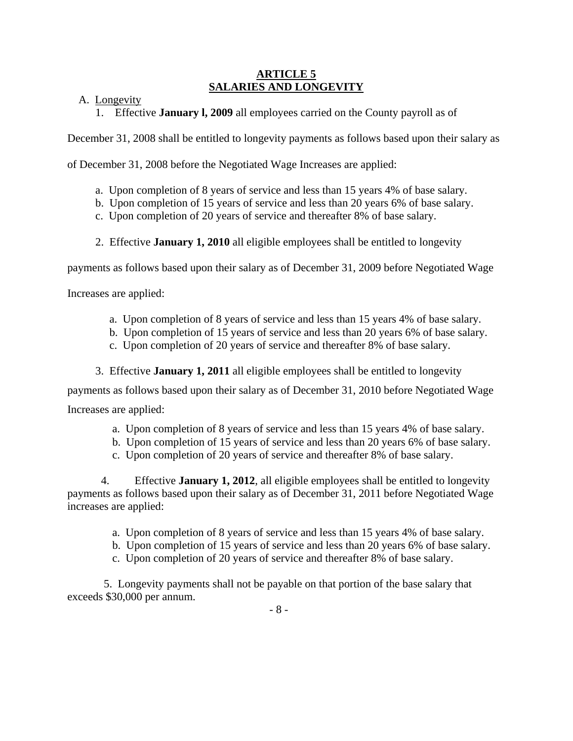## ARTICLE 5
## SALARIES AND LONGEVITY

A. Longevity

1. Effective **January l, 2009** all employees carried on the County payroll as of December 31, 2008 shall be entitled to longevity payments as follows based upon their salary as of December 31, 2008 before the Negotiated Wage Increases are applied:

   a. Upon completion of 8 years of service and less than 15 years 4% of base salary.
   b. Upon completion of 15 years of service and less than 20 years 6% of base salary.
   c. Upon completion of 20 years of service and thereafter 8% of base salary.

2. Effective **January 1, 2010** all eligible employees shall be entitled to longevity payments as follows based upon their salary as of December 31, 2009 before Negotiated Wage Increases are applied:

   a. Upon completion of 8 years of service and less than 15 years 4% of base salary.
   b. Upon completion of 15 years of service and less than 20 years 6% of base salary.
   c. Upon completion of 20 years of service and thereafter 8% of base salary.

3. Effective **January 1, 2011** all eligible employees shall be entitled to longevity payments as follows based upon their salary as of December 31, 2010 before Negotiated Wage Increases are applied:

   a. Upon completion of 8 years of service and less than 15 years 4% of base salary.
   b. Upon completion of 15 years of service and less than 20 years 6% of base salary.
   c. Upon completion of 20 years of service and thereafter 8% of base salary.

4. Effective **January 1, 2012**, all eligible employees shall be entitled to longevity payments as follows based upon their salary as of December 31, 2011 before Negotiated Wage increases are applied:

   a. Upon completion of 8 years of service and less than 15 years 4% of base salary.
   b. Upon completion of 15 years of service and less than 20 years 6% of base salary.
   c. Upon completion of 20 years of service and thereafter 8% of base salary.

5. Longevity payments shall not be payable on that portion of the base salary that exceeds $30,000 per annum.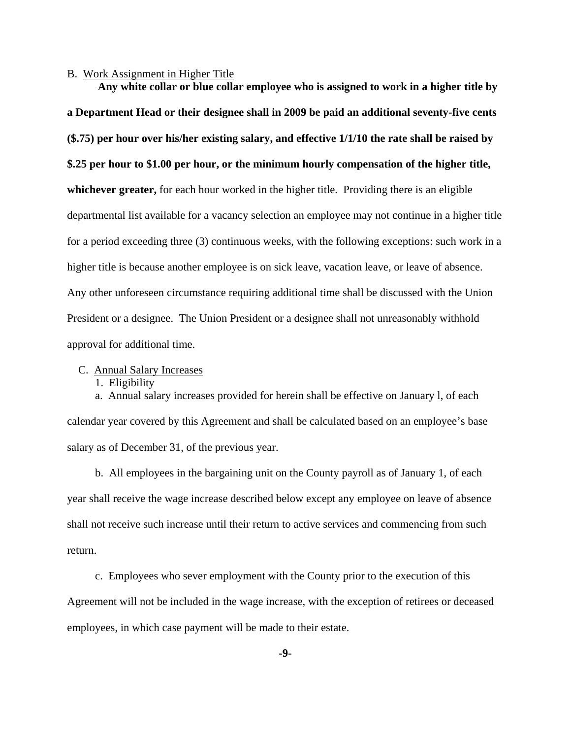B. <u>Work Assignment in Higher Title</u>

**Any white collar or blue collar employee who is assigned to work in a higher title by a Department Head or their designee shall in 2009 be paid an additional seventy-five cents ($.75) per hour over his/her existing salary, and effective 1/1/10 the rate shall be raised by $.25 per hour to $1.00 per hour, or the minimum hourly compensation of the higher title, whichever greater,** for each hour worked in the higher title. Providing there is an eligible departmental list available for a vacancy selection an employee may not continue in a higher title for a period exceeding three (3) continuous weeks, with the following exceptions: such work in a higher title is because another employee is on sick leave, vacation leave, or leave of absence. Any other unforeseen circumstance requiring additional time shall be discussed with the Union President or a designee. The Union President or a designee shall not unreasonably withhold approval for additional time.

C. <u>Annual Salary Increases</u>

1. Eligibility

a. Annual salary increases provided for herein shall be effective on January l, of each calendar year covered by this Agreement and shall be calculated based on an employee's base salary as of December 31, of the previous year.

b. All employees in the bargaining unit on the County payroll as of January 1, of each year shall receive the wage increase described below except any employee on leave of absence shall not receive such increase until their return to active services and commencing from such return.

c. Employees who sever employment with the County prior to the execution of this Agreement will not be included in the wage increase, with the exception of retirees or deceased employees, in which case payment will be made to their estate.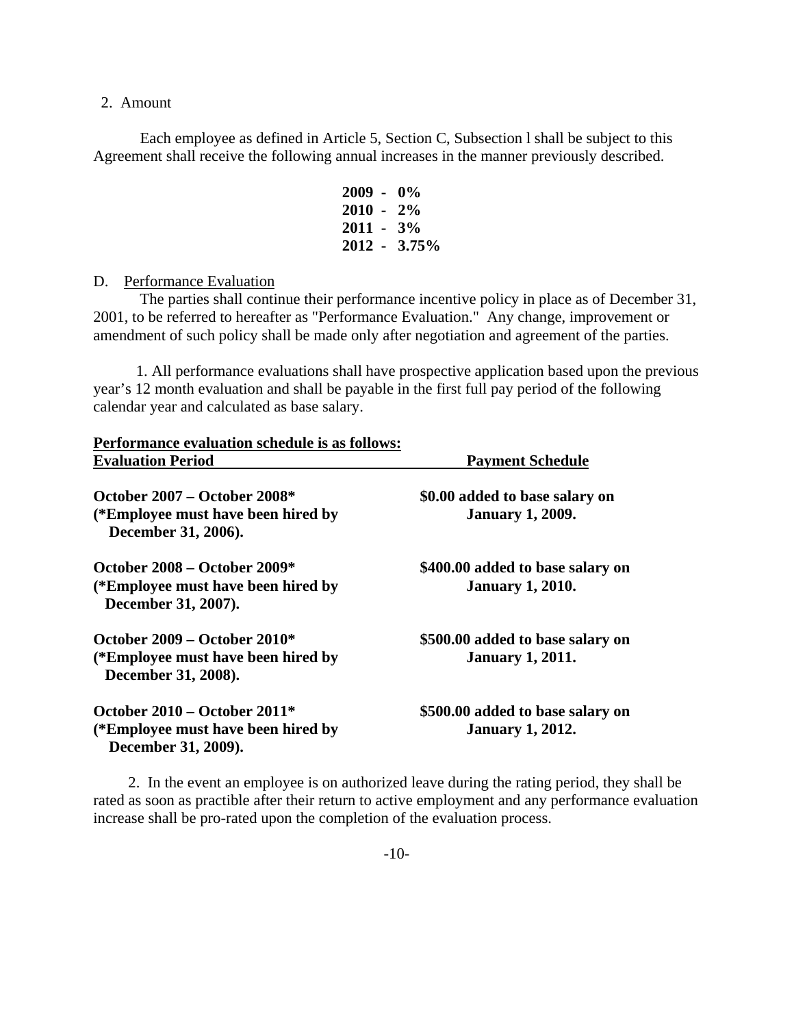2. Amount

Each employee as defined in Article 5, Section C, Subsection l shall be subject to this Agreement shall receive the following annual increases in the manner previously described.

**2009 - 0%**
**2010 - 2%**
**2011 - 3%**
**2012 - 3.75%**

D. <u>Performance Evaluation</u>

The parties shall continue their performance incentive policy in place as of December 31, 2001, to be referred to hereafter as "Performance Evaluation." Any change, improvement or amendment of such policy shall be made only after negotiation and agreement of the parties.

1. All performance evaluations shall have prospective application based upon the previous year's 12 month evaluation and shall be payable in the first full pay period of the following calendar year and calculated as base salary.

**<u>Performance evaluation schedule is as follows:</u>**

| **Evaluation Period** | **Payment Schedule** |
|---|---|
| **October 2007 – October 2008* (*Employee must have been hired by December 31, 2006).** | **$0.00 added to base salary on January 1, 2009.** |
| **October 2008 – October 2009* (*Employee must have been hired by December 31, 2007).** | **$400.00 added to base salary on January 1, 2010.** |
| **October 2009 – October 2010* (*Employee must have been hired by December 31, 2008).** | **$500.00 added to base salary on January 1, 2011.** |
| **October 2010 – October 2011* (*Employee must have been hired by December 31, 2009).** | **$500.00 added to base salary on January 1, 2012.** |

2. In the event an employee is on authorized leave during the rating period, they shall be rated as soon as practible after their return to active employment and any performance evaluation increase shall be pro-rated upon the completion of the evaluation process.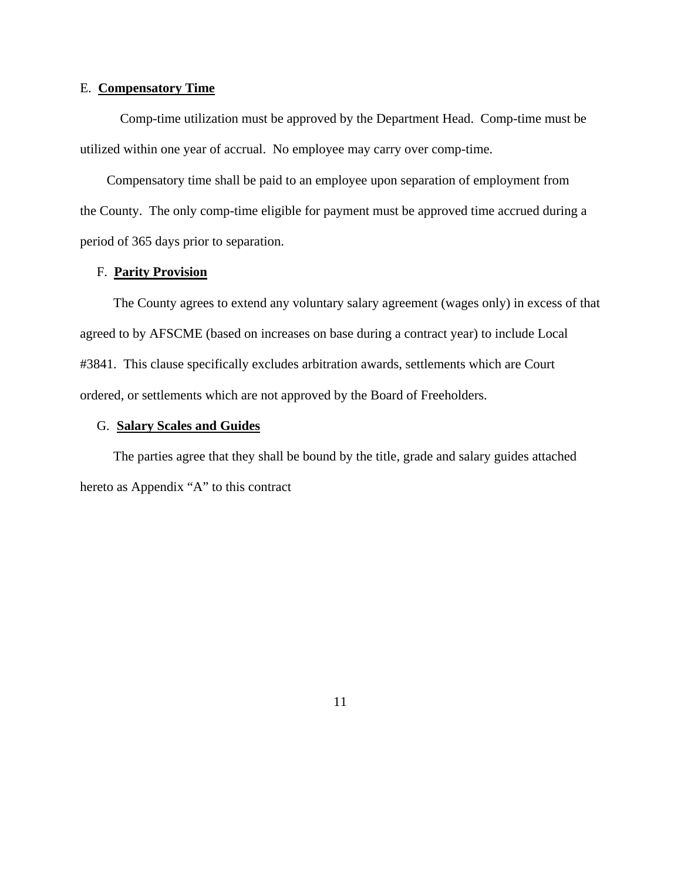E. **Compensatory Time**

Comp-time utilization must be approved by the Department Head. Comp-time must be utilized within one year of accrual. No employee may carry over comp-time.

Compensatory time shall be paid to an employee upon separation of employment from the County. The only comp-time eligible for payment must be approved time accrued during a period of 365 days prior to separation.

F. **Parity Provision**

The County agrees to extend any voluntary salary agreement (wages only) in excess of that agreed to by AFSCME (based on increases on base during a contract year) to include Local #3841. This clause specifically excludes arbitration awards, settlements which are Court ordered, or settlements which are not approved by the Board of Freeholders.

G. **Salary Scales and Guides**

The parties agree that they shall be bound by the title, grade and salary guides attached hereto as Appendix "A" to this contract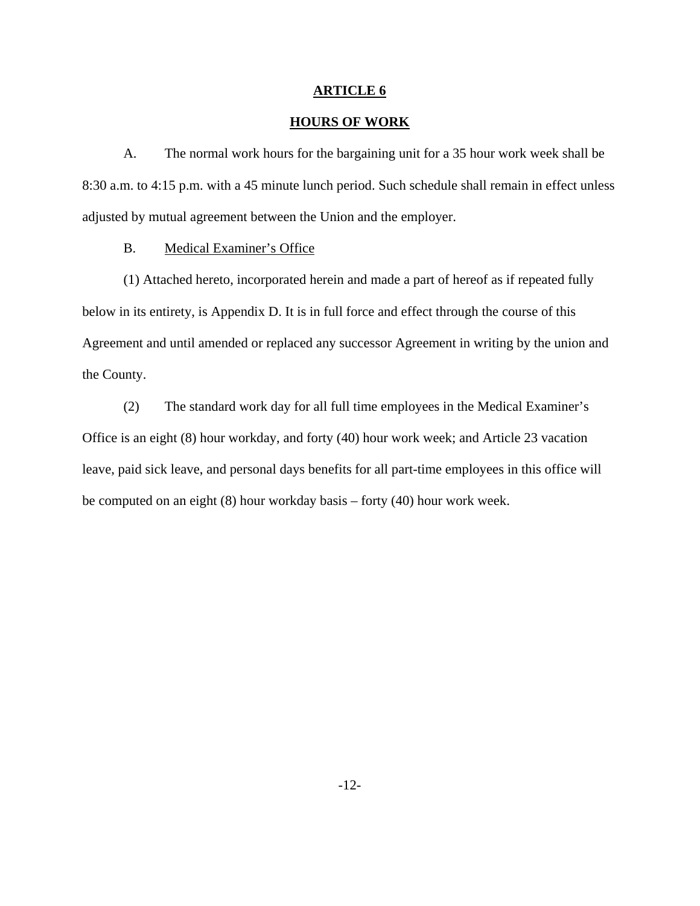# ARTICLE 6

## HOURS OF WORK

A. The normal work hours for the bargaining unit for a 35 hour work week shall be 8:30 a.m. to 4:15 p.m. with a 45 minute lunch period. Such schedule shall remain in effect unless adjusted by mutual agreement between the Union and the employer.

B. Medical Examiner's Office

(1) Attached hereto, incorporated herein and made a part of hereof as if repeated fully below in its entirety, is Appendix D. It is in full force and effect through the course of this Agreement and until amended or replaced any successor Agreement in writing by the union and the County.

(2) The standard work day for all full time employees in the Medical Examiner's Office is an eight (8) hour workday, and forty (40) hour work week; and Article 23 vacation leave, paid sick leave, and personal days benefits for all part-time employees in this office will be computed on an eight (8) hour workday basis – forty (40) hour work week.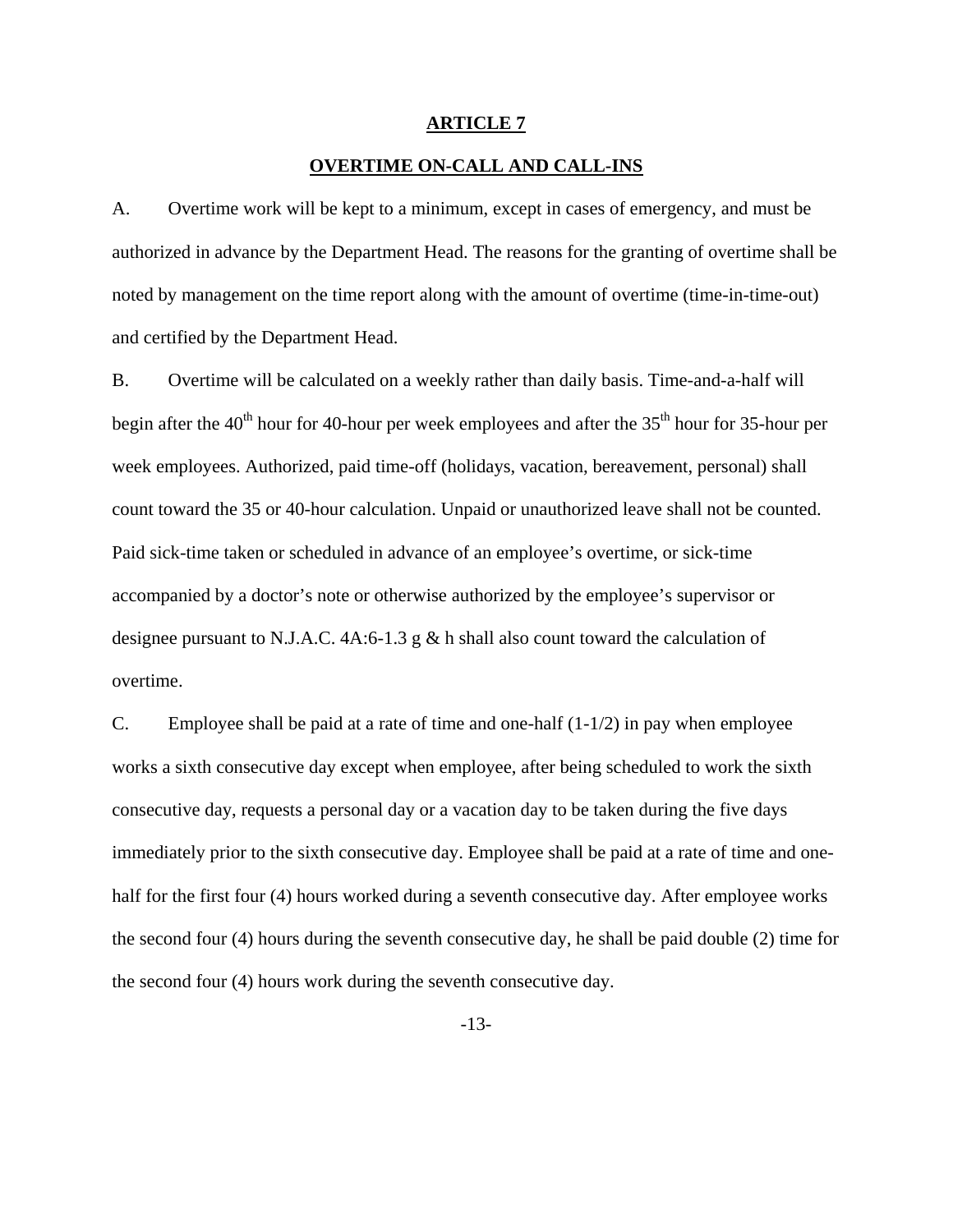## ARTICLE 7

## OVERTIME ON-CALL AND CALL-INS

A. Overtime work will be kept to a minimum, except in cases of emergency, and must be authorized in advance by the Department Head. The reasons for the granting of overtime shall be noted by management on the time report along with the amount of overtime (time-in-time-out) and certified by the Department Head.

B. Overtime will be calculated on a weekly rather than daily basis. Time-and-a-half will begin after the 40th hour for 40-hour per week employees and after the 35th hour for 35-hour per week employees. Authorized, paid time-off (holidays, vacation, bereavement, personal) shall count toward the 35 or 40-hour calculation. Unpaid or unauthorized leave shall not be counted. Paid sick-time taken or scheduled in advance of an employee's overtime, or sick-time accompanied by a doctor's note or otherwise authorized by the employee's supervisor or designee pursuant to N.J.A.C. 4A:6-1.3 g & h shall also count toward the calculation of overtime.

C. Employee shall be paid at a rate of time and one-half (1-1/2) in pay when employee works a sixth consecutive day except when employee, after being scheduled to work the sixth consecutive day, requests a personal day or a vacation day to be taken during the five days immediately prior to the sixth consecutive day. Employee shall be paid at a rate of time and one-half for the first four (4) hours worked during a seventh consecutive day. After employee works the second four (4) hours during the seventh consecutive day, he shall be paid double (2) time for the second four (4) hours work during the seventh consecutive day.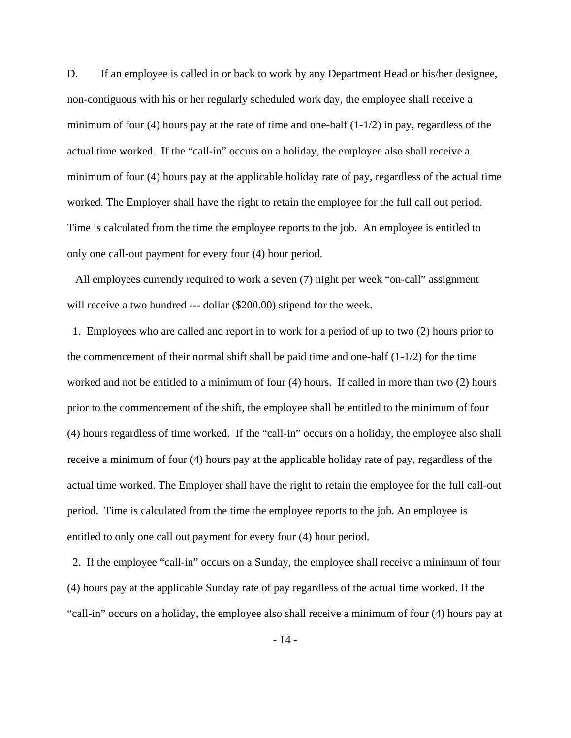D. If an employee is called in or back to work by any Department Head or his/her designee, non-contiguous with his or her regularly scheduled work day, the employee shall receive a minimum of four (4) hours pay at the rate of time and one-half (1-1/2) in pay, regardless of the actual time worked. If the "call-in" occurs on a holiday, the employee also shall receive a minimum of four (4) hours pay at the applicable holiday rate of pay, regardless of the actual time worked. The Employer shall have the right to retain the employee for the full call out period. Time is calculated from the time the employee reports to the job. An employee is entitled to only one call-out payment for every four (4) hour period.

All employees currently required to work a seven (7) night per week "on-call" assignment will receive a two hundred --- dollar ($200.00) stipend for the week.

1. Employees who are called and report in to work for a period of up to two (2) hours prior to the commencement of their normal shift shall be paid time and one-half (1-1/2) for the time worked and not be entitled to a minimum of four (4) hours. If called in more than two (2) hours prior to the commencement of the shift, the employee shall be entitled to the minimum of four (4) hours regardless of time worked. If the "call-in" occurs on a holiday, the employee also shall receive a minimum of four (4) hours pay at the applicable holiday rate of pay, regardless of the actual time worked. The Employer shall have the right to retain the employee for the full call-out period. Time is calculated from the time the employee reports to the job. An employee is entitled to only one call out payment for every four (4) hour period.

2. If the employee "call-in" occurs on a Sunday, the employee shall receive a minimum of four (4) hours pay at the applicable Sunday rate of pay regardless of the actual time worked. If the "call-in" occurs on a holiday, the employee also shall receive a minimum of four (4) hours pay at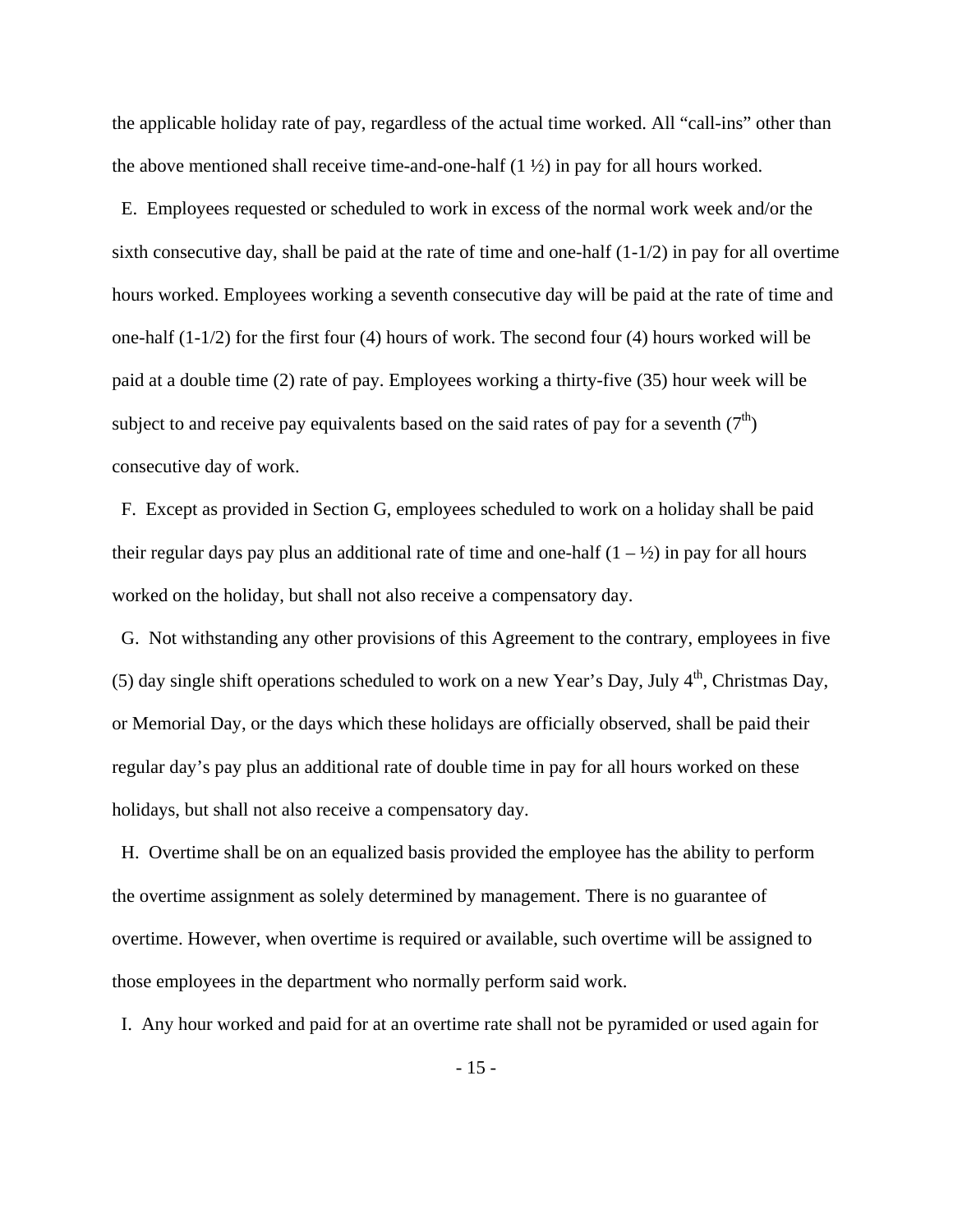the applicable holiday rate of pay, regardless of the actual time worked. All "call-ins" other than the above mentioned shall receive time-and-one-half (1 ½) in pay for all hours worked.

E. Employees requested or scheduled to work in excess of the normal work week and/or the sixth consecutive day, shall be paid at the rate of time and one-half (1-1/2) in pay for all overtime hours worked. Employees working a seventh consecutive day will be paid at the rate of time and one-half (1-1/2) for the first four (4) hours of work. The second four (4) hours worked will be paid at a double time (2) rate of pay. Employees working a thirty-five (35) hour week will be subject to and receive pay equivalents based on the said rates of pay for a seventh ($7^{th}$) consecutive day of work.

F. Except as provided in Section G, employees scheduled to work on a holiday shall be paid their regular days pay plus an additional rate of time and one-half (1 – ½) in pay for all hours worked on the holiday, but shall not also receive a compensatory day.

G. Not withstanding any other provisions of this Agreement to the contrary, employees in five (5) day single shift operations scheduled to work on a new Year's Day, July $4^{th}$, Christmas Day, or Memorial Day, or the days which these holidays are officially observed, shall be paid their regular day's pay plus an additional rate of double time in pay for all hours worked on these holidays, but shall not also receive a compensatory day.

H. Overtime shall be on an equalized basis provided the employee has the ability to perform the overtime assignment as solely determined by management. There is no guarantee of overtime. However, when overtime is required or available, such overtime will be assigned to those employees in the department who normally perform said work.

I. Any hour worked and paid for at an overtime rate shall not be pyramided or used again for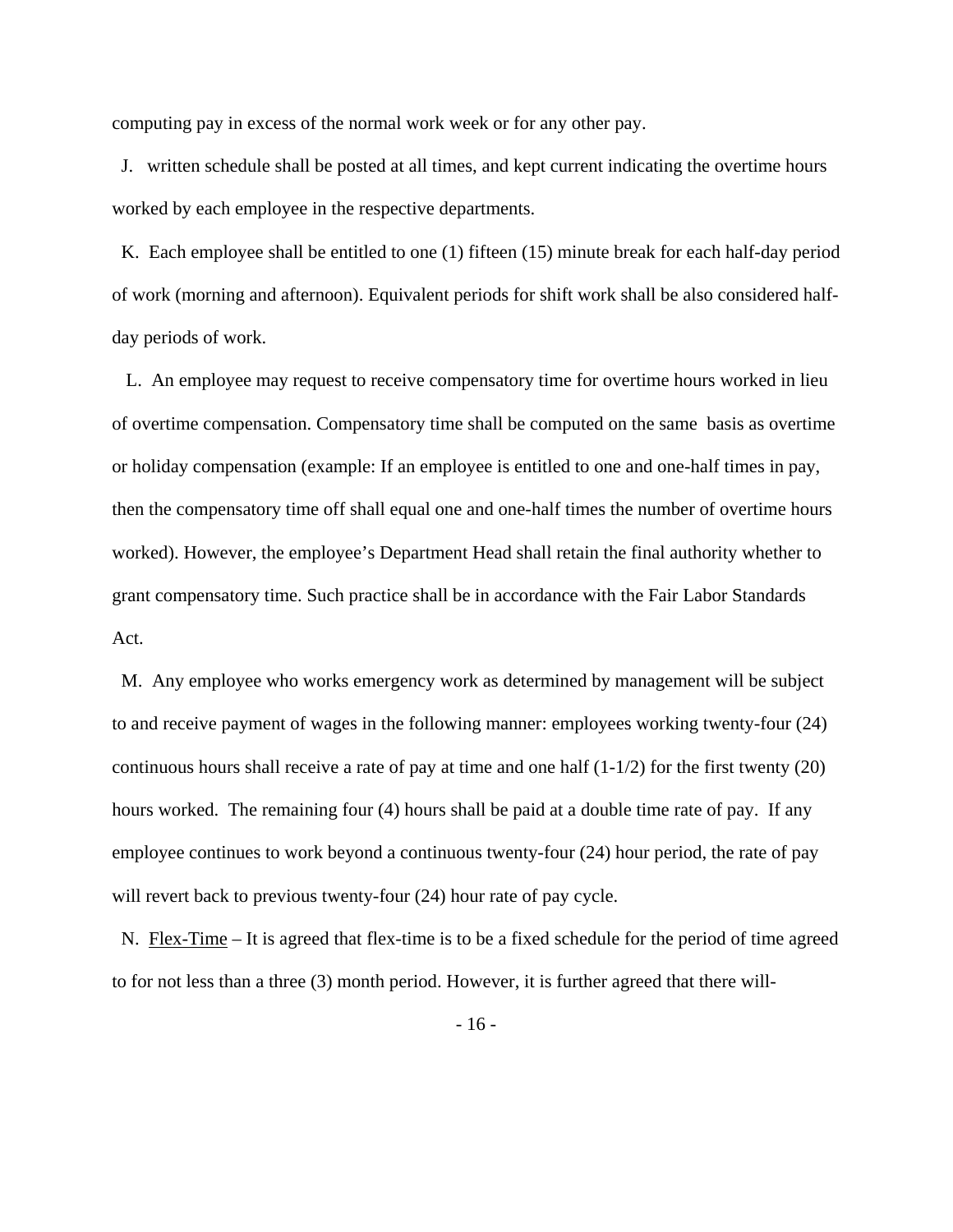computing pay in excess of the normal work week or for any other pay.

J. written schedule shall be posted at all times, and kept current indicating the overtime hours worked by each employee in the respective departments.

K. Each employee shall be entitled to one (1) fifteen (15) minute break for each half-day period of work (morning and afternoon). Equivalent periods for shift work shall be also considered half-day periods of work.

L. An employee may request to receive compensatory time for overtime hours worked in lieu of overtime compensation. Compensatory time shall be computed on the same basis as overtime or holiday compensation (example: If an employee is entitled to one and one-half times in pay, then the compensatory time off shall equal one and one-half times the number of overtime hours worked). However, the employee's Department Head shall retain the final authority whether to grant compensatory time. Such practice shall be in accordance with the Fair Labor Standards Act.

M. Any employee who works emergency work as determined by management will be subject to and receive payment of wages in the following manner: employees working twenty-four (24) continuous hours shall receive a rate of pay at time and one half (1-1/2) for the first twenty (20) hours worked. The remaining four (4) hours shall be paid at a double time rate of pay. If any employee continues to work beyond a continuous twenty-four (24) hour period, the rate of pay will revert back to previous twenty-four (24) hour rate of pay cycle.

N. Flex-Time – It is agreed that flex-time is to be a fixed schedule for the period of time agreed to for not less than a three (3) month period. However, it is further agreed that there will-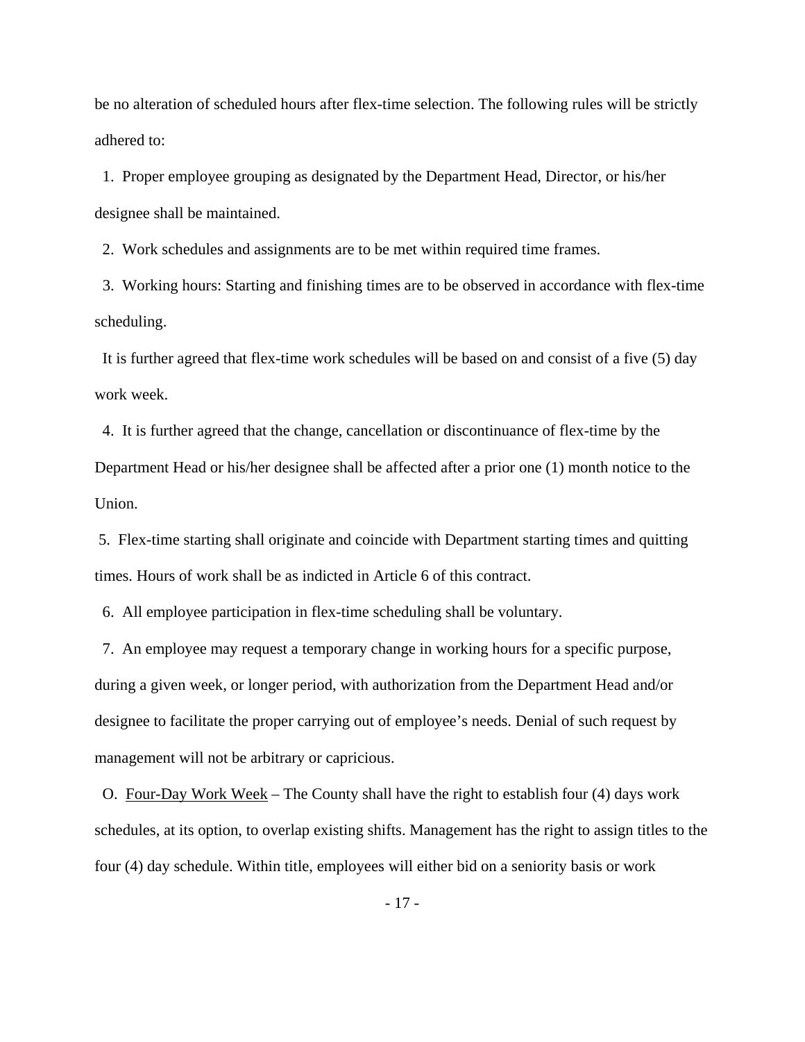be no alteration of scheduled hours after flex-time selection. The following rules will be strictly adhered to:

1. Proper employee grouping as designated by the Department Head, Director, or his/her designee shall be maintained.

2. Work schedules and assignments are to be met within required time frames.

3. Working hours: Starting and finishing times are to be observed in accordance with flex-time scheduling.

It is further agreed that flex-time work schedules will be based on and consist of a five (5) day work week.

4. It is further agreed that the change, cancellation or discontinuance of flex-time by the Department Head or his/her designee shall be affected after a prior one (1) month notice to the Union.

5. Flex-time starting shall originate and coincide with Department starting times and quitting times. Hours of work shall be as indicted in Article 6 of this contract.

6. All employee participation in flex-time scheduling shall be voluntary.

7. An employee may request a temporary change in working hours for a specific purpose, during a given week, or longer period, with authorization from the Department Head and/or designee to facilitate the proper carrying out of employee's needs. Denial of such request by management will not be arbitrary or capricious.

O. Four-Day Work Week – The County shall have the right to establish four (4) days work schedules, at its option, to overlap existing shifts. Management has the right to assign titles to the four (4) day schedule. Within title, employees will either bid on a seniority basis or work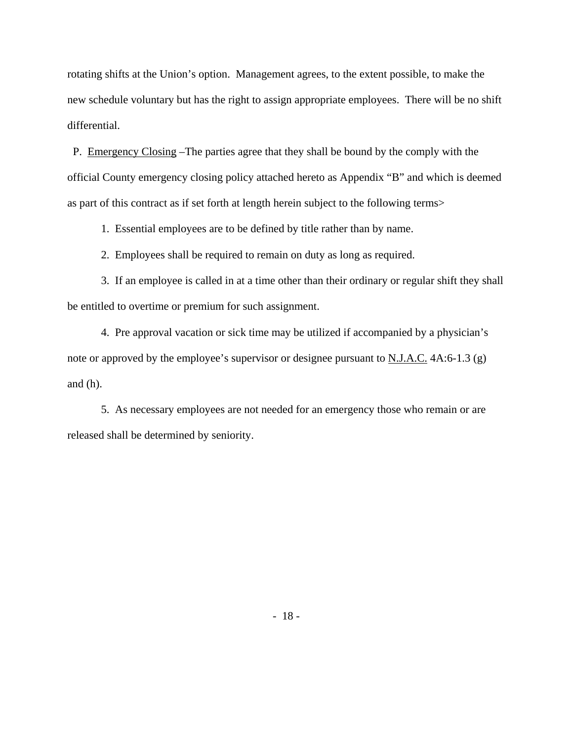rotating shifts at the Union's option. Management agrees, to the extent possible, to make the new schedule voluntary but has the right to assign appropriate employees. There will be no shift differential.

P. <u>Emergency Closing</u> –The parties agree that they shall be bound by the comply with the official County emergency closing policy attached hereto as Appendix "B" and which is deemed as part of this contract as if set forth at length herein subject to the following terms>

1. Essential employees are to be defined by title rather than by name.

2. Employees shall be required to remain on duty as long as required.

3. If an employee is called in at a time other than their ordinary or regular shift they shall be entitled to overtime or premium for such assignment.

4. Pre approval vacation or sick time may be utilized if accompanied by a physician's note or approved by the employee's supervisor or designee pursuant to <u>N.J.A.C.</u> 4A:6-1.3 (g) and (h).

5. As necessary employees are not needed for an emergency those who remain or are released shall be determined by seniority.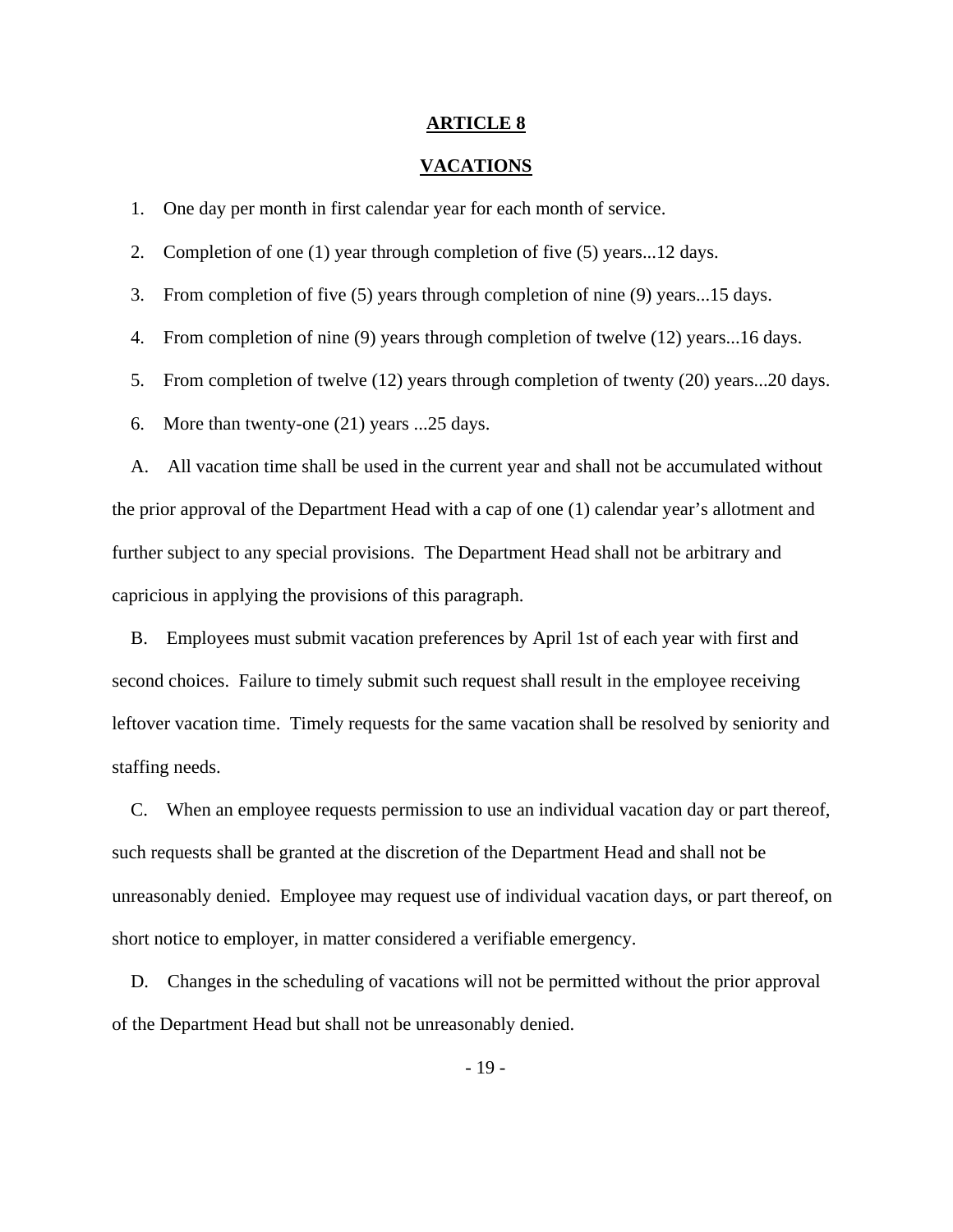# ARTICLE 8

## VACATIONS

1. One day per month in first calendar year for each month of service.
2. Completion of one (1) year through completion of five (5) years...12 days.
3. From completion of five (5) years through completion of nine (9) years...15 days.
4. From completion of nine (9) years through completion of twelve (12) years...16 days.
5. From completion of twelve (12) years through completion of twenty (20) years...20 days.
6. More than twenty-one (21) years ...25 days.

A. All vacation time shall be used in the current year and shall not be accumulated without the prior approval of the Department Head with a cap of one (1) calendar year's allotment and further subject to any special provisions. The Department Head shall not be arbitrary and capricious in applying the provisions of this paragraph.

B. Employees must submit vacation preferences by April 1st of each year with first and second choices. Failure to timely submit such request shall result in the employee receiving leftover vacation time. Timely requests for the same vacation shall be resolved by seniority and staffing needs.

C. When an employee requests permission to use an individual vacation day or part thereof, such requests shall be granted at the discretion of the Department Head and shall not be unreasonably denied. Employee may request use of individual vacation days, or part thereof, on short notice to employer, in matter considered a verifiable emergency.

D. Changes in the scheduling of vacations will not be permitted without the prior approval of the Department Head but shall not be unreasonably denied.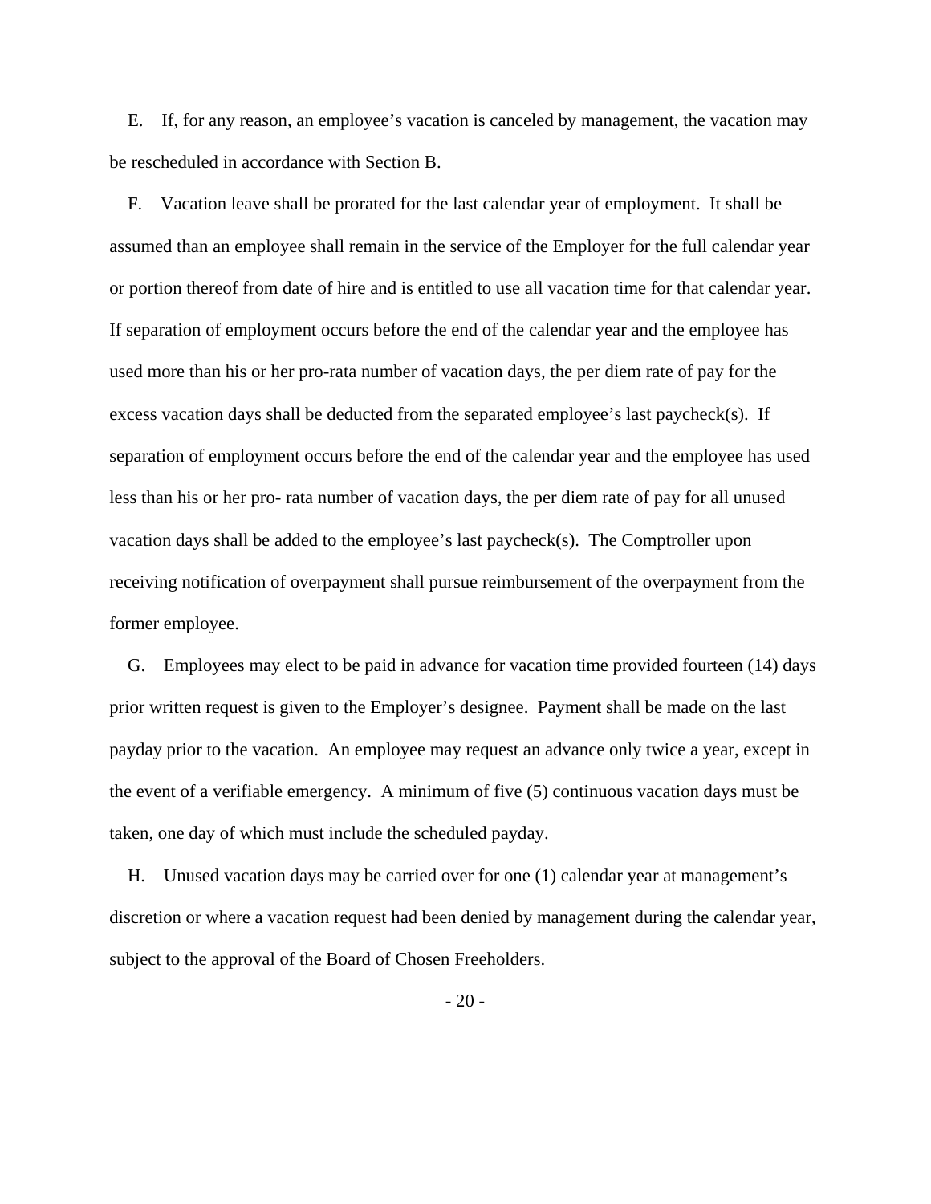E. If, for any reason, an employee's vacation is canceled by management, the vacation may be rescheduled in accordance with Section B.

F. Vacation leave shall be prorated for the last calendar year of employment. It shall be assumed than an employee shall remain in the service of the Employer for the full calendar year or portion thereof from date of hire and is entitled to use all vacation time for that calendar year. If separation of employment occurs before the end of the calendar year and the employee has used more than his or her pro-rata number of vacation days, the per diem rate of pay for the excess vacation days shall be deducted from the separated employee's last paycheck(s). If separation of employment occurs before the end of the calendar year and the employee has used less than his or her pro- rata number of vacation days, the per diem rate of pay for all unused vacation days shall be added to the employee's last paycheck(s). The Comptroller upon receiving notification of overpayment shall pursue reimbursement of the overpayment from the former employee.

G. Employees may elect to be paid in advance for vacation time provided fourteen (14) days prior written request is given to the Employer's designee. Payment shall be made on the last payday prior to the vacation. An employee may request an advance only twice a year, except in the event of a verifiable emergency. A minimum of five (5) continuous vacation days must be taken, one day of which must include the scheduled payday.

H. Unused vacation days may be carried over for one (1) calendar year at management's discretion or where a vacation request had been denied by management during the calendar year, subject to the approval of the Board of Chosen Freeholders.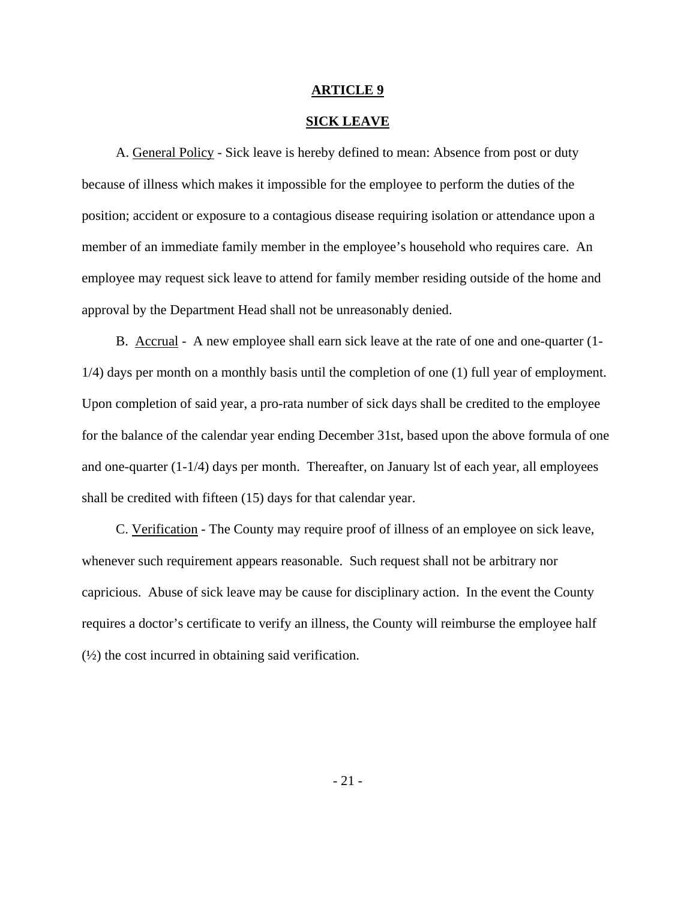# ARTICLE 9

## SICK LEAVE

A. General Policy - Sick leave is hereby defined to mean: Absence from post or duty because of illness which makes it impossible for the employee to perform the duties of the position; accident or exposure to a contagious disease requiring isolation or attendance upon a member of an immediate family member in the employee's household who requires care. An employee may request sick leave to attend for family member residing outside of the home and approval by the Department Head shall not be unreasonably denied.

B. Accrual - A new employee shall earn sick leave at the rate of one and one-quarter (1-1/4) days per month on a monthly basis until the completion of one (1) full year of employment. Upon completion of said year, a pro-rata number of sick days shall be credited to the employee for the balance of the calendar year ending December 31st, based upon the above formula of one and one-quarter (1-1/4) days per month. Thereafter, on January lst of each year, all employees shall be credited with fifteen (15) days for that calendar year.

C. Verification - The County may require proof of illness of an employee on sick leave, whenever such requirement appears reasonable. Such request shall not be arbitrary nor capricious. Abuse of sick leave may be cause for disciplinary action. In the event the County requires a doctor's certificate to verify an illness, the County will reimburse the employee half (½) the cost incurred in obtaining said verification.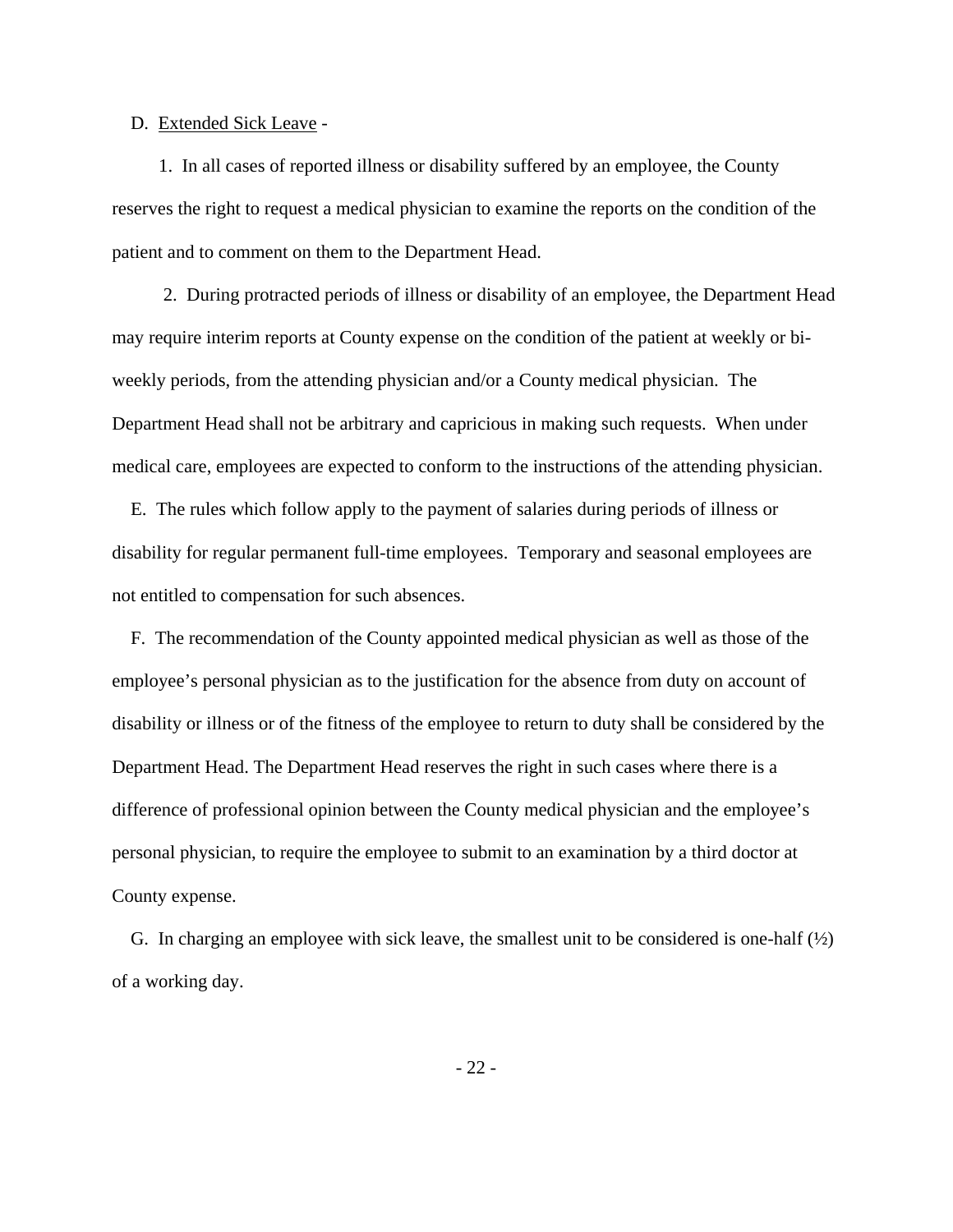D. <u>Extended Sick Leave</u> -

1. In all cases of reported illness or disability suffered by an employee, the County reserves the right to request a medical physician to examine the reports on the condition of the patient and to comment on them to the Department Head.

2. During protracted periods of illness or disability of an employee, the Department Head may require interim reports at County expense on the condition of the patient at weekly or bi-weekly periods, from the attending physician and/or a County medical physician. The Department Head shall not be arbitrary and capricious in making such requests. When under medical care, employees are expected to conform to the instructions of the attending physician.

E. The rules which follow apply to the payment of salaries during periods of illness or disability for regular permanent full-time employees. Temporary and seasonal employees are not entitled to compensation for such absences.

F. The recommendation of the County appointed medical physician as well as those of the employee's personal physician as to the justification for the absence from duty on account of disability or illness or of the fitness of the employee to return to duty shall be considered by the Department Head. The Department Head reserves the right in such cases where there is a difference of professional opinion between the County medical physician and the employee's personal physician, to require the employee to submit to an examination by a third doctor at County expense.

G. In charging an employee with sick leave, the smallest unit to be considered is one-half (½) of a working day.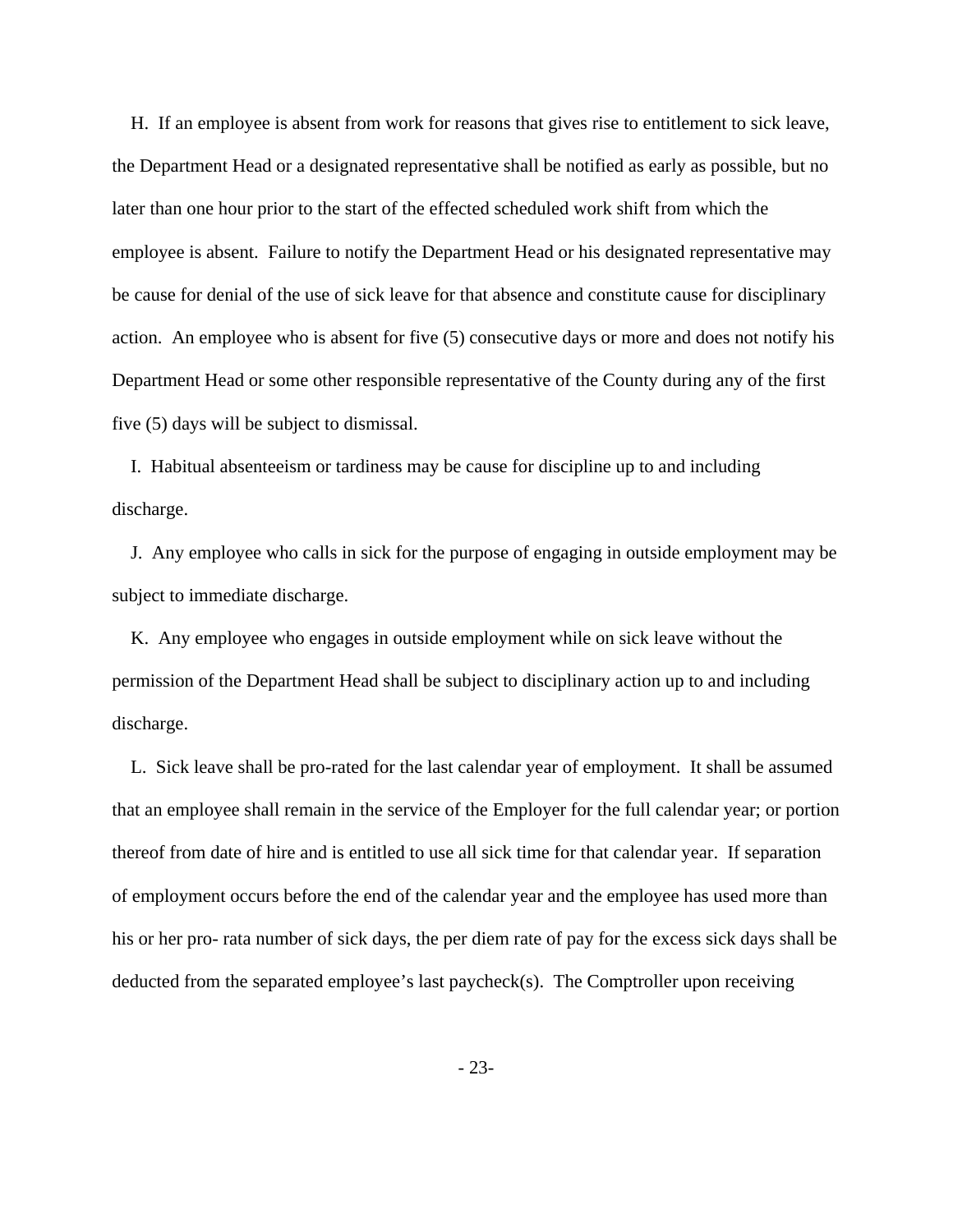H. If an employee is absent from work for reasons that gives rise to entitlement to sick leave, the Department Head or a designated representative shall be notified as early as possible, but no later than one hour prior to the start of the effected scheduled work shift from which the employee is absent. Failure to notify the Department Head or his designated representative may be cause for denial of the use of sick leave for that absence and constitute cause for disciplinary action. An employee who is absent for five (5) consecutive days or more and does not notify his Department Head or some other responsible representative of the County during any of the first five (5) days will be subject to dismissal.

I. Habitual absenteeism or tardiness may be cause for discipline up to and including discharge.

J. Any employee who calls in sick for the purpose of engaging in outside employment may be subject to immediate discharge.

K. Any employee who engages in outside employment while on sick leave without the permission of the Department Head shall be subject to disciplinary action up to and including discharge.

L. Sick leave shall be pro-rated for the last calendar year of employment. It shall be assumed that an employee shall remain in the service of the Employer for the full calendar year; or portion thereof from date of hire and is entitled to use all sick time for that calendar year. If separation of employment occurs before the end of the calendar year and the employee has used more than his or her pro- rata number of sick days, the per diem rate of pay for the excess sick days shall be deducted from the separated employee's last paycheck(s). The Comptroller upon receiving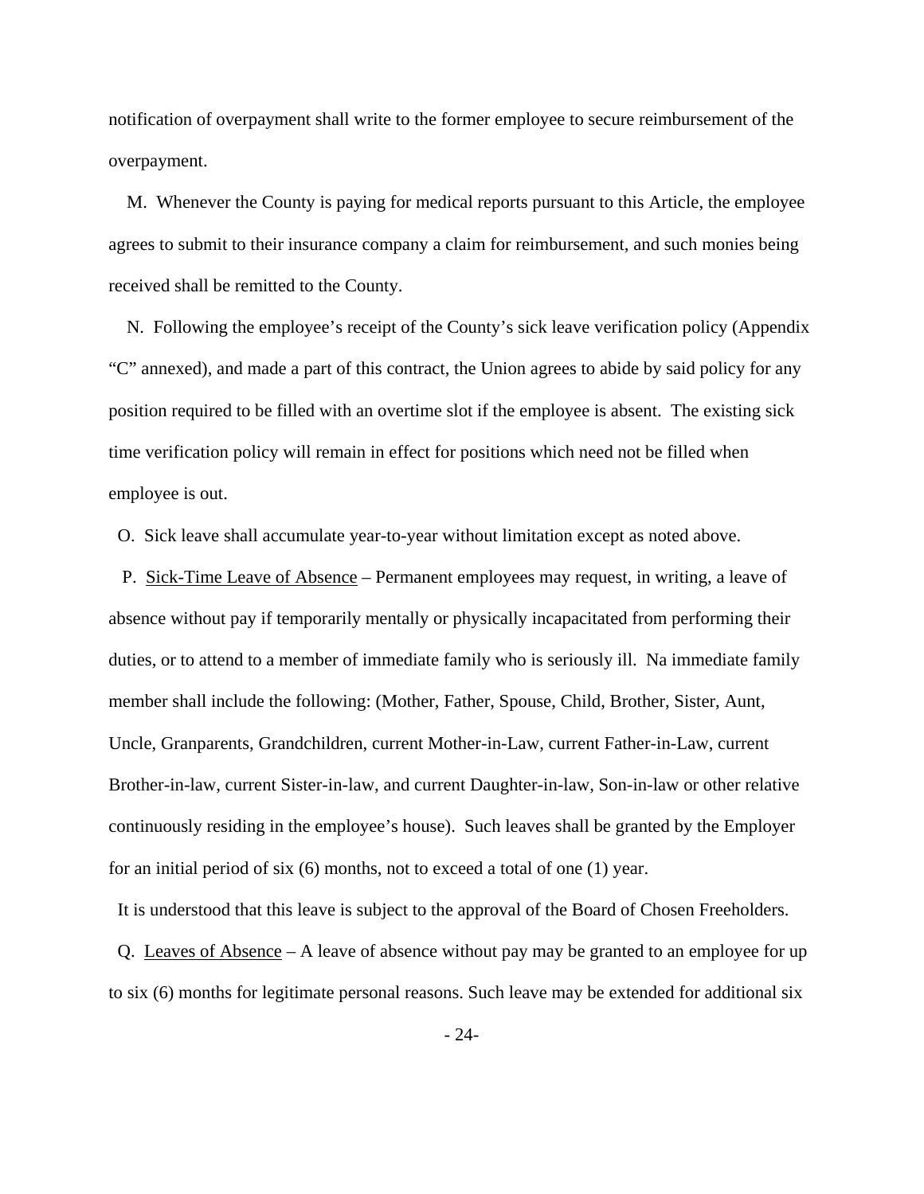notification of overpayment shall write to the former employee to secure reimbursement of the overpayment.

M. Whenever the County is paying for medical reports pursuant to this Article, the employee agrees to submit to their insurance company a claim for reimbursement, and such monies being received shall be remitted to the County.

N. Following the employee's receipt of the County's sick leave verification policy (Appendix "C" annexed), and made a part of this contract, the Union agrees to abide by said policy for any position required to be filled with an overtime slot if the employee is absent. The existing sick time verification policy will remain in effect for positions which need not be filled when employee is out.

O. Sick leave shall accumulate year-to-year without limitation except as noted above.

P. <u>Sick-Time Leave of Absence</u> – Permanent employees may request, in writing, a leave of absence without pay if temporarily mentally or physically incapacitated from performing their duties, or to attend to a member of immediate family who is seriously ill. Na immediate family member shall include the following: (Mother, Father, Spouse, Child, Brother, Sister, Aunt, Uncle, Granparents, Grandchildren, current Mother-in-Law, current Father-in-Law, current Brother-in-law, current Sister-in-law, and current Daughter-in-law, Son-in-law or other relative continuously residing in the employee's house). Such leaves shall be granted by the Employer for an initial period of six (6) months, not to exceed a total of one (1) year.

It is understood that this leave is subject to the approval of the Board of Chosen Freeholders.

Q. <u>Leaves of Absence</u> – A leave of absence without pay may be granted to an employee for up to six (6) months for legitimate personal reasons. Such leave may be extended for additional six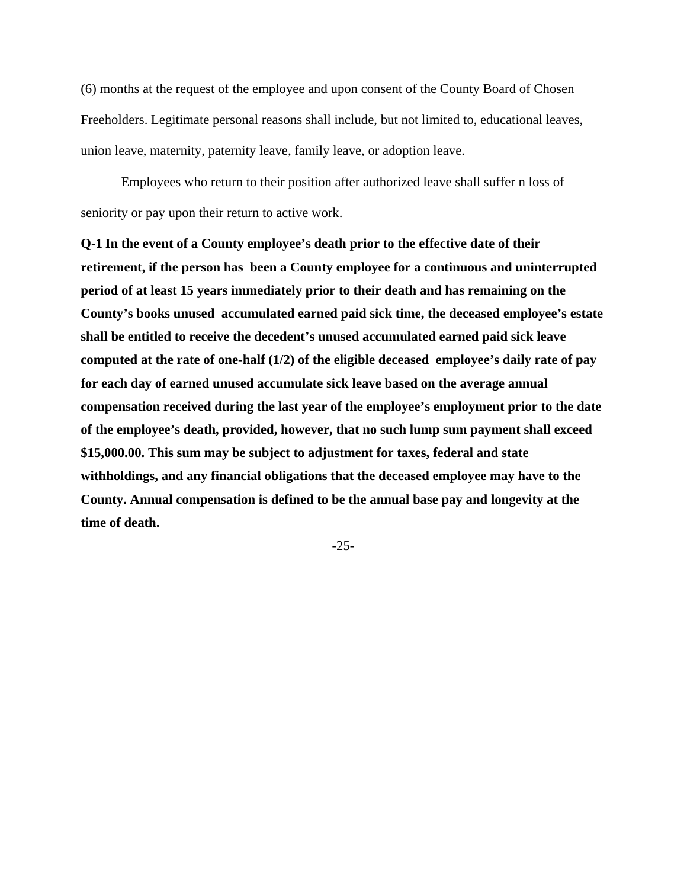(6) months at the request of the employee and upon consent of the County Board of Chosen Freeholders. Legitimate personal reasons shall include, but not limited to, educational leaves, union leave, maternity, paternity leave, family leave, or adoption leave.

Employees who return to their position after authorized leave shall suffer n loss of seniority or pay upon their return to active work.

**Q-1 In the event of a County employee's death prior to the effective date of their retirement, if the person has been a County employee for a continuous and uninterrupted period of at least 15 years immediately prior to their death and has remaining on the County's books unused accumulated earned paid sick time, the deceased employee's estate shall be entitled to receive the decedent's unused accumulated earned paid sick leave computed at the rate of one-half (1/2) of the eligible deceased employee's daily rate of pay for each day of earned unused accumulate sick leave based on the average annual compensation received during the last year of the employee's employment prior to the date of the employee's death, provided, however, that no such lump sum payment shall exceed $15,000.00. This sum may be subject to adjustment for taxes, federal and state withholdings, and any financial obligations that the deceased employee may have to the County. Annual compensation is defined to be the annual base pay and longevity at the time of death.**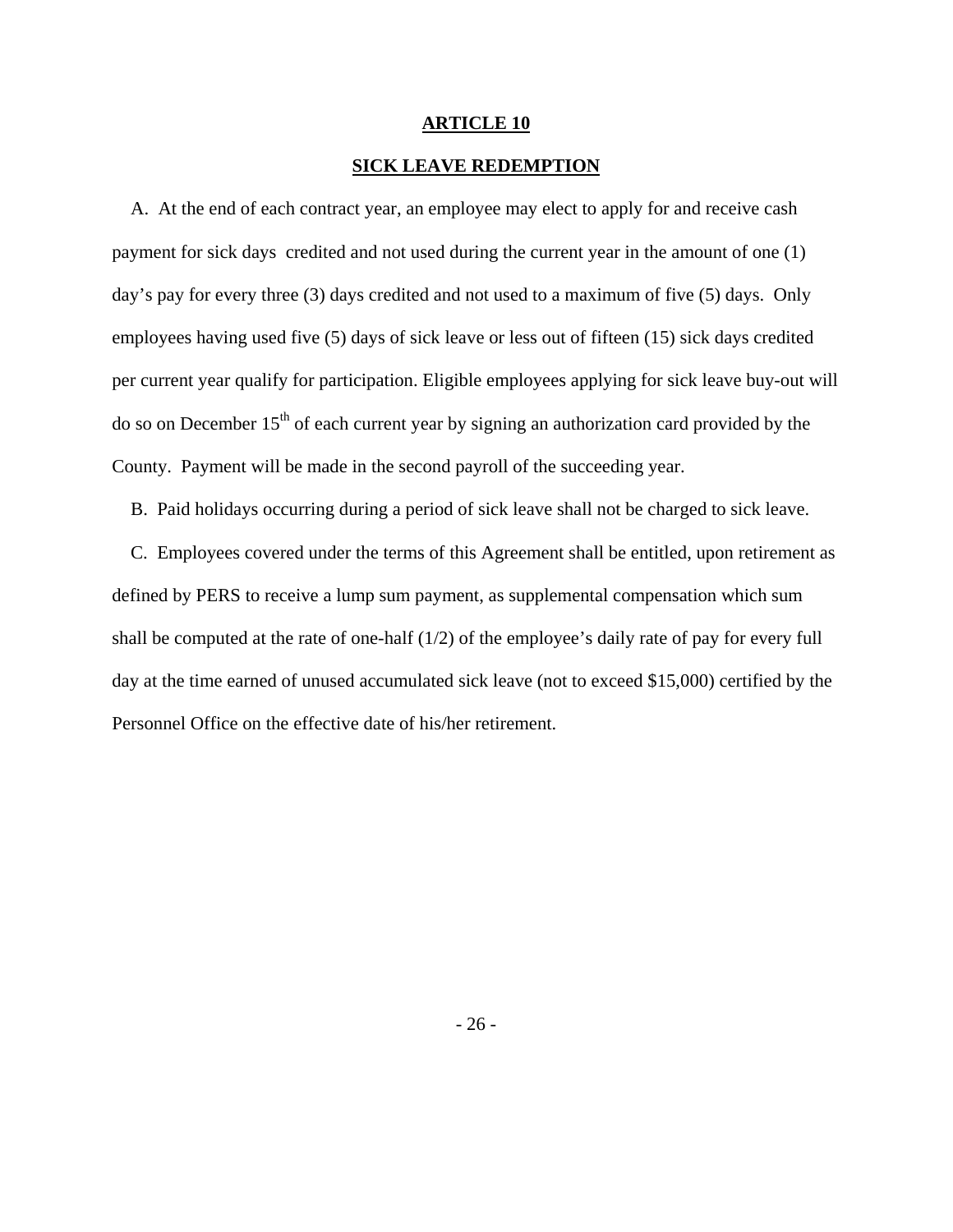# ARTICLE 10

## SICK LEAVE REDEMPTION

A. At the end of each contract year, an employee may elect to apply for and receive cash payment for sick days credited and not used during the current year in the amount of one (1) day's pay for every three (3) days credited and not used to a maximum of five (5) days. Only employees having used five (5) days of sick leave or less out of fifteen (15) sick days credited per current year qualify for participation. Eligible employees applying for sick leave buy-out will do so on December 15th of each current year by signing an authorization card provided by the County. Payment will be made in the second payroll of the succeeding year.

B. Paid holidays occurring during a period of sick leave shall not be charged to sick leave.

C. Employees covered under the terms of this Agreement shall be entitled, upon retirement as defined by PERS to receive a lump sum payment, as supplemental compensation which sum shall be computed at the rate of one-half (1/2) of the employee's daily rate of pay for every full day at the time earned of unused accumulated sick leave (not to exceed $15,000) certified by the Personnel Office on the effective date of his/her retirement.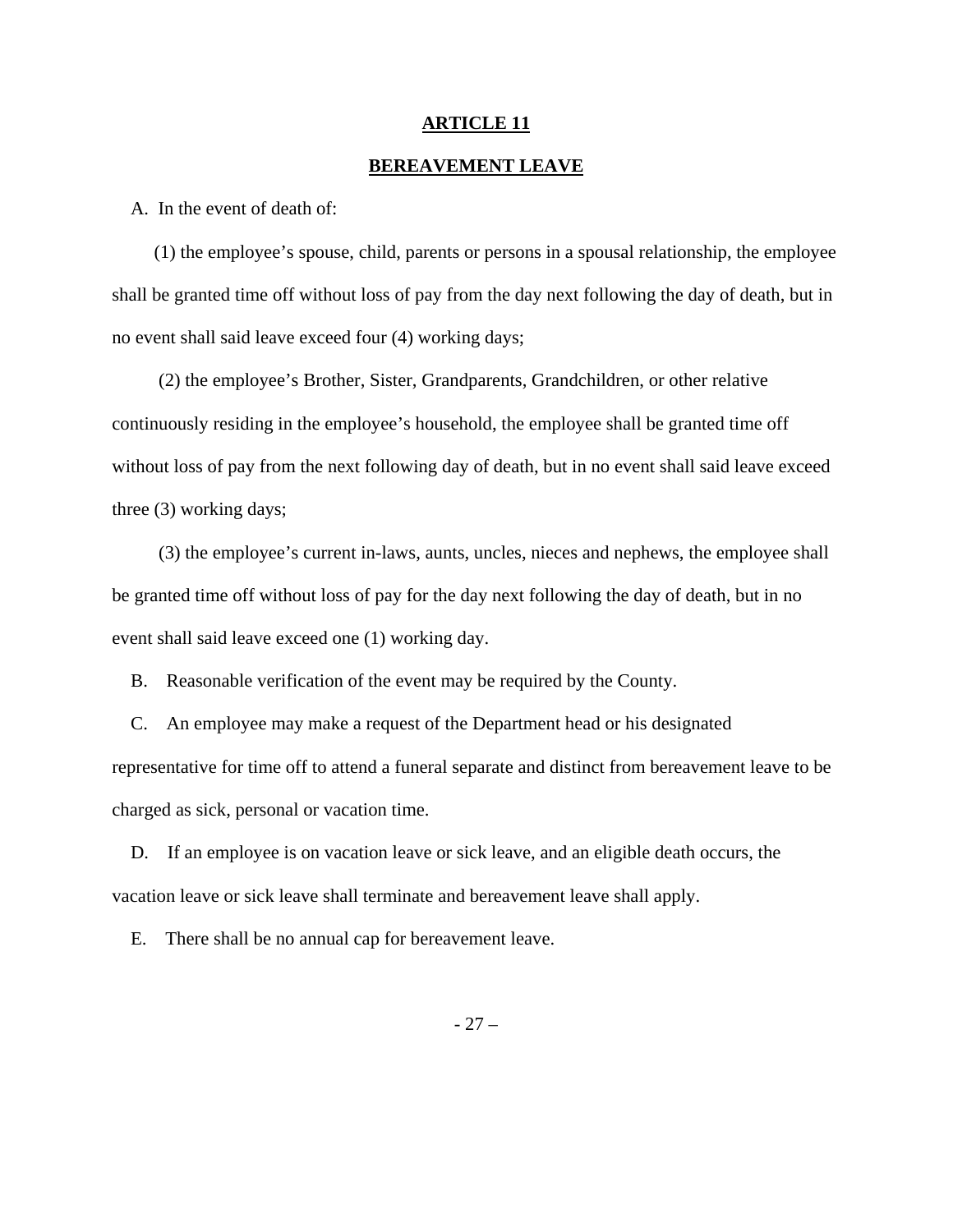## ARTICLE 11

## BEREAVEMENT LEAVE

A. In the event of death of:

(1) the employee's spouse, child, parents or persons in a spousal relationship, the employee shall be granted time off without loss of pay from the day next following the day of death, but in no event shall said leave exceed four (4) working days;

(2) the employee's Brother, Sister, Grandparents, Grandchildren, or other relative continuously residing in the employee's household, the employee shall be granted time off without loss of pay from the next following day of death, but in no event shall said leave exceed three (3) working days;

(3) the employee's current in-laws, aunts, uncles, nieces and nephews, the employee shall be granted time off without loss of pay for the day next following the day of death, but in no event shall said leave exceed one (1) working day.

B. Reasonable verification of the event may be required by the County.

C. An employee may make a request of the Department head or his designated representative for time off to attend a funeral separate and distinct from bereavement leave to be charged as sick, personal or vacation time.

D. If an employee is on vacation leave or sick leave, and an eligible death occurs, the vacation leave or sick leave shall terminate and bereavement leave shall apply.

E. There shall be no annual cap for bereavement leave.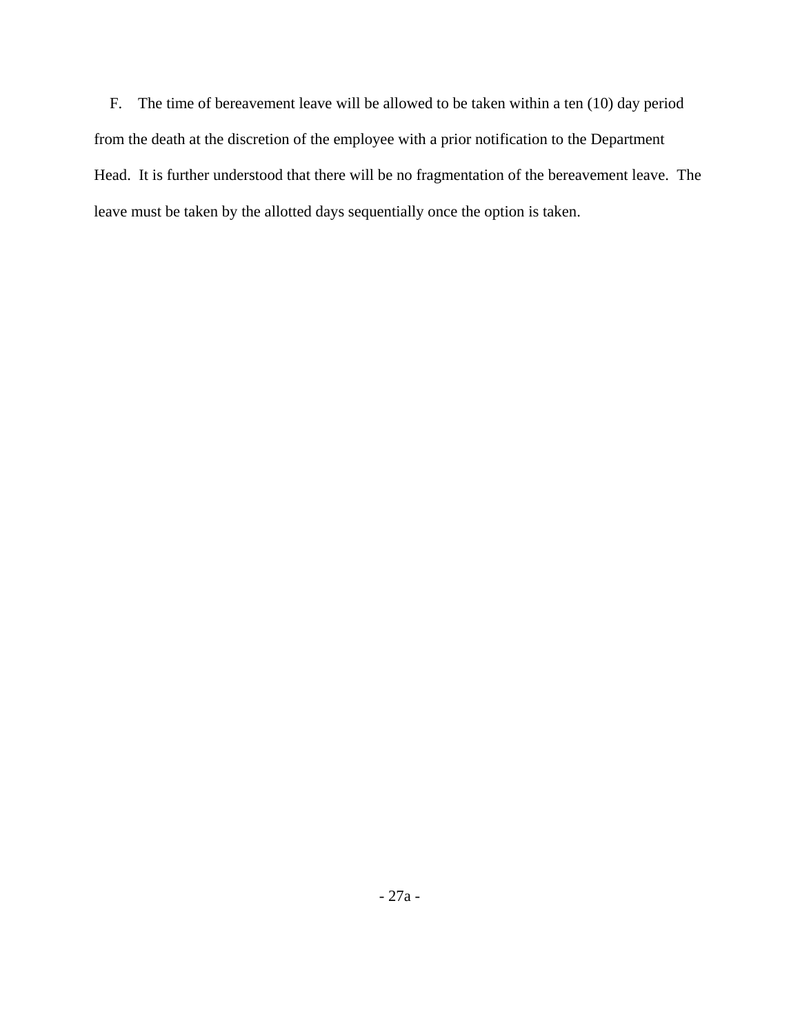F. The time of bereavement leave will be allowed to be taken within a ten (10) day period from the death at the discretion of the employee with a prior notification to the Department Head. It is further understood that there will be no fragmentation of the bereavement leave. The leave must be taken by the allotted days sequentially once the option is taken.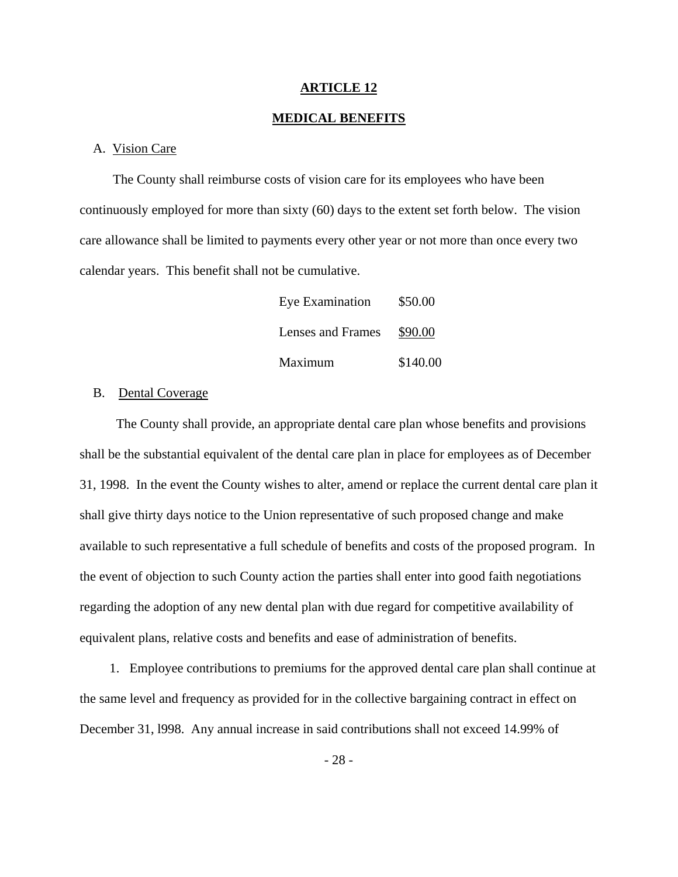# ARTICLE 12

## MEDICAL BENEFITS

A. Vision Care

The County shall reimburse costs of vision care for its employees who have been continuously employed for more than sixty (60) days to the extent set forth below. The vision care allowance shall be limited to payments every other year or not more than once every two calendar years. This benefit shall not be cumulative.

| | |
|---|---|
| Eye Examination | $50.00 |
| Lenses and Frames | $90.00 |
| Maximum | $140.00 |

B. Dental Coverage

The County shall provide, an appropriate dental care plan whose benefits and provisions shall be the substantial equivalent of the dental care plan in place for employees as of December 31, 1998. In the event the County wishes to alter, amend or replace the current dental care plan it shall give thirty days notice to the Union representative of such proposed change and make available to such representative a full schedule of benefits and costs of the proposed program. In the event of objection to such County action the parties shall enter into good faith negotiations regarding the adoption of any new dental plan with due regard for competitive availability of equivalent plans, relative costs and benefits and ease of administration of benefits.

1. Employee contributions to premiums for the approved dental care plan shall continue at the same level and frequency as provided for in the collective bargaining contract in effect on December 31, l998. Any annual increase in said contributions shall not exceed 14.99% of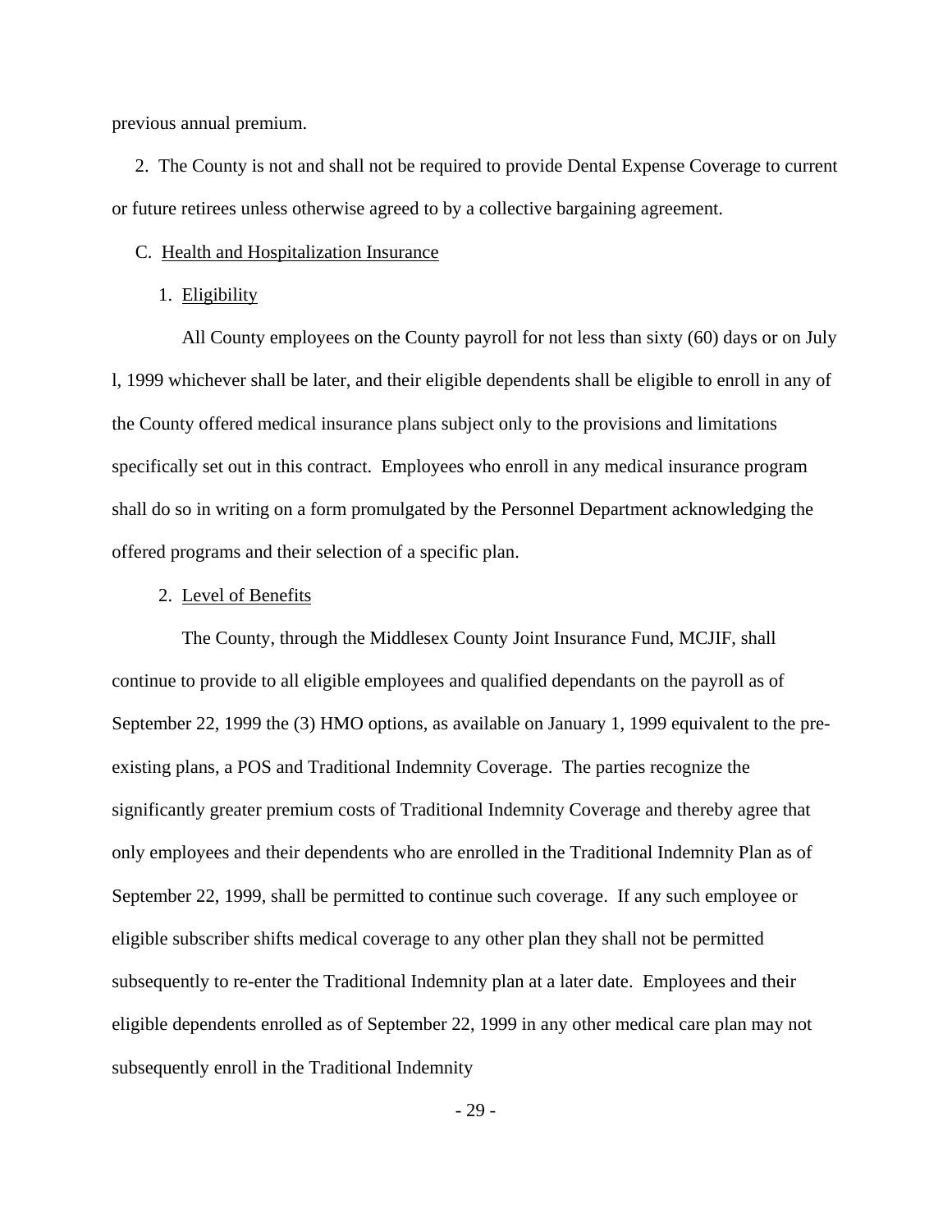previous annual premium.

2. The County is not and shall not be required to provide Dental Expense Coverage to current or future retirees unless otherwise agreed to by a collective bargaining agreement.

C. Health and Hospitalization Insurance

1. Eligibility

All County employees on the County payroll for not less than sixty (60) days or on July l, 1999 whichever shall be later, and their eligible dependents shall be eligible to enroll in any of the County offered medical insurance plans subject only to the provisions and limitations specifically set out in this contract. Employees who enroll in any medical insurance program shall do so in writing on a form promulgated by the Personnel Department acknowledging the offered programs and their selection of a specific plan.

2. Level of Benefits

The County, through the Middlesex County Joint Insurance Fund, MCJIF, shall continue to provide to all eligible employees and qualified dependants on the payroll as of September 22, 1999 the (3) HMO options, as available on January 1, 1999 equivalent to the pre-existing plans, a POS and Traditional Indemnity Coverage. The parties recognize the significantly greater premium costs of Traditional Indemnity Coverage and thereby agree that only employees and their dependents who are enrolled in the Traditional Indemnity Plan as of September 22, 1999, shall be permitted to continue such coverage. If any such employee or eligible subscriber shifts medical coverage to any other plan they shall not be permitted subsequently to re-enter the Traditional Indemnity plan at a later date. Employees and their eligible dependents enrolled as of September 22, 1999 in any other medical care plan may not subsequently enroll in the Traditional Indemnity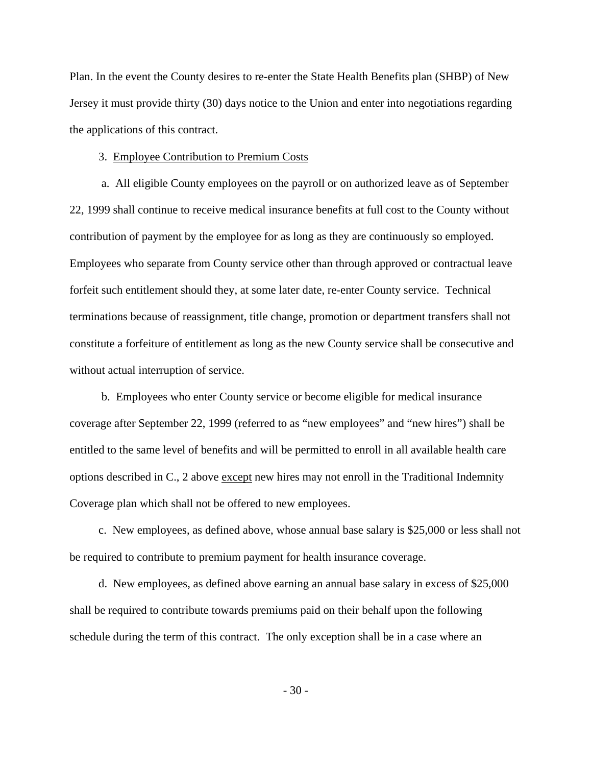Plan. In the event the County desires to re-enter the State Health Benefits plan (SHBP) of New Jersey it must provide thirty (30) days notice to the Union and enter into negotiations regarding the applications of this contract.

3. <u>Employee Contribution to Premium Costs</u>

a. All eligible County employees on the payroll or on authorized leave as of September 22, 1999 shall continue to receive medical insurance benefits at full cost to the County without contribution of payment by the employee for as long as they are continuously so employed. Employees who separate from County service other than through approved or contractual leave forfeit such entitlement should they, at some later date, re-enter County service. Technical terminations because of reassignment, title change, promotion or department transfers shall not constitute a forfeiture of entitlement as long as the new County service shall be consecutive and without actual interruption of service.

b. Employees who enter County service or become eligible for medical insurance coverage after September 22, 1999 (referred to as "new employees" and "new hires") shall be entitled to the same level of benefits and will be permitted to enroll in all available health care options described in C., 2 above <u>except</u> new hires may not enroll in the Traditional Indemnity Coverage plan which shall not be offered to new employees.

c. New employees, as defined above, whose annual base salary is $25,000 or less shall not be required to contribute to premium payment for health insurance coverage.

d. New employees, as defined above earning an annual base salary in excess of $25,000 shall be required to contribute towards premiums paid on their behalf upon the following schedule during the term of this contract. The only exception shall be in a case where an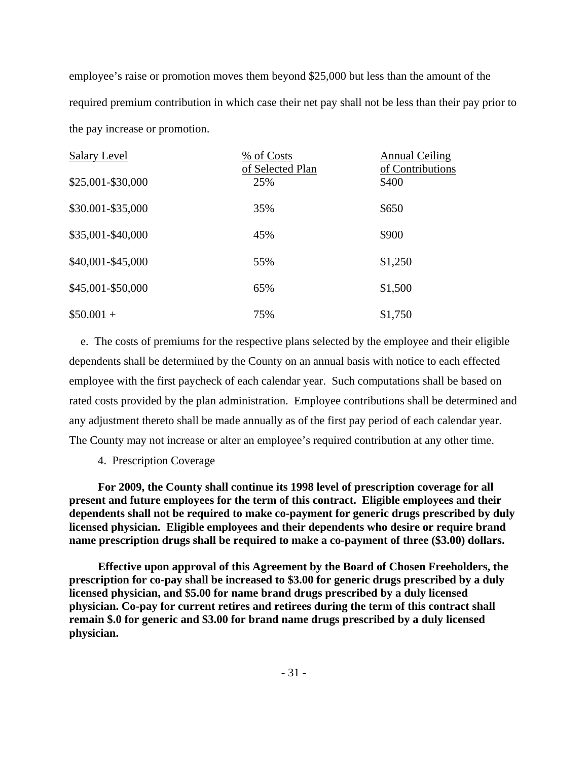employee's raise or promotion moves them beyond $25,000 but less than the amount of the required premium contribution in which case their net pay shall not be less than their pay prior to the pay increase or promotion.

| Salary Level | % of Costs of Selected Plan | Annual Ceiling of Contributions |
|---|---|---|
| $25,001-$30,000 | 25% | $400 |
| $30.001-$35,000 | 35% | $650 |
| $35,001-$40,000 | 45% | $900 |
| $40,001-$45,000 | 55% | $1,250 |
| $45,001-$50,000 | 65% | $1,500 |
| $50.001 + | 75% | $1,750 |

e. The costs of premiums for the respective plans selected by the employee and their eligible dependents shall be determined by the County on an annual basis with notice to each effected employee with the first paycheck of each calendar year. Such computations shall be based on rated costs provided by the plan administration. Employee contributions shall be determined and any adjustment thereto shall be made annually as of the first pay period of each calendar year. The County may not increase or alter an employee's required contribution at any other time.

4. Prescription Coverage

**For 2009, the County shall continue its 1998 level of prescription coverage for all present and future employees for the term of this contract. Eligible employees and their dependents shall not be required to make co-payment for generic drugs prescribed by duly licensed physician. Eligible employees and their dependents who desire or require brand name prescription drugs shall be required to make a co-payment of three ($3.00) dollars.**

**Effective upon approval of this Agreement by the Board of Chosen Freeholders, the prescription for co-pay shall be increased to $3.00 for generic drugs prescribed by a duly licensed physician, and $5.00 for name brand drugs prescribed by a duly licensed physician. Co-pay for current retires and retirees during the term of this contract shall remain $.0 for generic and $3.00 for brand name drugs prescribed by a duly licensed physician.**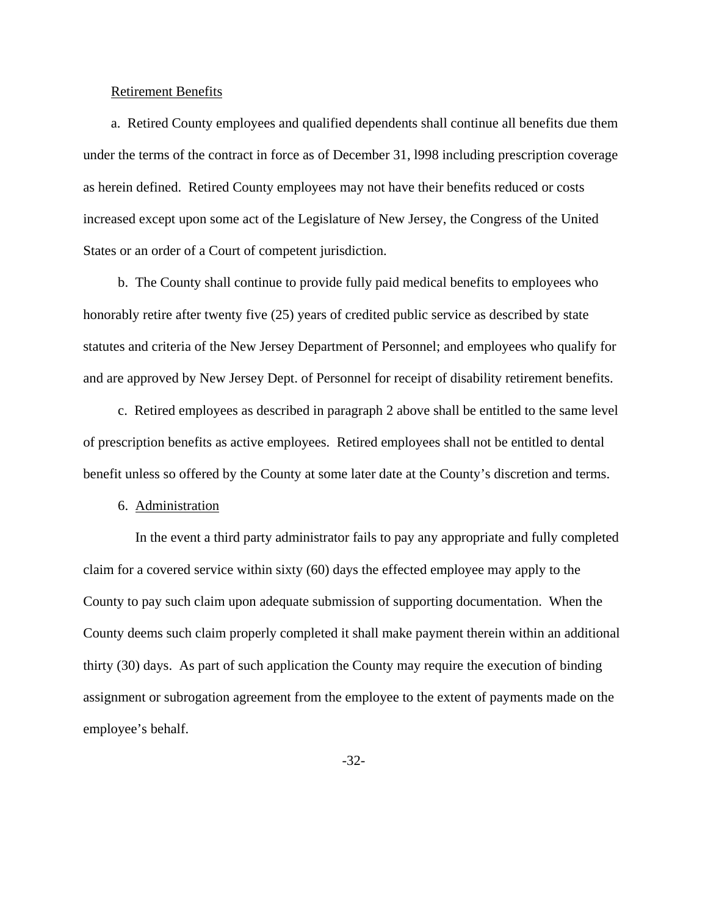Retirement Benefits

a. Retired County employees and qualified dependents shall continue all benefits due them under the terms of the contract in force as of December 31, l998 including prescription coverage as herein defined. Retired County employees may not have their benefits reduced or costs increased except upon some act of the Legislature of New Jersey, the Congress of the United States or an order of a Court of competent jurisdiction.

b. The County shall continue to provide fully paid medical benefits to employees who honorably retire after twenty five (25) years of credited public service as described by state statutes and criteria of the New Jersey Department of Personnel; and employees who qualify for and are approved by New Jersey Dept. of Personnel for receipt of disability retirement benefits.

c. Retired employees as described in paragraph 2 above shall be entitled to the same level of prescription benefits as active employees. Retired employees shall not be entitled to dental benefit unless so offered by the County at some later date at the County's discretion and terms.

6. Administration

In the event a third party administrator fails to pay any appropriate and fully completed claim for a covered service within sixty (60) days the effected employee may apply to the County to pay such claim upon adequate submission of supporting documentation. When the County deems such claim properly completed it shall make payment therein within an additional thirty (30) days. As part of such application the County may require the execution of binding assignment or subrogation agreement from the employee to the extent of payments made on the employee's behalf.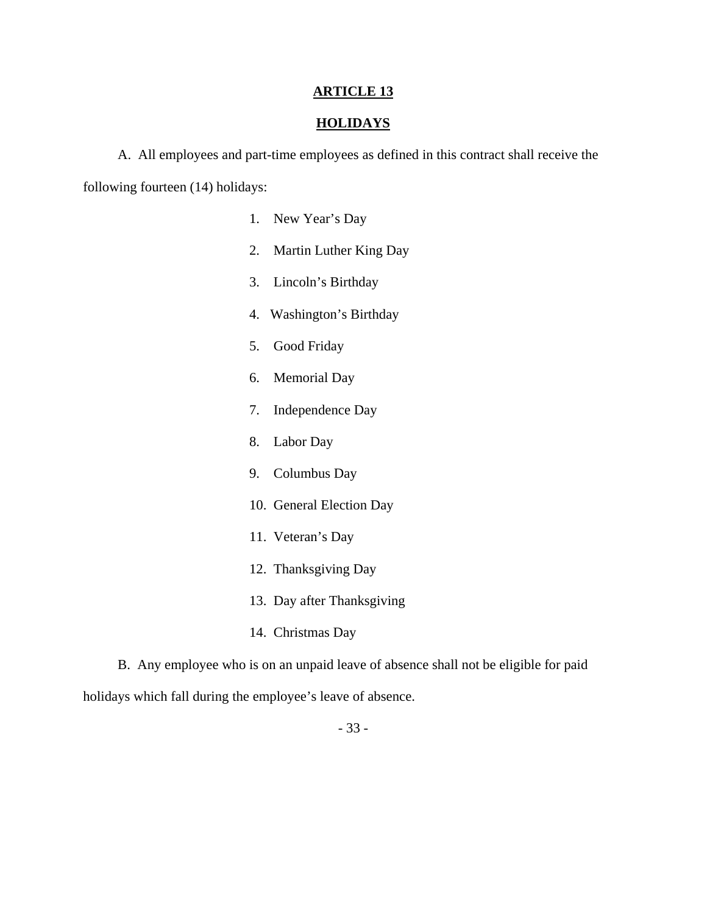## ARTICLE 13

## HOLIDAYS

A. All employees and part-time employees as defined in this contract shall receive the following fourteen (14) holidays:

1. New Year's Day
2. Martin Luther King Day
3. Lincoln's Birthday
4. Washington's Birthday
5. Good Friday
6. Memorial Day
7. Independence Day
8. Labor Day
9. Columbus Day
10. General Election Day
11. Veteran's Day
12. Thanksgiving Day
13. Day after Thanksgiving
14. Christmas Day

B. Any employee who is on an unpaid leave of absence shall not be eligible for paid holidays which fall during the employee's leave of absence.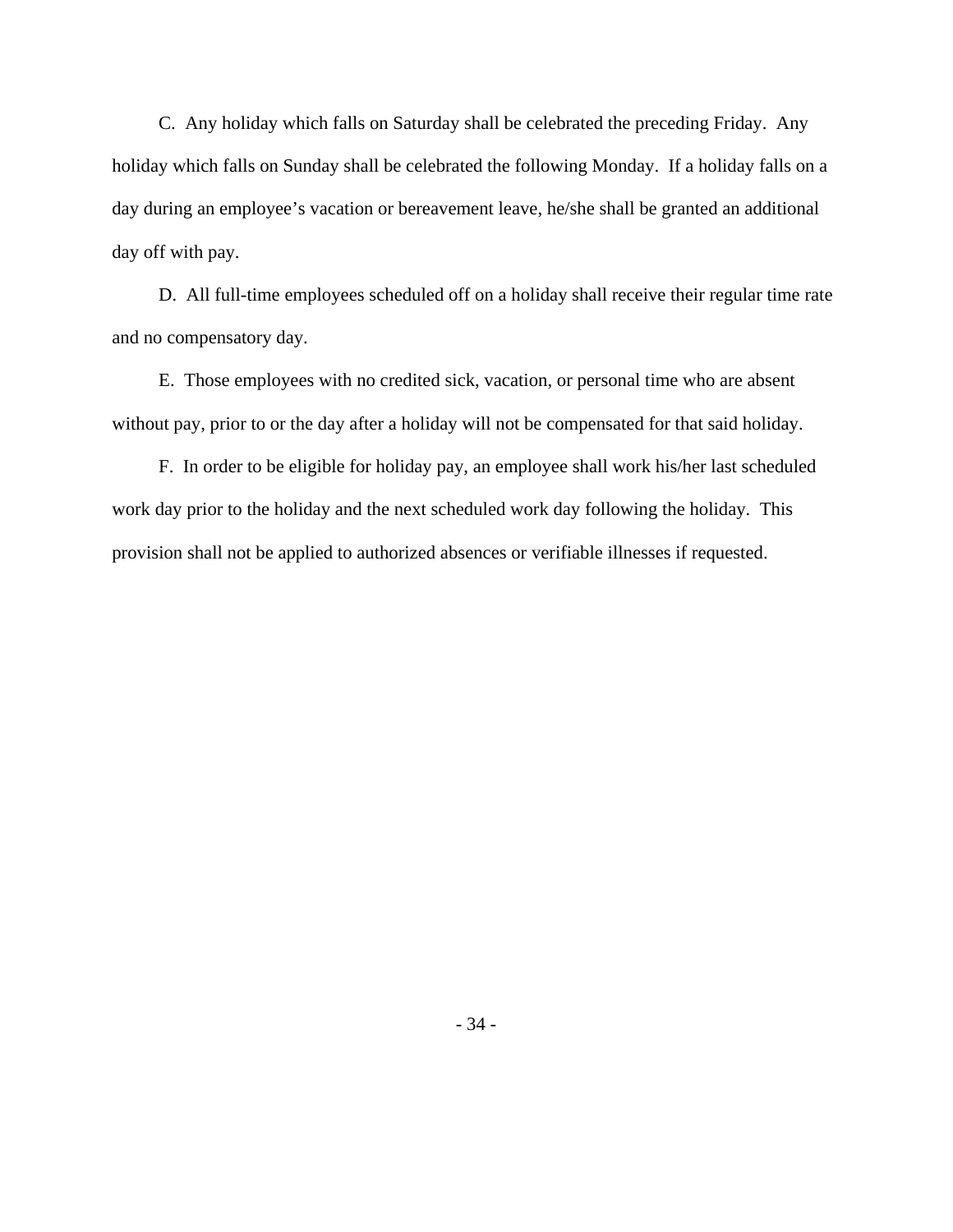C. Any holiday which falls on Saturday shall be celebrated the preceding Friday. Any holiday which falls on Sunday shall be celebrated the following Monday. If a holiday falls on a day during an employee's vacation or bereavement leave, he/she shall be granted an additional day off with pay.

D. All full-time employees scheduled off on a holiday shall receive their regular time rate and no compensatory day.

E. Those employees with no credited sick, vacation, or personal time who are absent without pay, prior to or the day after a holiday will not be compensated for that said holiday.

F. In order to be eligible for holiday pay, an employee shall work his/her last scheduled work day prior to the holiday and the next scheduled work day following the holiday. This provision shall not be applied to authorized absences or verifiable illnesses if requested.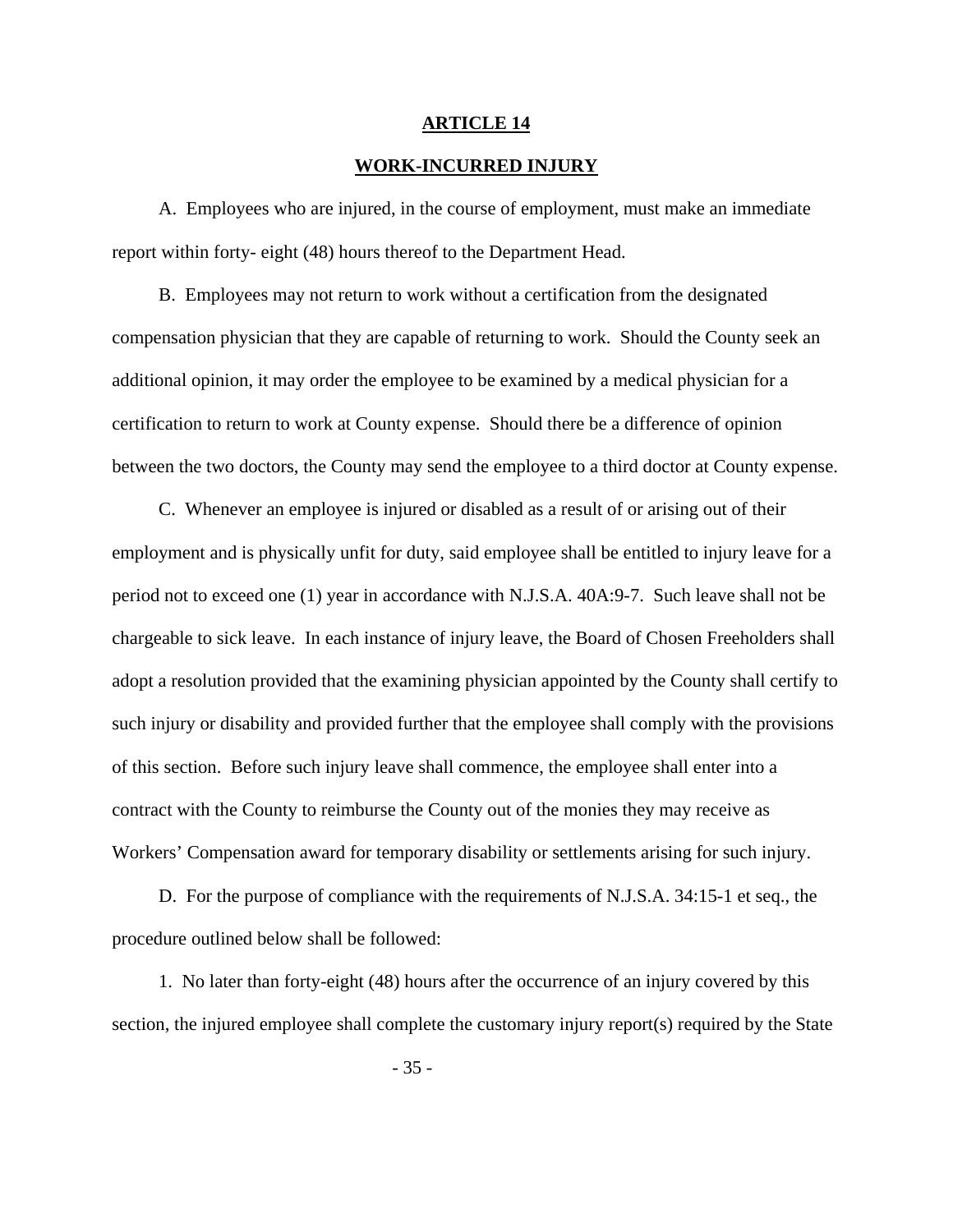## ARTICLE 14

## WORK-INCURRED INJURY

A. Employees who are injured, in the course of employment, must make an immediate report within forty- eight (48) hours thereof to the Department Head.

B. Employees may not return to work without a certification from the designated compensation physician that they are capable of returning to work. Should the County seek an additional opinion, it may order the employee to be examined by a medical physician for a certification to return to work at County expense. Should there be a difference of opinion between the two doctors, the County may send the employee to a third doctor at County expense.

C. Whenever an employee is injured or disabled as a result of or arising out of their employment and is physically unfit for duty, said employee shall be entitled to injury leave for a period not to exceed one (1) year in accordance with N.J.S.A. 40A:9-7. Such leave shall not be chargeable to sick leave. In each instance of injury leave, the Board of Chosen Freeholders shall adopt a resolution provided that the examining physician appointed by the County shall certify to such injury or disability and provided further that the employee shall comply with the provisions of this section. Before such injury leave shall commence, the employee shall enter into a contract with the County to reimburse the County out of the monies they may receive as Workers' Compensation award for temporary disability or settlements arising for such injury.

D. For the purpose of compliance with the requirements of N.J.S.A. 34:15-1 et seq., the procedure outlined below shall be followed:

1. No later than forty-eight (48) hours after the occurrence of an injury covered by this section, the injured employee shall complete the customary injury report(s) required by the State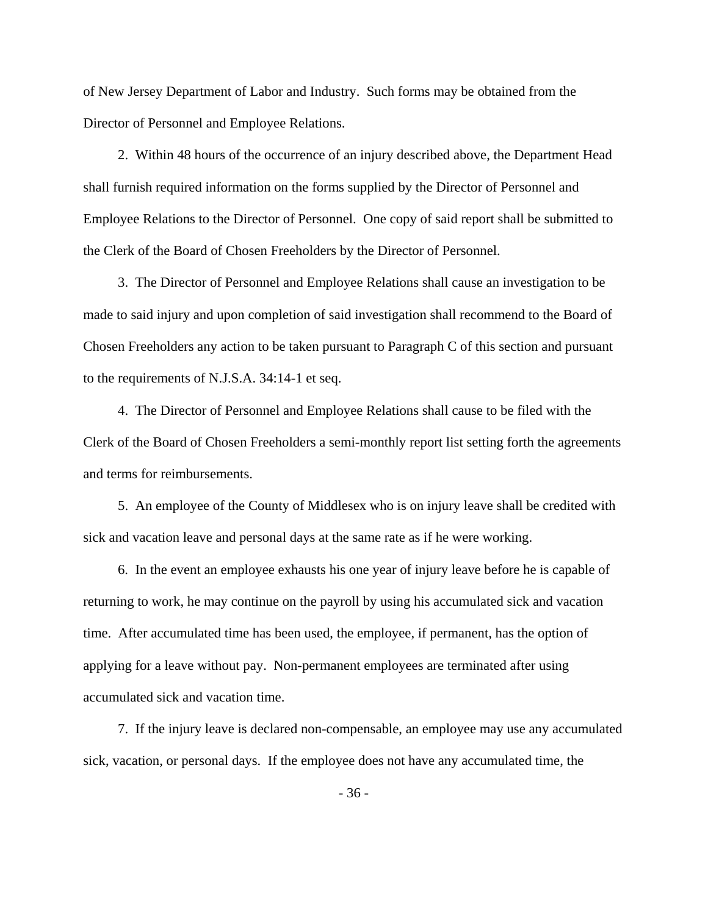of New Jersey Department of Labor and Industry. Such forms may be obtained from the Director of Personnel and Employee Relations.

2. Within 48 hours of the occurrence of an injury described above, the Department Head shall furnish required information on the forms supplied by the Director of Personnel and Employee Relations to the Director of Personnel. One copy of said report shall be submitted to the Clerk of the Board of Chosen Freeholders by the Director of Personnel.

3. The Director of Personnel and Employee Relations shall cause an investigation to be made to said injury and upon completion of said investigation shall recommend to the Board of Chosen Freeholders any action to be taken pursuant to Paragraph C of this section and pursuant to the requirements of N.J.S.A. 34:14-1 et seq.

4. The Director of Personnel and Employee Relations shall cause to be filed with the Clerk of the Board of Chosen Freeholders a semi-monthly report list setting forth the agreements and terms for reimbursements.

5. An employee of the County of Middlesex who is on injury leave shall be credited with sick and vacation leave and personal days at the same rate as if he were working.

6. In the event an employee exhausts his one year of injury leave before he is capable of returning to work, he may continue on the payroll by using his accumulated sick and vacation time. After accumulated time has been used, the employee, if permanent, has the option of applying for a leave without pay. Non-permanent employees are terminated after using accumulated sick and vacation time.

7. If the injury leave is declared non-compensable, an employee may use any accumulated sick, vacation, or personal days. If the employee does not have any accumulated time, the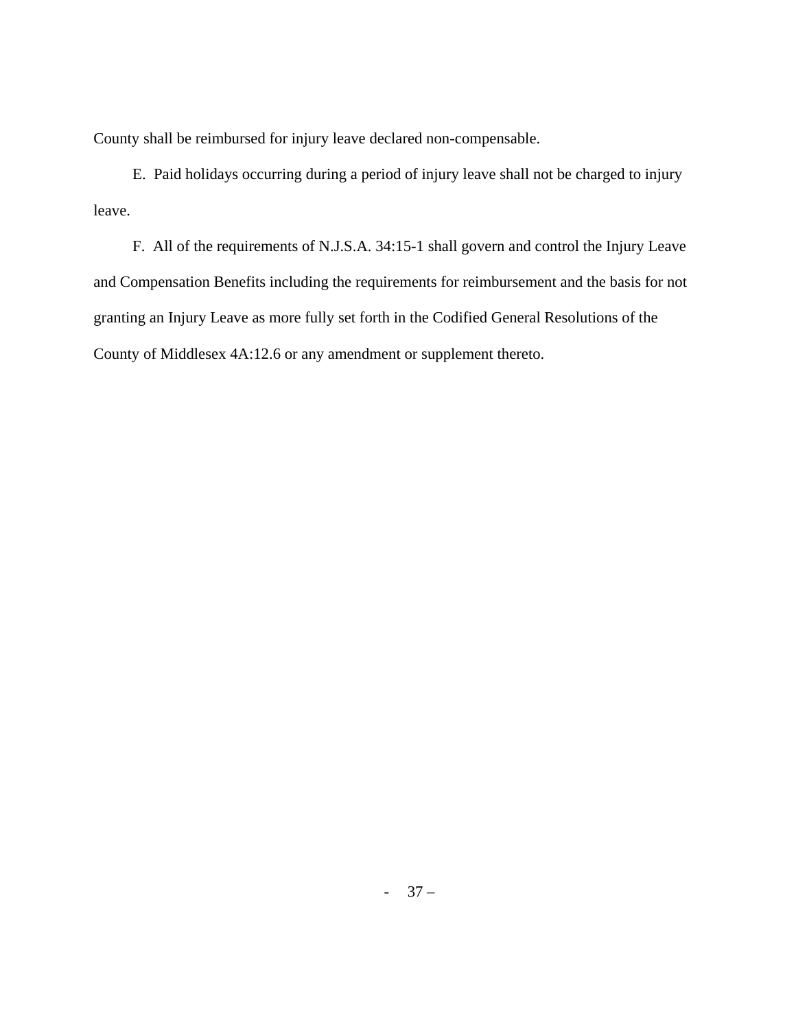County shall be reimbursed for injury leave declared non-compensable.

E. Paid holidays occurring during a period of injury leave shall not be charged to injury leave.

F. All of the requirements of N.J.S.A. 34:15-1 shall govern and control the Injury Leave and Compensation Benefits including the requirements for reimbursement and the basis for not granting an Injury Leave as more fully set forth in the Codified General Resolutions of the County of Middlesex 4A:12.6 or any amendment or supplement thereto.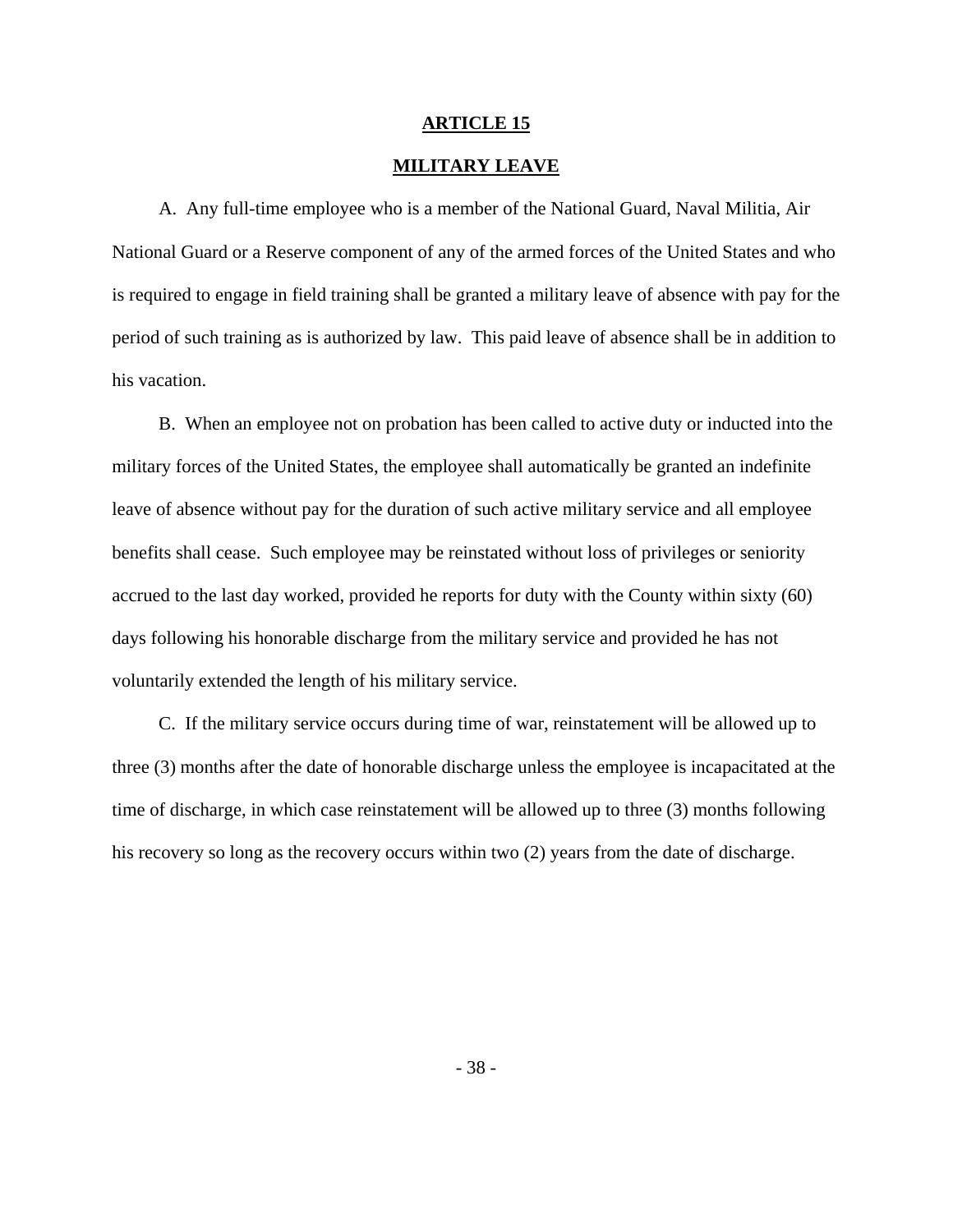# ARTICLE 15

## MILITARY LEAVE

A. Any full-time employee who is a member of the National Guard, Naval Militia, Air National Guard or a Reserve component of any of the armed forces of the United States and who is required to engage in field training shall be granted a military leave of absence with pay for the period of such training as is authorized by law. This paid leave of absence shall be in addition to his vacation.

B. When an employee not on probation has been called to active duty or inducted into the military forces of the United States, the employee shall automatically be granted an indefinite leave of absence without pay for the duration of such active military service and all employee benefits shall cease. Such employee may be reinstated without loss of privileges or seniority accrued to the last day worked, provided he reports for duty with the County within sixty (60) days following his honorable discharge from the military service and provided he has not voluntarily extended the length of his military service.

C. If the military service occurs during time of war, reinstatement will be allowed up to three (3) months after the date of honorable discharge unless the employee is incapacitated at the time of discharge, in which case reinstatement will be allowed up to three (3) months following his recovery so long as the recovery occurs within two (2) years from the date of discharge.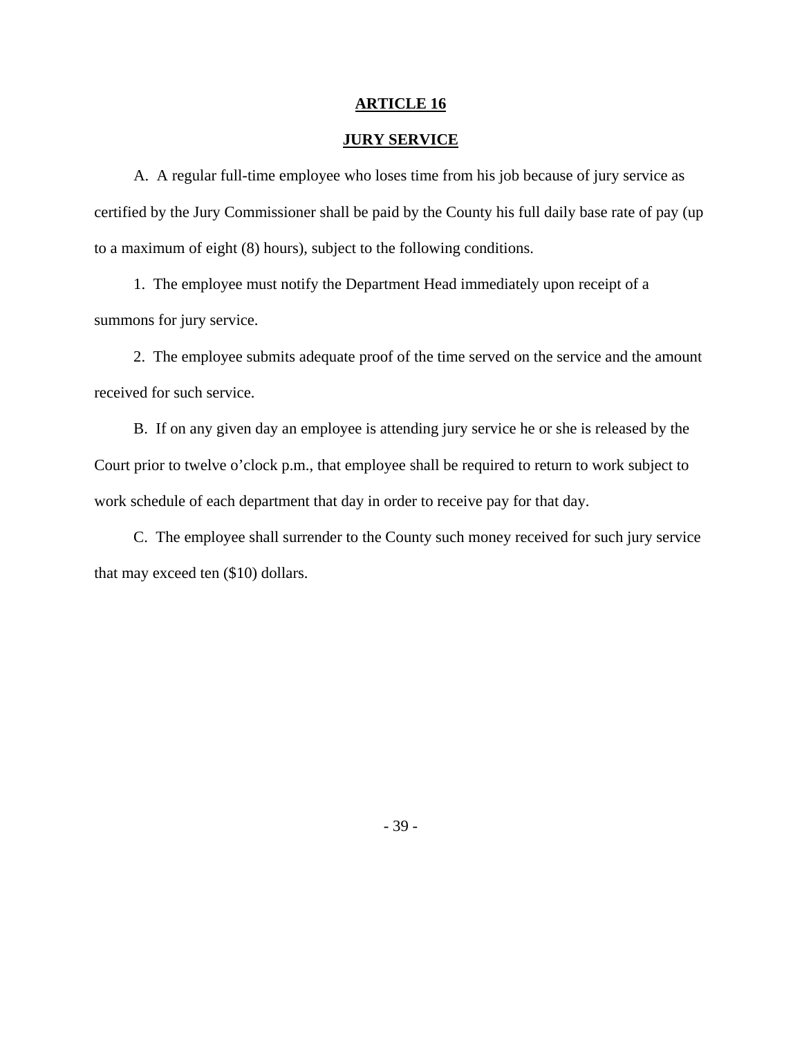# ARTICLE 16

## JURY SERVICE

A. A regular full-time employee who loses time from his job because of jury service as certified by the Jury Commissioner shall be paid by the County his full daily base rate of pay (up to a maximum of eight (8) hours), subject to the following conditions.

1. The employee must notify the Department Head immediately upon receipt of a summons for jury service.

2. The employee submits adequate proof of the time served on the service and the amount received for such service.

B. If on any given day an employee is attending jury service he or she is released by the Court prior to twelve o'clock p.m., that employee shall be required to return to work subject to work schedule of each department that day in order to receive pay for that day.

C. The employee shall surrender to the County such money received for such jury service that may exceed ten ($10) dollars.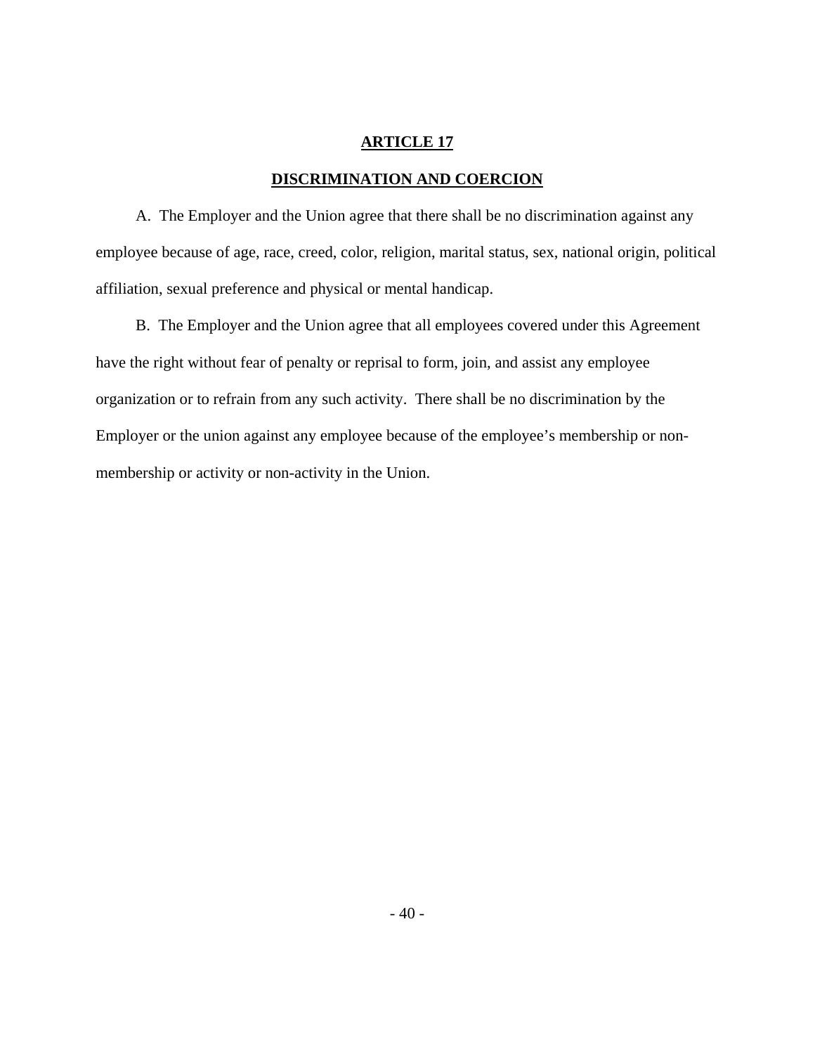## ARTICLE 17

## DISCRIMINATION AND COERCION

A. The Employer and the Union agree that there shall be no discrimination against any employee because of age, race, creed, color, religion, marital status, sex, national origin, political affiliation, sexual preference and physical or mental handicap.

B. The Employer and the Union agree that all employees covered under this Agreement have the right without fear of penalty or reprisal to form, join, and assist any employee organization or to refrain from any such activity. There shall be no discrimination by the Employer or the union against any employee because of the employee's membership or non-membership or activity or non-activity in the Union.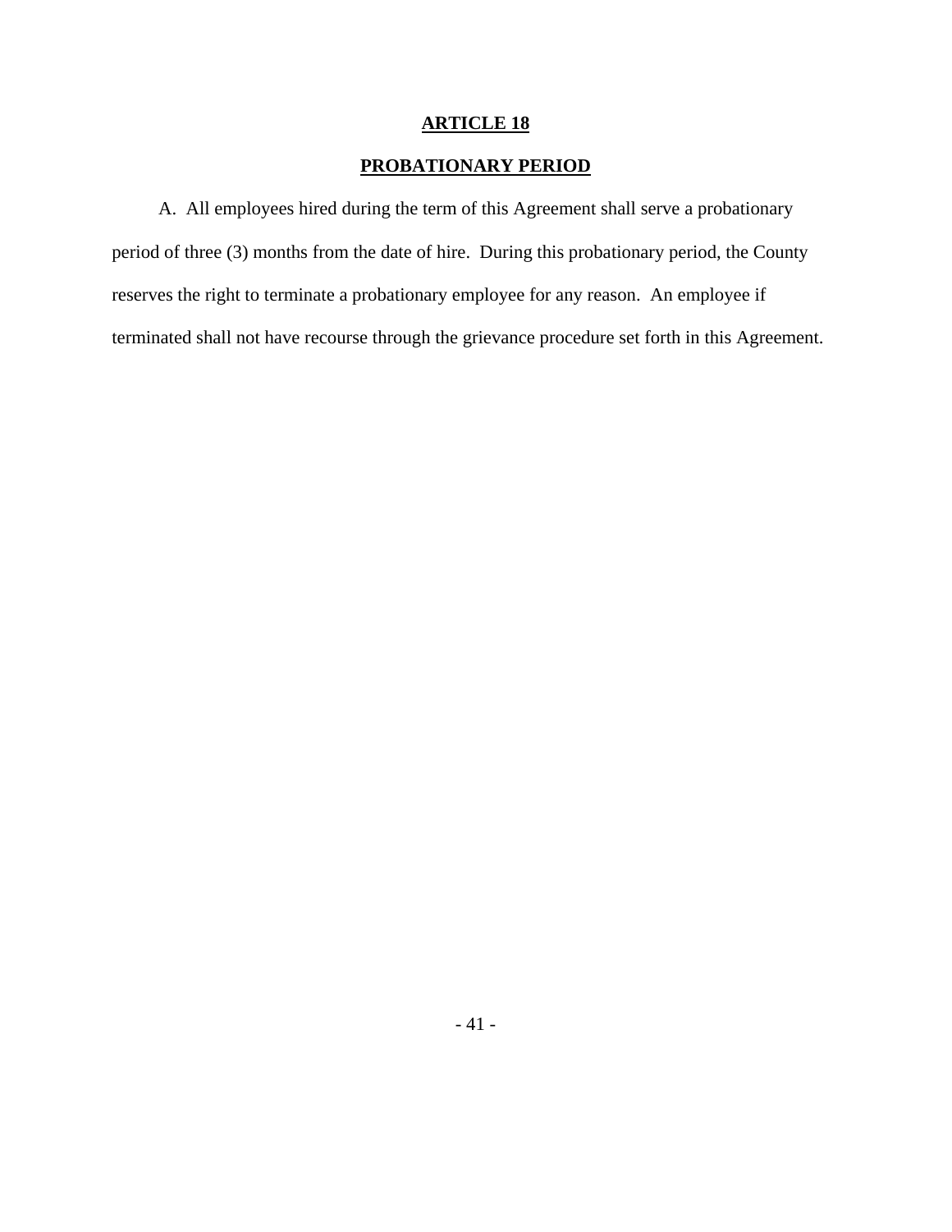## ARTICLE 18

## PROBATIONARY PERIOD

A. All employees hired during the term of this Agreement shall serve a probationary period of three (3) months from the date of hire. During this probationary period, the County reserves the right to terminate a probationary employee for any reason. An employee if terminated shall not have recourse through the grievance procedure set forth in this Agreement.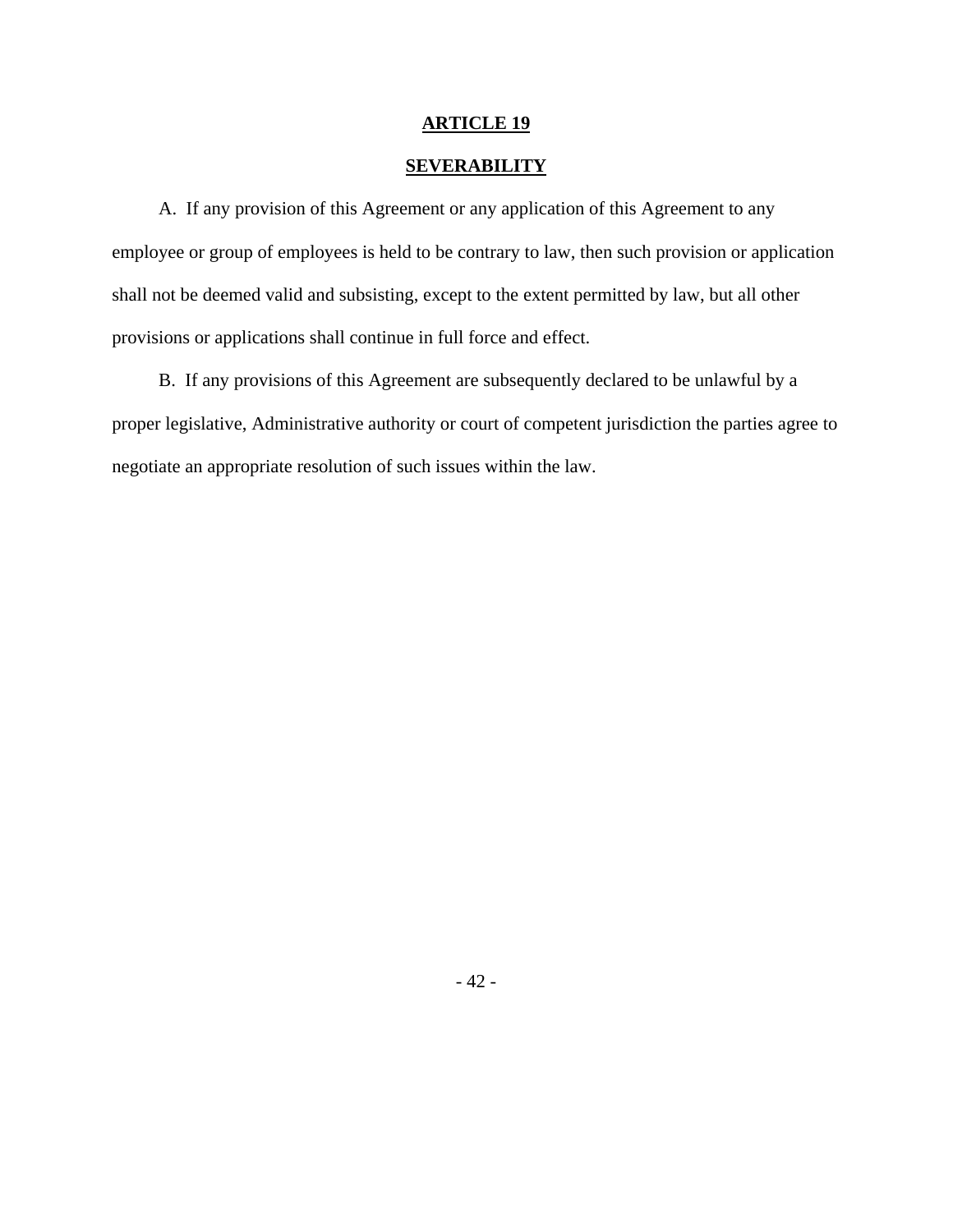## ARTICLE 19

## SEVERABILITY

A. If any provision of this Agreement or any application of this Agreement to any employee or group of employees is held to be contrary to law, then such provision or application shall not be deemed valid and subsisting, except to the extent permitted by law, but all other provisions or applications shall continue in full force and effect.

B. If any provisions of this Agreement are subsequently declared to be unlawful by a proper legislative, Administrative authority or court of competent jurisdiction the parties agree to negotiate an appropriate resolution of such issues within the law.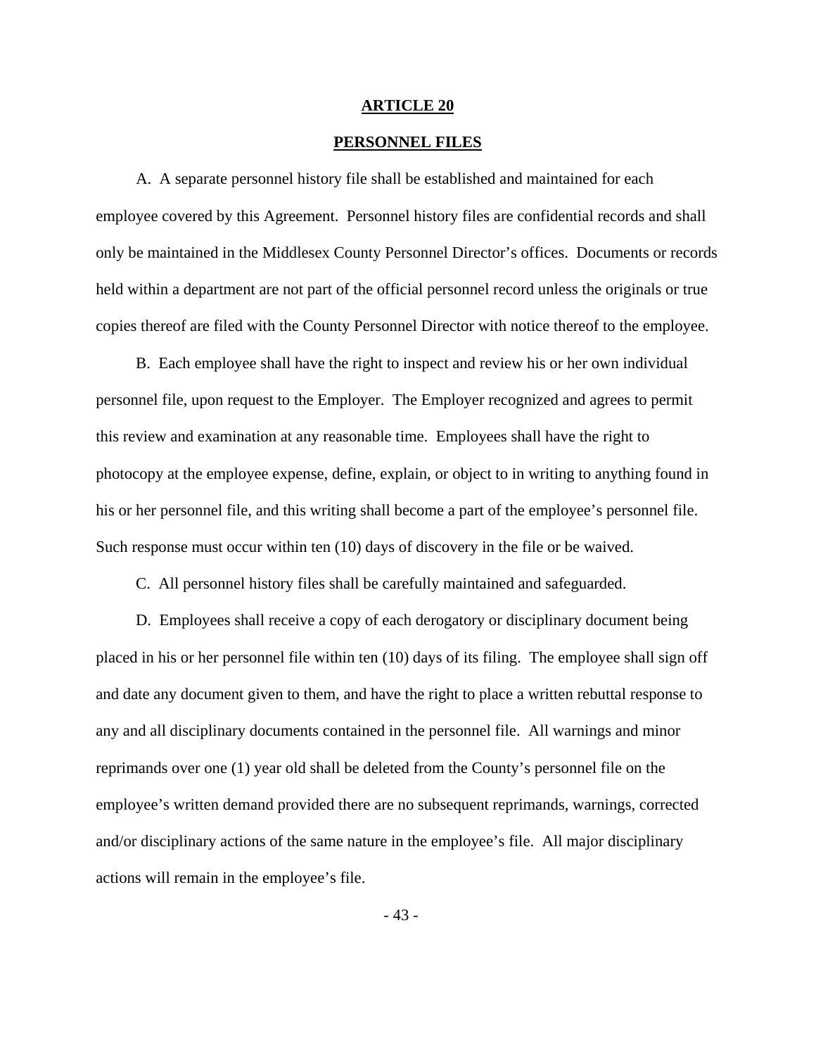## ARTICLE 20

## PERSONNEL FILES

A. A separate personnel history file shall be established and maintained for each employee covered by this Agreement. Personnel history files are confidential records and shall only be maintained in the Middlesex County Personnel Director's offices. Documents or records held within a department are not part of the official personnel record unless the originals or true copies thereof are filed with the County Personnel Director with notice thereof to the employee.

B. Each employee shall have the right to inspect and review his or her own individual personnel file, upon request to the Employer. The Employer recognized and agrees to permit this review and examination at any reasonable time. Employees shall have the right to photocopy at the employee expense, define, explain, or object to in writing to anything found in his or her personnel file, and this writing shall become a part of the employee's personnel file. Such response must occur within ten (10) days of discovery in the file or be waived.

C. All personnel history files shall be carefully maintained and safeguarded.

D. Employees shall receive a copy of each derogatory or disciplinary document being placed in his or her personnel file within ten (10) days of its filing. The employee shall sign off and date any document given to them, and have the right to place a written rebuttal response to any and all disciplinary documents contained in the personnel file. All warnings and minor reprimands over one (1) year old shall be deleted from the County's personnel file on the employee's written demand provided there are no subsequent reprimands, warnings, corrected and/or disciplinary actions of the same nature in the employee's file. All major disciplinary actions will remain in the employee's file.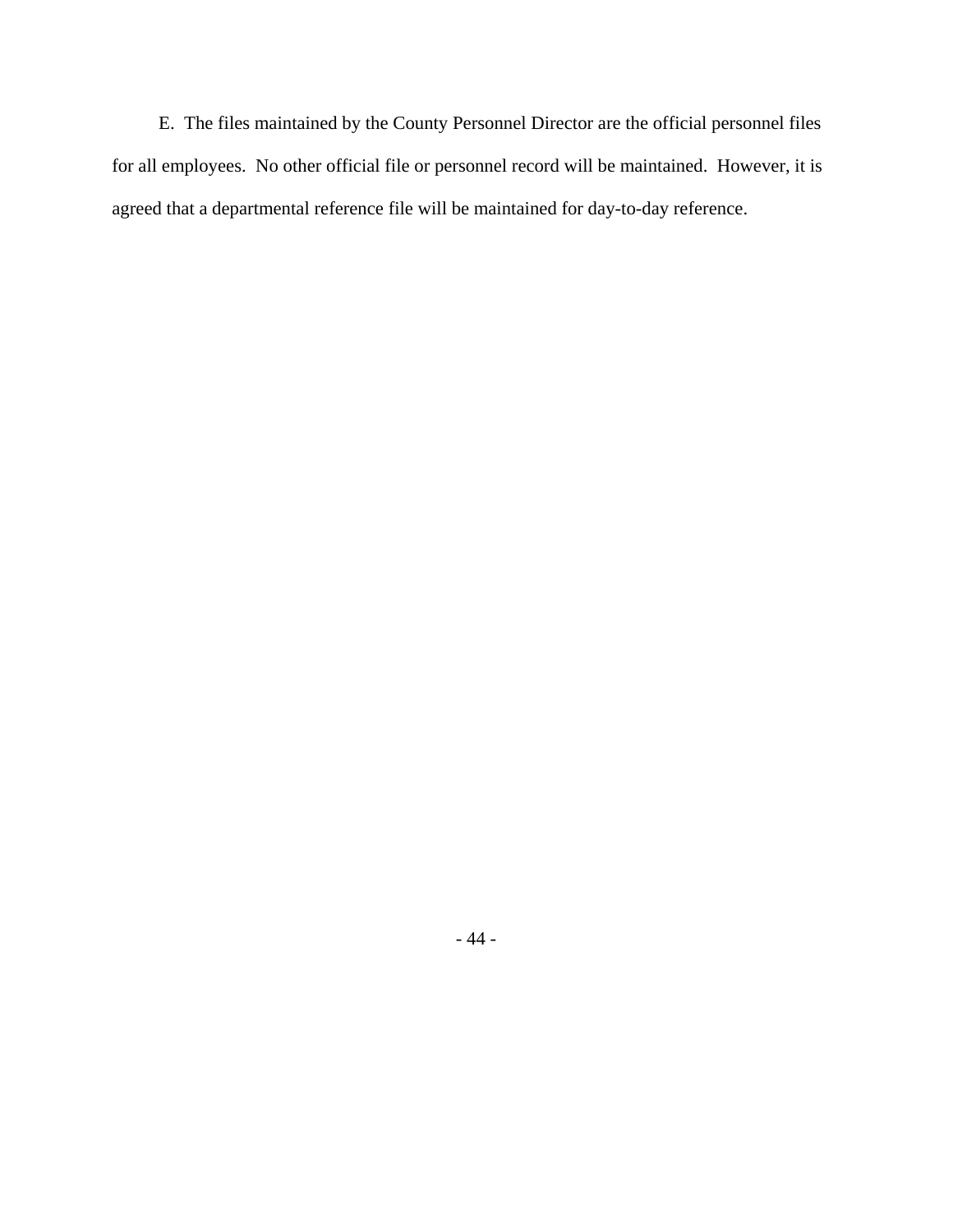E. The files maintained by the County Personnel Director are the official personnel files for all employees. No other official file or personnel record will be maintained. However, it is agreed that a departmental reference file will be maintained for day-to-day reference.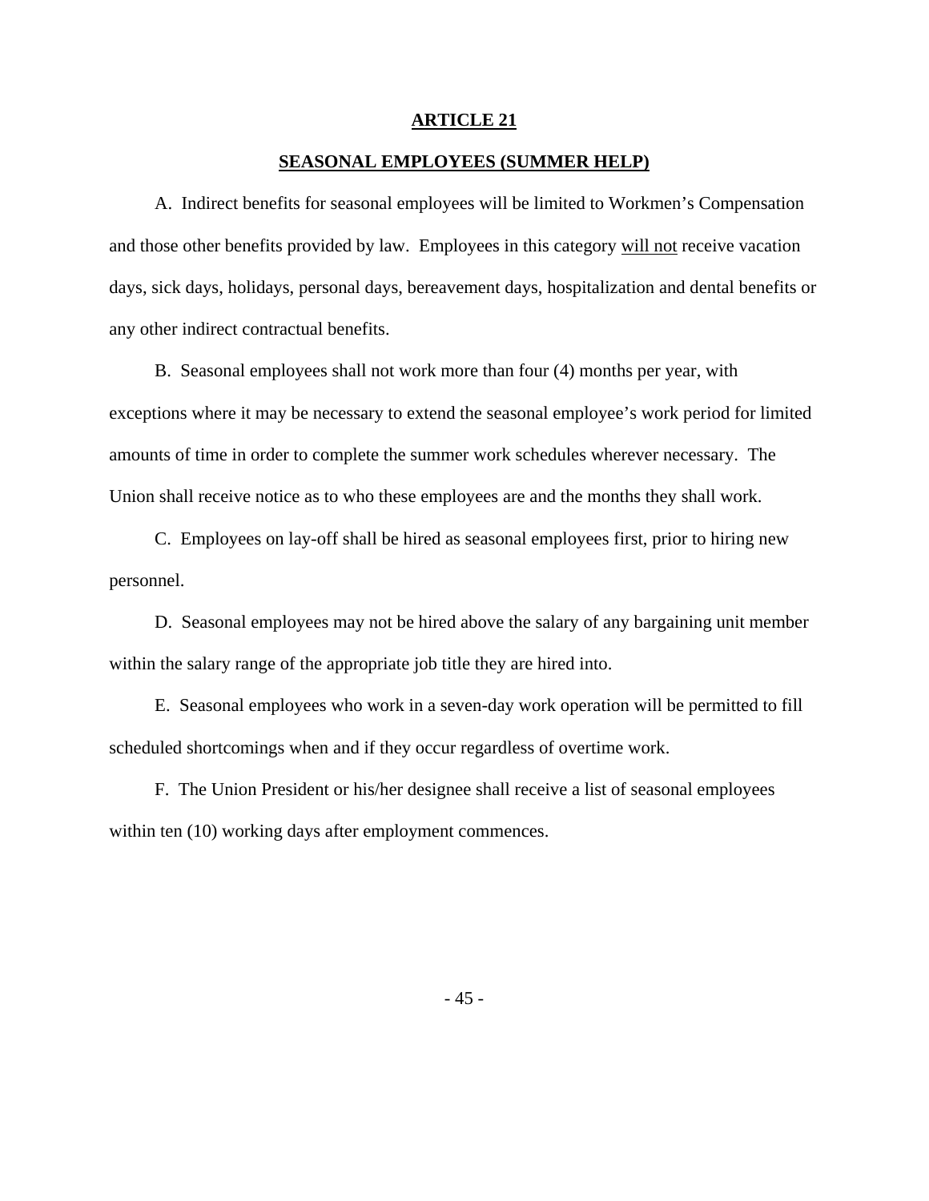# ARTICLE 21

## SEASONAL EMPLOYEES (SUMMER HELP)

A. Indirect benefits for seasonal employees will be limited to Workmen's Compensation and those other benefits provided by law. Employees in this category will not receive vacation days, sick days, holidays, personal days, bereavement days, hospitalization and dental benefits or any other indirect contractual benefits.

B. Seasonal employees shall not work more than four (4) months per year, with exceptions where it may be necessary to extend the seasonal employee's work period for limited amounts of time in order to complete the summer work schedules wherever necessary. The Union shall receive notice as to who these employees are and the months they shall work.

C. Employees on lay-off shall be hired as seasonal employees first, prior to hiring new personnel.

D. Seasonal employees may not be hired above the salary of any bargaining unit member within the salary range of the appropriate job title they are hired into.

E. Seasonal employees who work in a seven-day work operation will be permitted to fill scheduled shortcomings when and if they occur regardless of overtime work.

F. The Union President or his/her designee shall receive a list of seasonal employees within ten (10) working days after employment commences.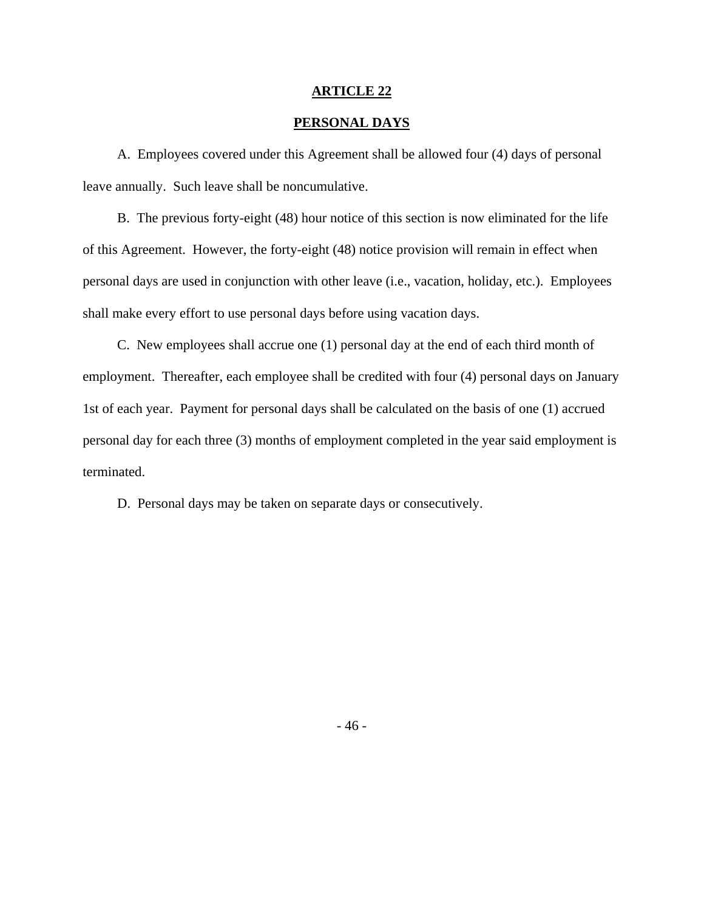# ARTICLE 22

## PERSONAL DAYS

A. Employees covered under this Agreement shall be allowed four (4) days of personal leave annually. Such leave shall be noncumulative.

B. The previous forty-eight (48) hour notice of this section is now eliminated for the life of this Agreement. However, the forty-eight (48) notice provision will remain in effect when personal days are used in conjunction with other leave (i.e., vacation, holiday, etc.). Employees shall make every effort to use personal days before using vacation days.

C. New employees shall accrue one (1) personal day at the end of each third month of employment. Thereafter, each employee shall be credited with four (4) personal days on January 1st of each year. Payment for personal days shall be calculated on the basis of one (1) accrued personal day for each three (3) months of employment completed in the year said employment is terminated.

D. Personal days may be taken on separate days or consecutively.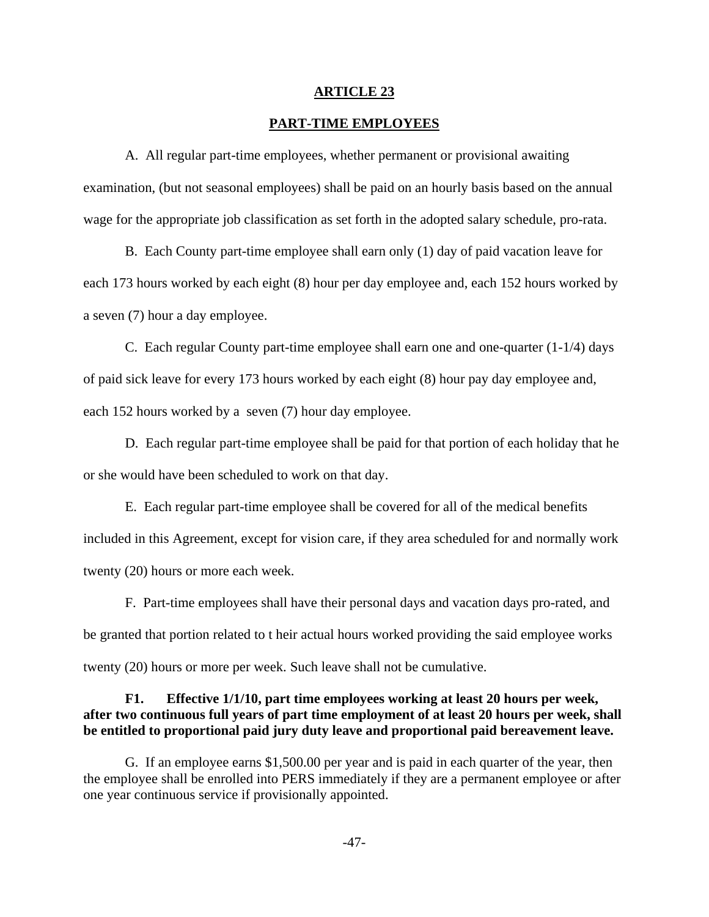# ARTICLE 23

## PART-TIME EMPLOYEES

A. All regular part-time employees, whether permanent or provisional awaiting examination, (but not seasonal employees) shall be paid on an hourly basis based on the annual wage for the appropriate job classification as set forth in the adopted salary schedule, pro-rata.

B. Each County part-time employee shall earn only (1) day of paid vacation leave for each 173 hours worked by each eight (8) hour per day employee and, each 152 hours worked by a seven (7) hour a day employee.

C. Each regular County part-time employee shall earn one and one-quarter (1-1/4) days of paid sick leave for every 173 hours worked by each eight (8) hour pay day employee and, each 152 hours worked by a seven (7) hour day employee.

D. Each regular part-time employee shall be paid for that portion of each holiday that he or she would have been scheduled to work on that day.

E. Each regular part-time employee shall be covered for all of the medical benefits included in this Agreement, except for vision care, if they area scheduled for and normally work twenty (20) hours or more each week.

F. Part-time employees shall have their personal days and vacation days pro-rated, and be granted that portion related to t heir actual hours worked providing the said employee works twenty (20) hours or more per week. Such leave shall not be cumulative.

**F1. Effective 1/1/10, part time employees working at least 20 hours per week, after two continuous full years of part time employment of at least 20 hours per week, shall be entitled to proportional paid jury duty leave and proportional paid bereavement leave.**

G. If an employee earns $1,500.00 per year and is paid in each quarter of the year, then the employee shall be enrolled into PERS immediately if they are a permanent employee or after one year continuous service if provisionally appointed.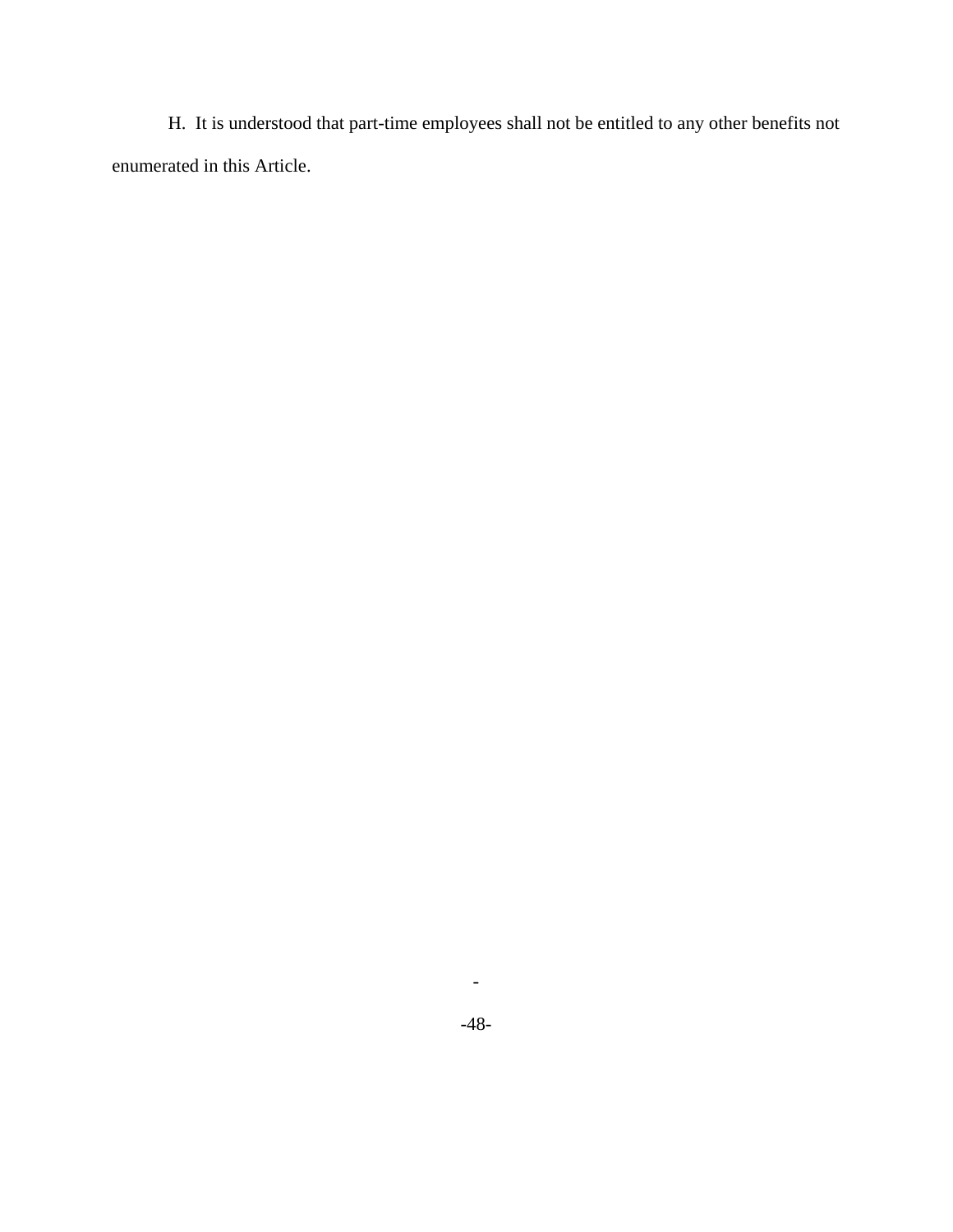H. It is understood that part-time employees shall not be entitled to any other benefits not enumerated in this Article.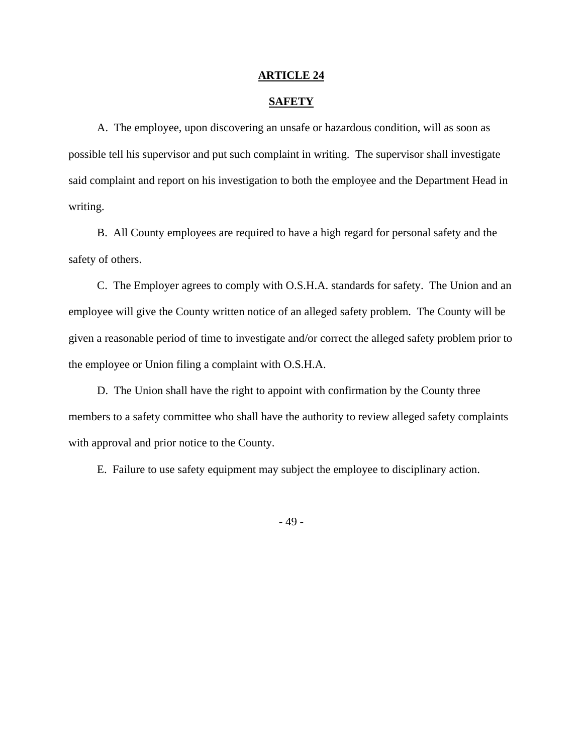# ARTICLE 24

## SAFETY

A. The employee, upon discovering an unsafe or hazardous condition, will as soon as possible tell his supervisor and put such complaint in writing. The supervisor shall investigate said complaint and report on his investigation to both the employee and the Department Head in writing.

B. All County employees are required to have a high regard for personal safety and the safety of others.

C. The Employer agrees to comply with O.S.H.A. standards for safety. The Union and an employee will give the County written notice of an alleged safety problem. The County will be given a reasonable period of time to investigate and/or correct the alleged safety problem prior to the employee or Union filing a complaint with O.S.H.A.

D. The Union shall have the right to appoint with confirmation by the County three members to a safety committee who shall have the authority to review alleged safety complaints with approval and prior notice to the County.

E. Failure to use safety equipment may subject the employee to disciplinary action.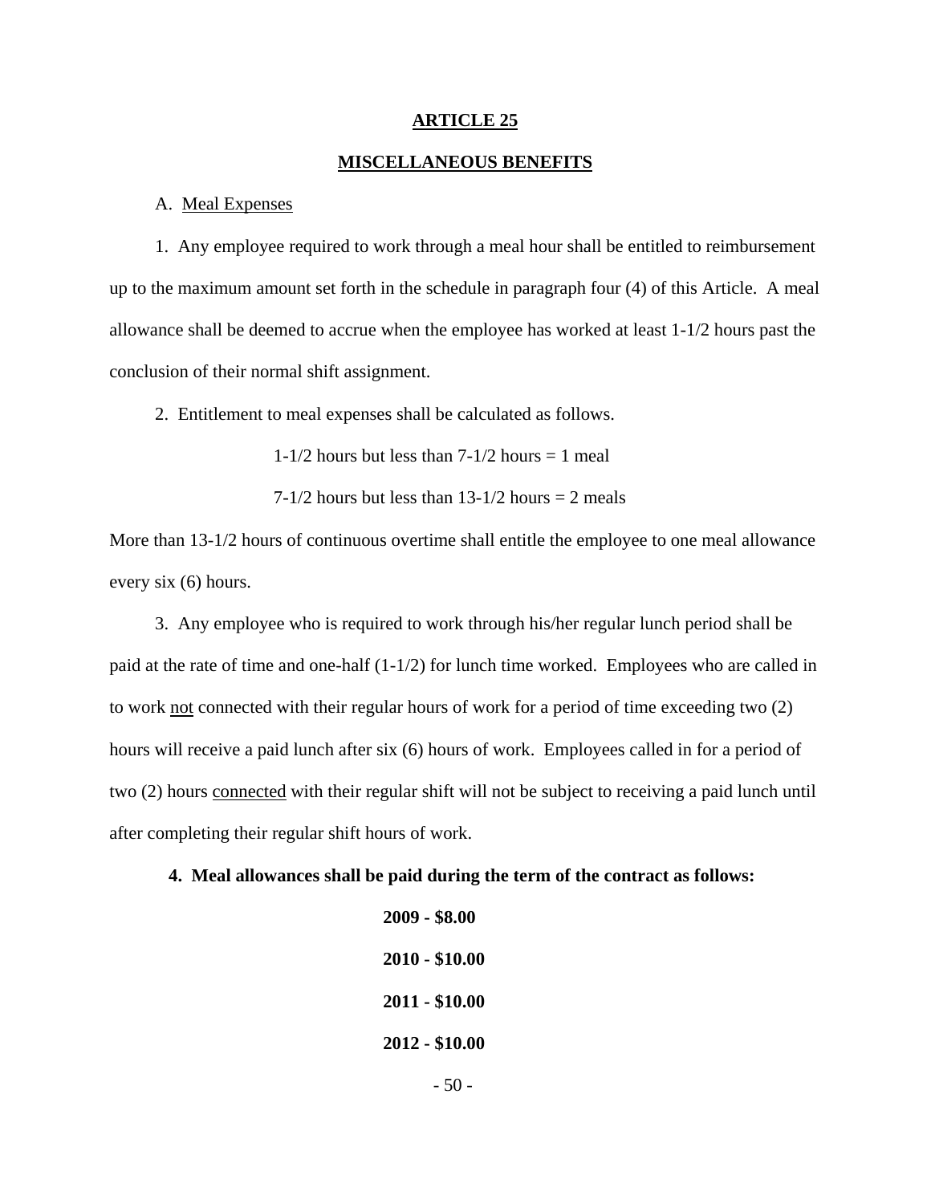# ARTICLE 25

## MISCELLANEOUS BENEFITS

A. Meal Expenses

1. Any employee required to work through a meal hour shall be entitled to reimbursement up to the maximum amount set forth in the schedule in paragraph four (4) of this Article. A meal allowance shall be deemed to accrue when the employee has worked at least 1-1/2 hours past the conclusion of their normal shift assignment.

2. Entitlement to meal expenses shall be calculated as follows.

1-1/2 hours but less than 7-1/2 hours = 1 meal

7-1/2 hours but less than 13-1/2 hours = 2 meals

More than 13-1/2 hours of continuous overtime shall entitle the employee to one meal allowance every six (6) hours.

3. Any employee who is required to work through his/her regular lunch period shall be paid at the rate of time and one-half (1-1/2) for lunch time worked. Employees who are called in to work not connected with their regular hours of work for a period of time exceeding two (2) hours will receive a paid lunch after six (6) hours of work. Employees called in for a period of two (2) hours connected with their regular shift will not be subject to receiving a paid lunch until after completing their regular shift hours of work.

**4. Meal allowances shall be paid during the term of the contract as follows:**

**2009 - $8.00**

**2010 - $10.00**

**2011 - $10.00**

**2012 - $10.00**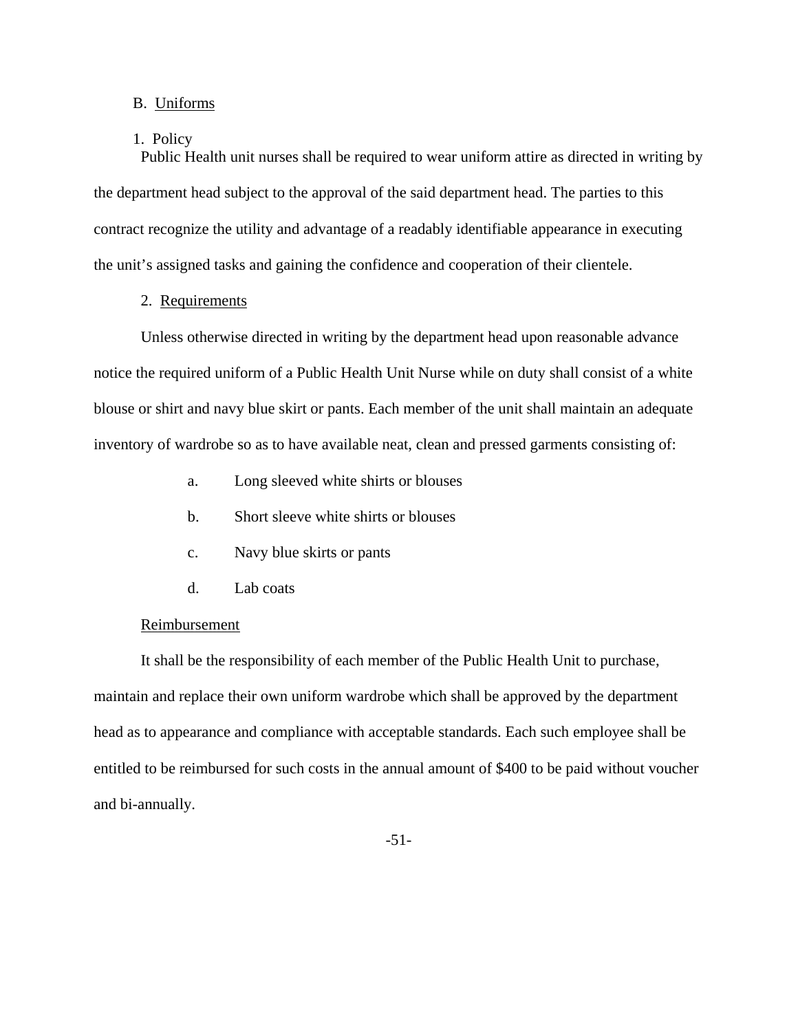B. Uniforms

1. Policy

Public Health unit nurses shall be required to wear uniform attire as directed in writing by the department head subject to the approval of the said department head. The parties to this contract recognize the utility and advantage of a readably identifiable appearance in executing the unit's assigned tasks and gaining the confidence and cooperation of their clientele.

2. Requirements

Unless otherwise directed in writing by the department head upon reasonable advance notice the required uniform of a Public Health Unit Nurse while on duty shall consist of a white blouse or shirt and navy blue skirt or pants. Each member of the unit shall maintain an adequate inventory of wardrobe so as to have available neat, clean and pressed garments consisting of:

a. Long sleeved white shirts or blouses

b. Short sleeve white shirts or blouses

c. Navy blue skirts or pants

d. Lab coats

Reimbursement

It shall be the responsibility of each member of the Public Health Unit to purchase, maintain and replace their own uniform wardrobe which shall be approved by the department head as to appearance and compliance with acceptable standards. Each such employee shall be entitled to be reimbursed for such costs in the annual amount of $400 to be paid without voucher and bi-annually.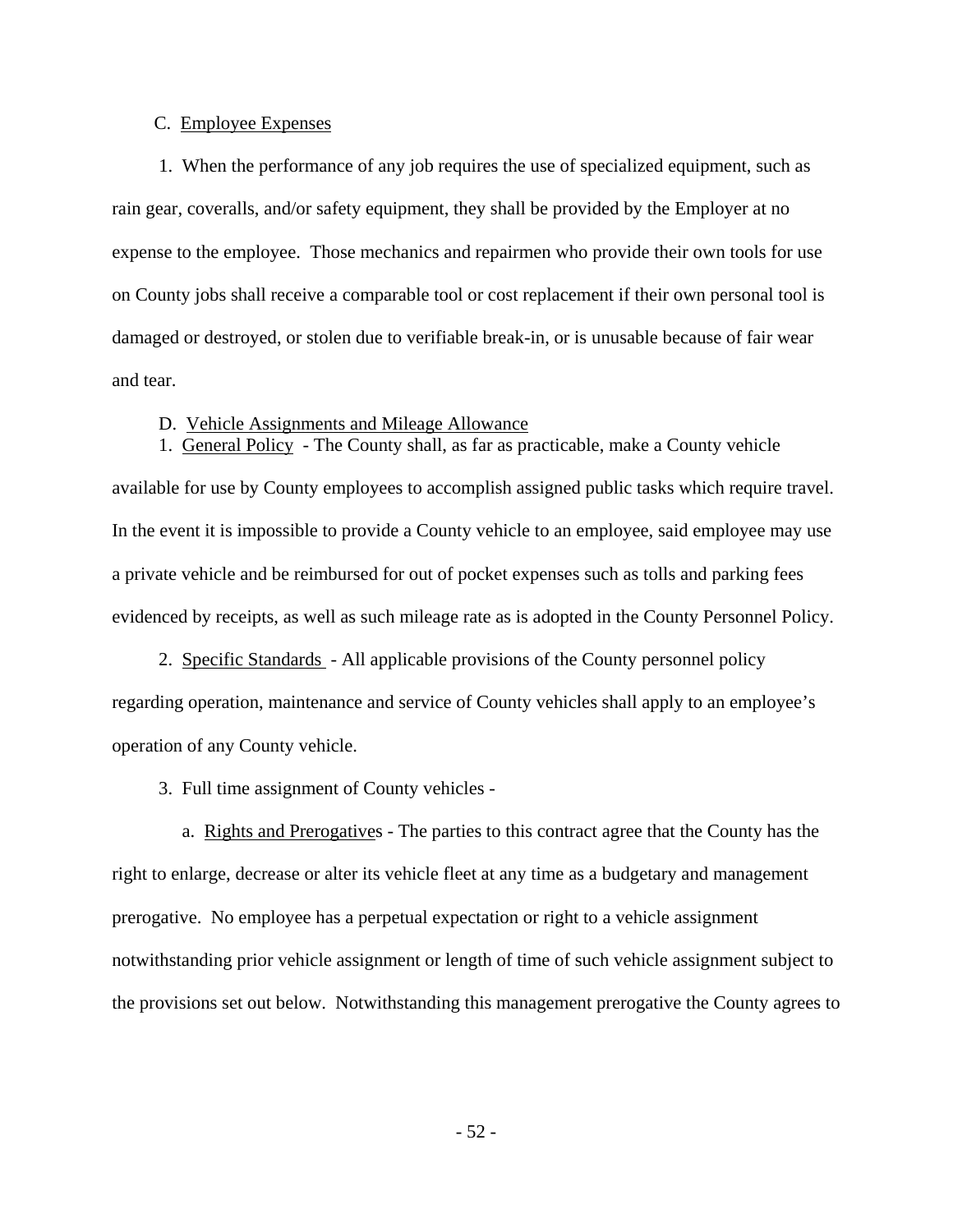C. Employee Expenses

1. When the performance of any job requires the use of specialized equipment, such as rain gear, coveralls, and/or safety equipment, they shall be provided by the Employer at no expense to the employee. Those mechanics and repairmen who provide their own tools for use on County jobs shall receive a comparable tool or cost replacement if their own personal tool is damaged or destroyed, or stolen due to verifiable break-in, or is unusable because of fair wear and tear.

D. Vehicle Assignments and Mileage Allowance

1. General Policy - The County shall, as far as practicable, make a County vehicle available for use by County employees to accomplish assigned public tasks which require travel. In the event it is impossible to provide a County vehicle to an employee, said employee may use a private vehicle and be reimbursed for out of pocket expenses such as tolls and parking fees evidenced by receipts, as well as such mileage rate as is adopted in the County Personnel Policy.

2. Specific Standards - All applicable provisions of the County personnel policy regarding operation, maintenance and service of County vehicles shall apply to an employee's operation of any County vehicle.

3. Full time assignment of County vehicles -

a. Rights and Prerogatives - The parties to this contract agree that the County has the right to enlarge, decrease or alter its vehicle fleet at any time as a budgetary and management prerogative. No employee has a perpetual expectation or right to a vehicle assignment notwithstanding prior vehicle assignment or length of time of such vehicle assignment subject to the provisions set out below. Notwithstanding this management prerogative the County agrees to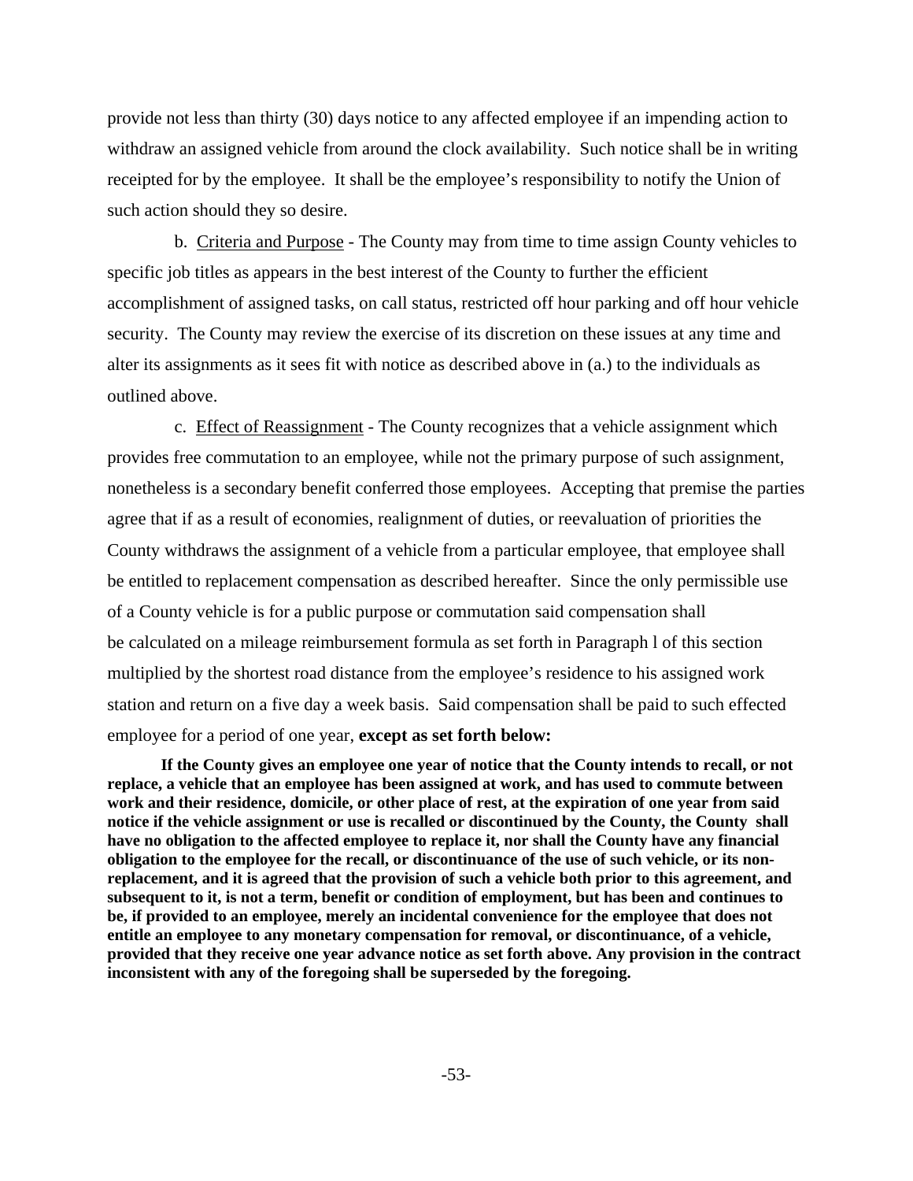provide not less than thirty (30) days notice to any affected employee if an impending action to withdraw an assigned vehicle from around the clock availability. Such notice shall be in writing receipted for by the employee. It shall be the employee's responsibility to notify the Union of such action should they so desire.

b. Criteria and Purpose - The County may from time to time assign County vehicles to specific job titles as appears in the best interest of the County to further the efficient accomplishment of assigned tasks, on call status, restricted off hour parking and off hour vehicle security. The County may review the exercise of its discretion on these issues at any time and alter its assignments as it sees fit with notice as described above in (a.) to the individuals as outlined above.

c. Effect of Reassignment - The County recognizes that a vehicle assignment which provides free commutation to an employee, while not the primary purpose of such assignment, nonetheless is a secondary benefit conferred those employees. Accepting that premise the parties agree that if as a result of economies, realignment of duties, or reevaluation of priorities the County withdraws the assignment of a vehicle from a particular employee, that employee shall be entitled to replacement compensation as described hereafter. Since the only permissible use of a County vehicle is for a public purpose or commutation said compensation shall be calculated on a mileage reimbursement formula as set forth in Paragraph l of this section multiplied by the shortest road distance from the employee's residence to his assigned work station and return on a five day a week basis. Said compensation shall be paid to such effected employee for a period of one year, **except as set forth below:**

**If the County gives an employee one year of notice that the County intends to recall, or not replace, a vehicle that an employee has been assigned at work, and has used to commute between work and their residence, domicile, or other place of rest, at the expiration of one year from said notice if the vehicle assignment or use is recalled or discontinued by the County, the County shall have no obligation to the affected employee to replace it, nor shall the County have any financial obligation to the employee for the recall, or discontinuance of the use of such vehicle, or its non-replacement, and it is agreed that the provision of such a vehicle both prior to this agreement, and subsequent to it, is not a term, benefit or condition of employment, but has been and continues to be, if provided to an employee, merely an incidental convenience for the employee that does not entitle an employee to any monetary compensation for removal, or discontinuance, of a vehicle, provided that they receive one year advance notice as set forth above. Any provision in the contract inconsistent with any of the foregoing shall be superseded by the foregoing.**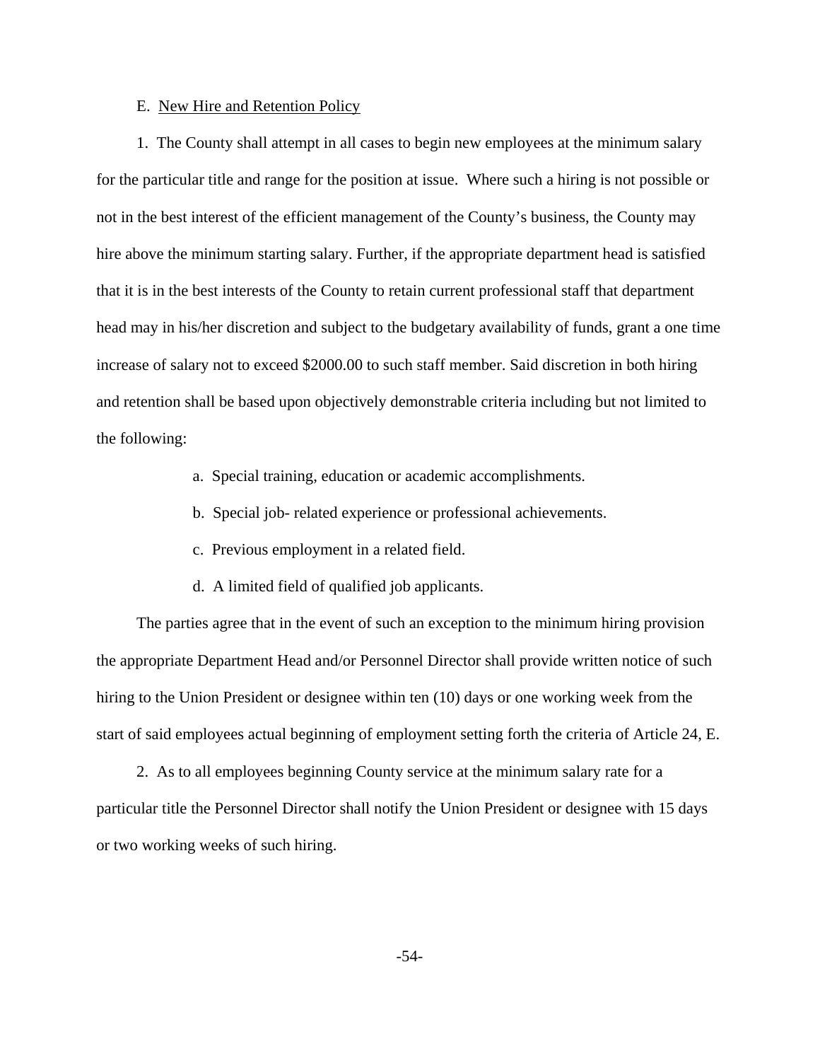E. New Hire and Retention Policy

1. The County shall attempt in all cases to begin new employees at the minimum salary for the particular title and range for the position at issue. Where such a hiring is not possible or not in the best interest of the efficient management of the County's business, the County may hire above the minimum starting salary. Further, if the appropriate department head is satisfied that it is in the best interests of the County to retain current professional staff that department head may in his/her discretion and subject to the budgetary availability of funds, grant a one time increase of salary not to exceed $2000.00 to such staff member. Said discretion in both hiring and retention shall be based upon objectively demonstrable criteria including but not limited to the following:

a. Special training, education or academic accomplishments.

b. Special job- related experience or professional achievements.

c. Previous employment in a related field.

d. A limited field of qualified job applicants.

The parties agree that in the event of such an exception to the minimum hiring provision the appropriate Department Head and/or Personnel Director shall provide written notice of such hiring to the Union President or designee within ten (10) days or one working week from the start of said employees actual beginning of employment setting forth the criteria of Article 24, E.

2. As to all employees beginning County service at the minimum salary rate for a particular title the Personnel Director shall notify the Union President or designee with 15 days or two working weeks of such hiring.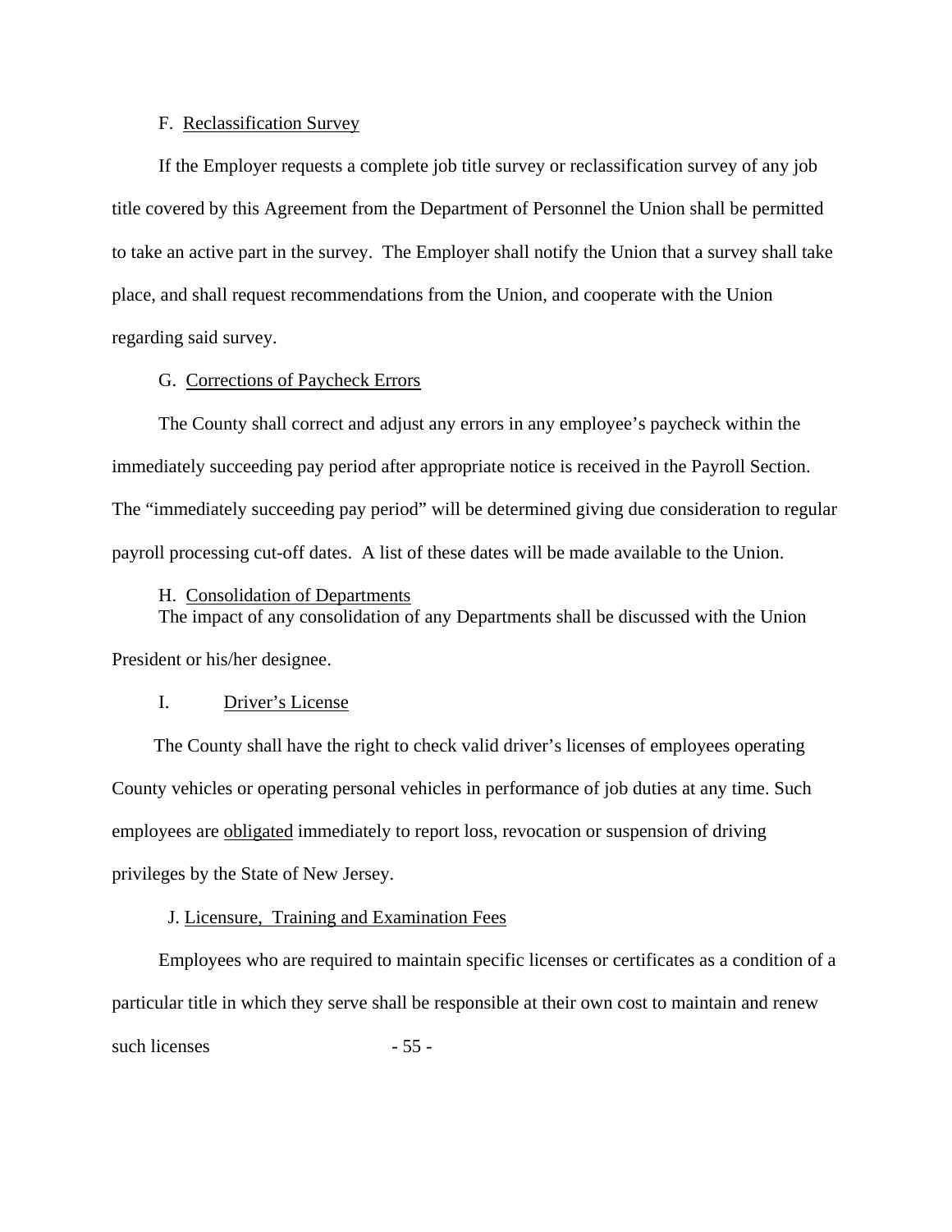F. Reclassification Survey

If the Employer requests a complete job title survey or reclassification survey of any job title covered by this Agreement from the Department of Personnel the Union shall be permitted to take an active part in the survey. The Employer shall notify the Union that a survey shall take place, and shall request recommendations from the Union, and cooperate with the Union regarding said survey.

G. Corrections of Paycheck Errors

The County shall correct and adjust any errors in any employee's paycheck within the immediately succeeding pay period after appropriate notice is received in the Payroll Section. The "immediately succeeding pay period" will be determined giving due consideration to regular payroll processing cut-off dates. A list of these dates will be made available to the Union.

H. Consolidation of Departments

The impact of any consolidation of any Departments shall be discussed with the Union President or his/her designee.

I. Driver's License

The County shall have the right to check valid driver's licenses of employees operating County vehicles or operating personal vehicles in performance of job duties at any time. Such employees are obligated immediately to report loss, revocation or suspension of driving privileges by the State of New Jersey.

J. Licensure, Training and Examination Fees

Employees who are required to maintain specific licenses or certificates as a condition of a particular title in which they serve shall be responsible at their own cost to maintain and renew such licenses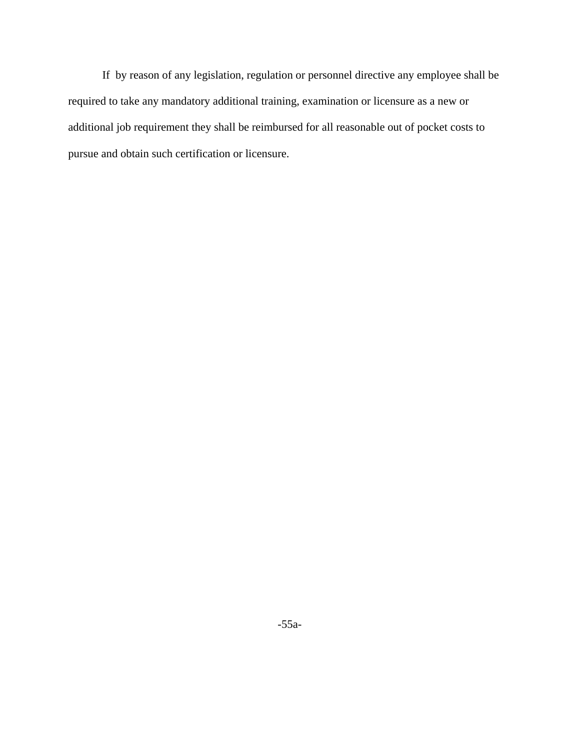If by reason of any legislation, regulation or personnel directive any employee shall be required to take any mandatory additional training, examination or licensure as a new or additional job requirement they shall be reimbursed for all reasonable out of pocket costs to pursue and obtain such certification or licensure.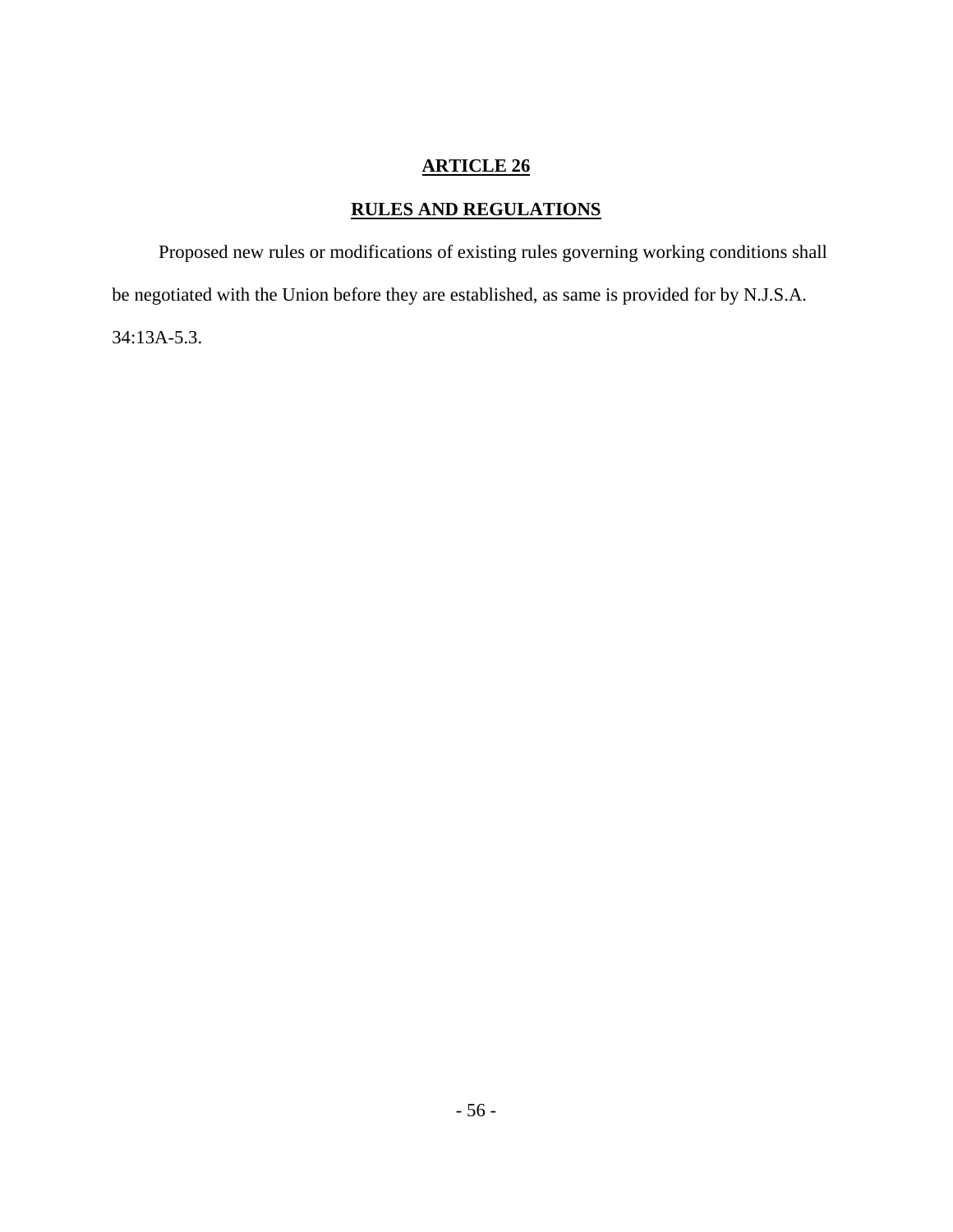## ARTICLE 26

## RULES AND REGULATIONS

Proposed new rules or modifications of existing rules governing working conditions shall be negotiated with the Union before they are established, as same is provided for by N.J.S.A. 34:13A-5.3.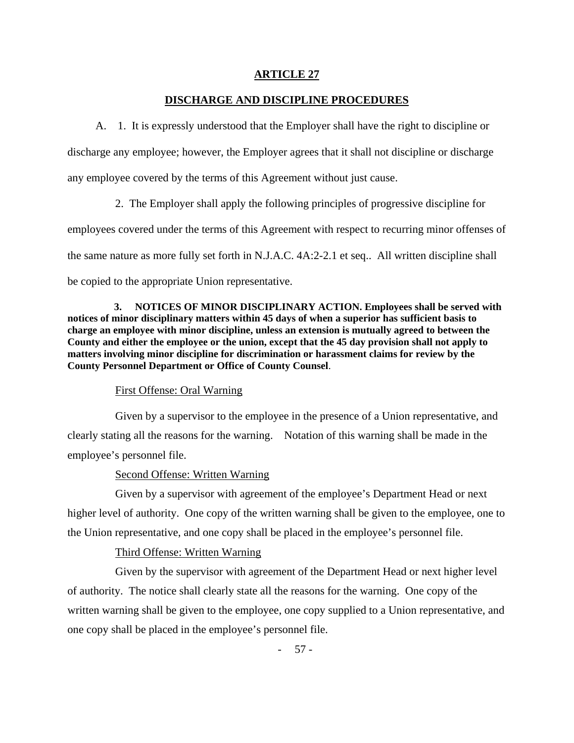# ARTICLE 27

## DISCHARGE AND DISCIPLINE PROCEDURES

A. 1. It is expressly understood that the Employer shall have the right to discipline or discharge any employee; however, the Employer agrees that it shall not discipline or discharge any employee covered by the terms of this Agreement without just cause.

2. The Employer shall apply the following principles of progressive discipline for employees covered under the terms of this Agreement with respect to recurring minor offenses of the same nature as more fully set forth in N.J.A.C. 4A:2-2.1 et seq.. All written discipline shall be copied to the appropriate Union representative.

**3. NOTICES OF MINOR DISCIPLINARY ACTION. Employees shall be served with notices of minor disciplinary matters within 45 days of when a superior has sufficient basis to charge an employee with minor discipline, unless an extension is mutually agreed to between the County and either the employee or the union, except that the 45 day provision shall not apply to matters involving minor discipline for discrimination or harassment claims for review by the County Personnel Department or Office of County Counsel**.

<u>First Offense: Oral Warning</u>

Given by a supervisor to the employee in the presence of a Union representative, and clearly stating all the reasons for the warning. Notation of this warning shall be made in the employee's personnel file.

<u>Second Offense: Written Warning</u>

Given by a supervisor with agreement of the employee's Department Head or next higher level of authority. One copy of the written warning shall be given to the employee, one to the Union representative, and one copy shall be placed in the employee's personnel file.

<u>Third Offense: Written Warning</u>

Given by the supervisor with agreement of the Department Head or next higher level of authority. The notice shall clearly state all the reasons for the warning. One copy of the written warning shall be given to the employee, one copy supplied to a Union representative, and one copy shall be placed in the employee's personnel file.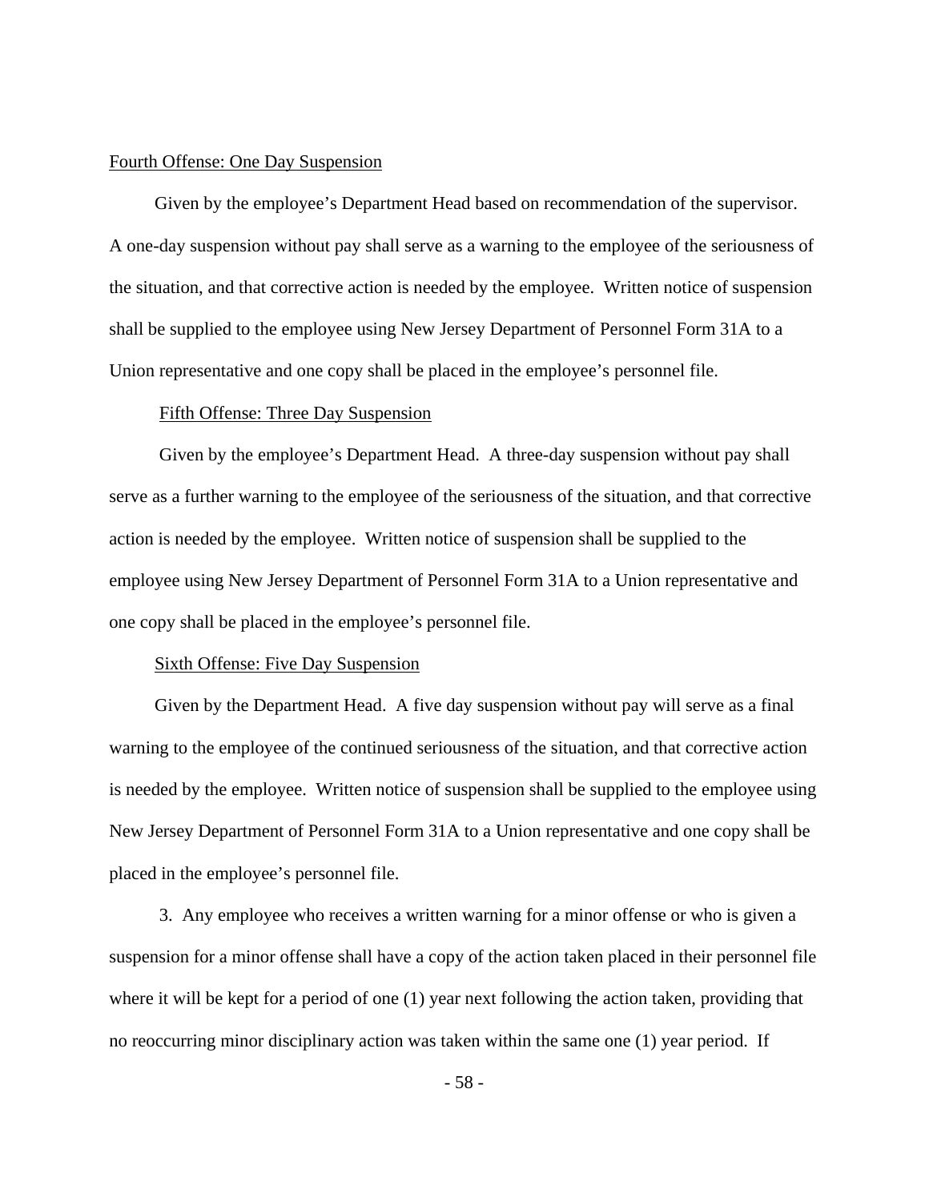Fourth Offense: One Day Suspension

Given by the employee's Department Head based on recommendation of the supervisor. A one-day suspension without pay shall serve as a warning to the employee of the seriousness of the situation, and that corrective action is needed by the employee. Written notice of suspension shall be supplied to the employee using New Jersey Department of Personnel Form 31A to a Union representative and one copy shall be placed in the employee's personnel file.

Fifth Offense: Three Day Suspension

Given by the employee's Department Head. A three-day suspension without pay shall serve as a further warning to the employee of the seriousness of the situation, and that corrective action is needed by the employee. Written notice of suspension shall be supplied to the employee using New Jersey Department of Personnel Form 31A to a Union representative and one copy shall be placed in the employee's personnel file.

Sixth Offense: Five Day Suspension

Given by the Department Head. A five day suspension without pay will serve as a final warning to the employee of the continued seriousness of the situation, and that corrective action is needed by the employee. Written notice of suspension shall be supplied to the employee using New Jersey Department of Personnel Form 31A to a Union representative and one copy shall be placed in the employee's personnel file.

3. Any employee who receives a written warning for a minor offense or who is given a suspension for a minor offense shall have a copy of the action taken placed in their personnel file where it will be kept for a period of one (1) year next following the action taken, providing that no reoccurring minor disciplinary action was taken within the same one (1) year period. If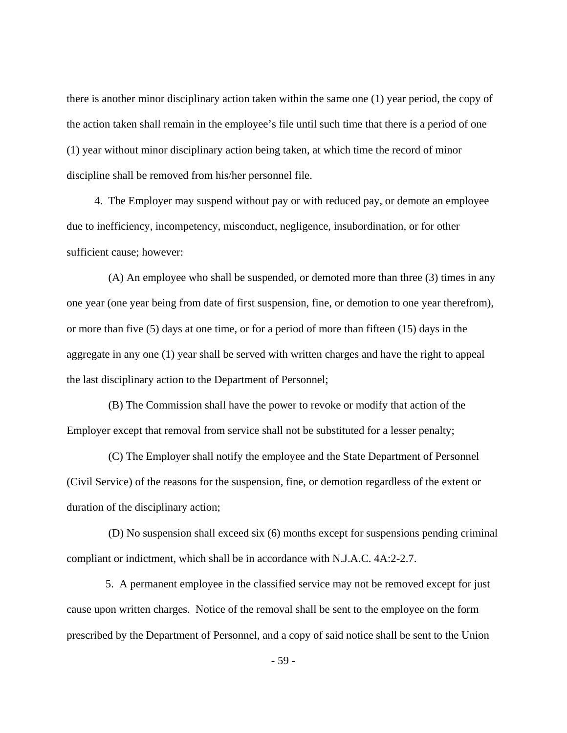there is another minor disciplinary action taken within the same one (1) year period, the copy of the action taken shall remain in the employee's file until such time that there is a period of one (1) year without minor disciplinary action being taken, at which time the record of minor discipline shall be removed from his/her personnel file.

4. The Employer may suspend without pay or with reduced pay, or demote an employee due to inefficiency, incompetency, misconduct, negligence, insubordination, or for other sufficient cause; however:

(A) An employee who shall be suspended, or demoted more than three (3) times in any one year (one year being from date of first suspension, fine, or demotion to one year therefrom), or more than five (5) days at one time, or for a period of more than fifteen (15) days in the aggregate in any one (1) year shall be served with written charges and have the right to appeal the last disciplinary action to the Department of Personnel;

(B) The Commission shall have the power to revoke or modify that action of the Employer except that removal from service shall not be substituted for a lesser penalty;

(C) The Employer shall notify the employee and the State Department of Personnel (Civil Service) of the reasons for the suspension, fine, or demotion regardless of the extent or duration of the disciplinary action;

(D) No suspension shall exceed six (6) months except for suspensions pending criminal compliant or indictment, which shall be in accordance with N.J.A.C. 4A:2-2.7.

5. A permanent employee in the classified service may not be removed except for just cause upon written charges. Notice of the removal shall be sent to the employee on the form prescribed by the Department of Personnel, and a copy of said notice shall be sent to the Union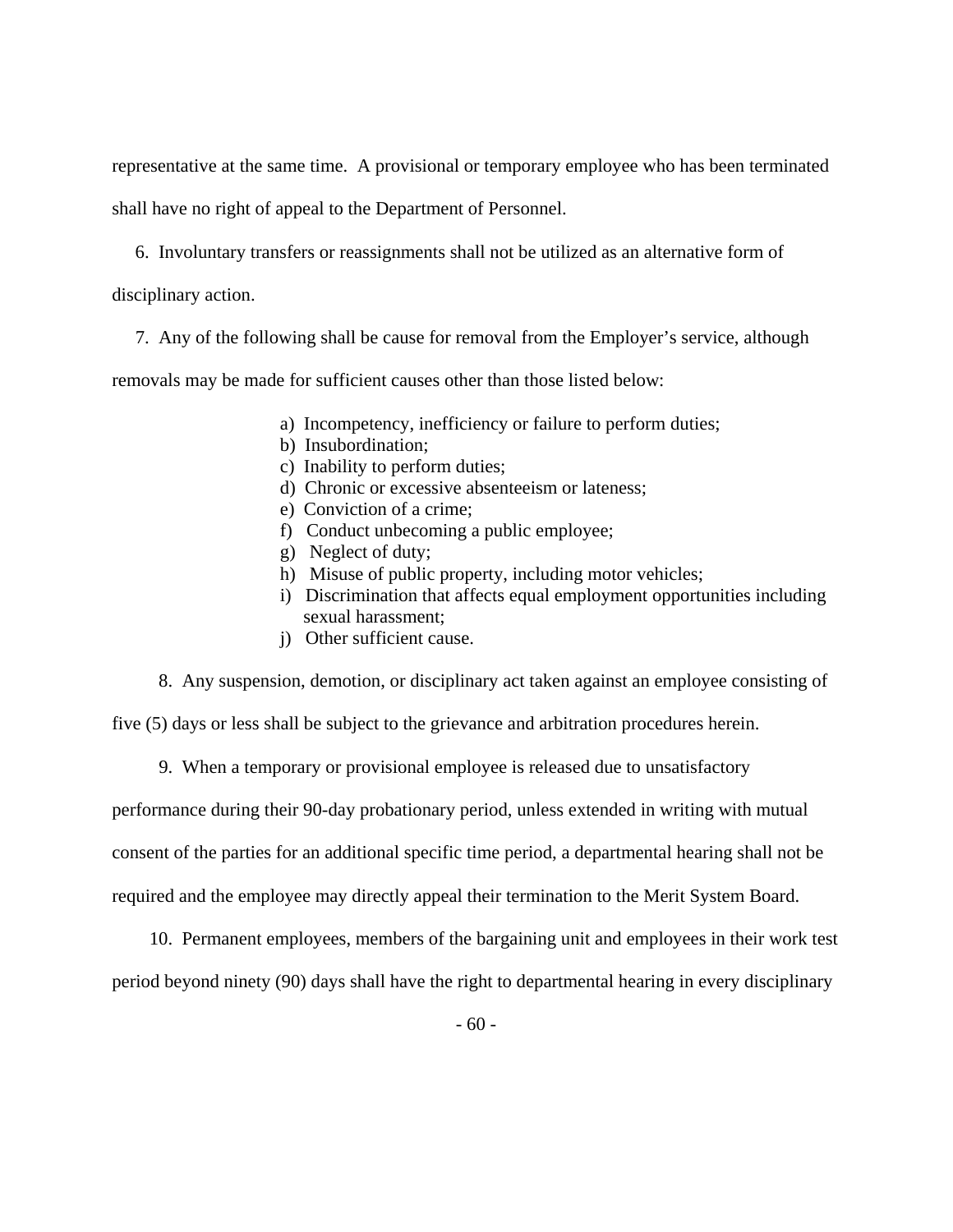representative at the same time. A provisional or temporary employee who has been terminated shall have no right of appeal to the Department of Personnel.

6. Involuntary transfers or reassignments shall not be utilized as an alternative form of disciplinary action.

7. Any of the following shall be cause for removal from the Employer's service, although removals may be made for sufficient causes other than those listed below:

a) Incompetency, inefficiency or failure to perform duties;
b) Insubordination;
c) Inability to perform duties;
d) Chronic or excessive absenteeism or lateness;
e) Conviction of a crime;
f) Conduct unbecoming a public employee;
g) Neglect of duty;
h) Misuse of public property, including motor vehicles;
i) Discrimination that affects equal employment opportunities including sexual harassment;
j) Other sufficient cause.

8. Any suspension, demotion, or disciplinary act taken against an employee consisting of five (5) days or less shall be subject to the grievance and arbitration procedures herein.

9. When a temporary or provisional employee is released due to unsatisfactory performance during their 90-day probationary period, unless extended in writing with mutual consent of the parties for an additional specific time period, a departmental hearing shall not be required and the employee may directly appeal their termination to the Merit System Board.

10. Permanent employees, members of the bargaining unit and employees in their work test period beyond ninety (90) days shall have the right to departmental hearing in every disciplinary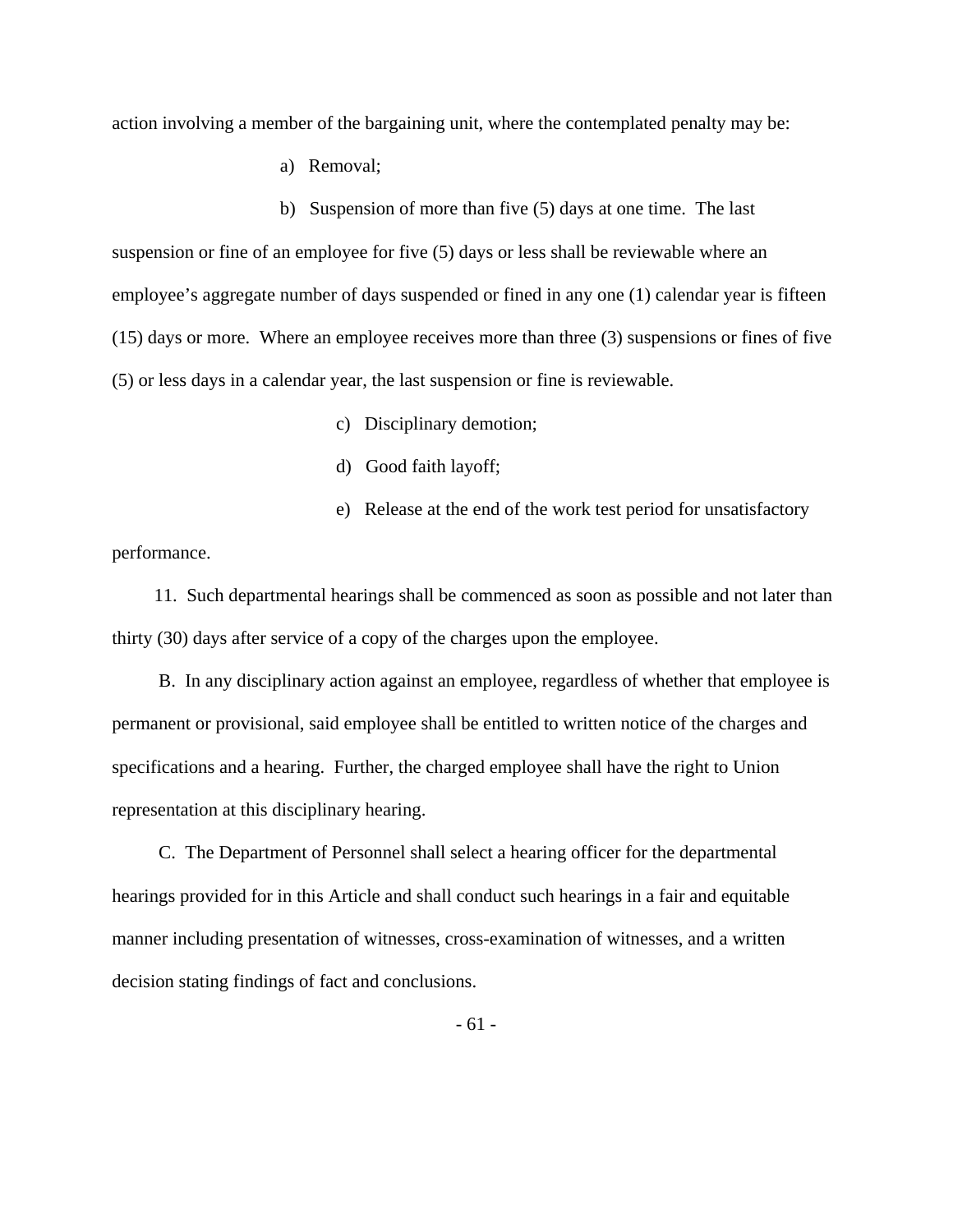action involving a member of the bargaining unit, where the contemplated penalty may be:

a) Removal;

b) Suspension of more than five (5) days at one time. The last suspension or fine of an employee for five (5) days or less shall be reviewable where an employee's aggregate number of days suspended or fined in any one (1) calendar year is fifteen (15) days or more. Where an employee receives more than three (3) suspensions or fines of five (5) or less days in a calendar year, the last suspension or fine is reviewable.

c) Disciplinary demotion;

d) Good faith layoff;

e) Release at the end of the work test period for unsatisfactory performance.

11. Such departmental hearings shall be commenced as soon as possible and not later than thirty (30) days after service of a copy of the charges upon the employee.

B. In any disciplinary action against an employee, regardless of whether that employee is permanent or provisional, said employee shall be entitled to written notice of the charges and specifications and a hearing. Further, the charged employee shall have the right to Union representation at this disciplinary hearing.

C. The Department of Personnel shall select a hearing officer for the departmental hearings provided for in this Article and shall conduct such hearings in a fair and equitable manner including presentation of witnesses, cross-examination of witnesses, and a written decision stating findings of fact and conclusions.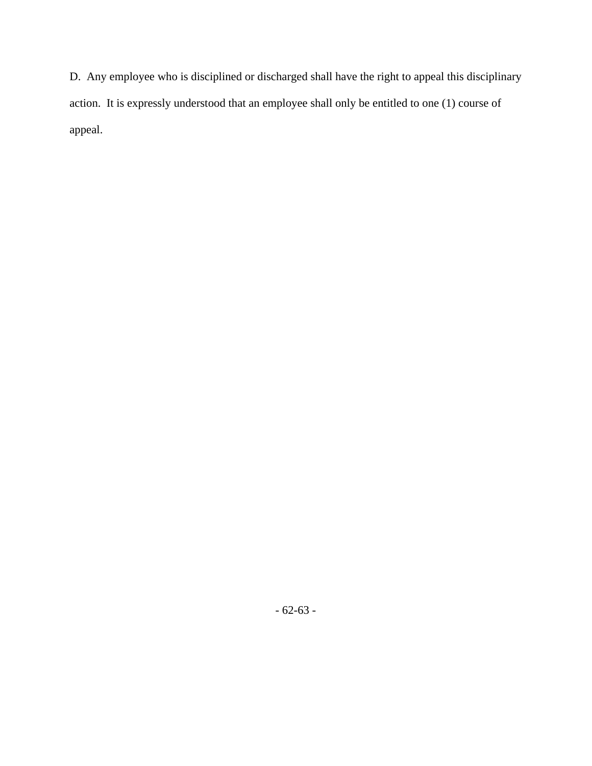D.  Any employee who is disciplined or discharged shall have the right to appeal this disciplinary action.  It is expressly understood that an employee shall only be entitled to one (1) course of appeal.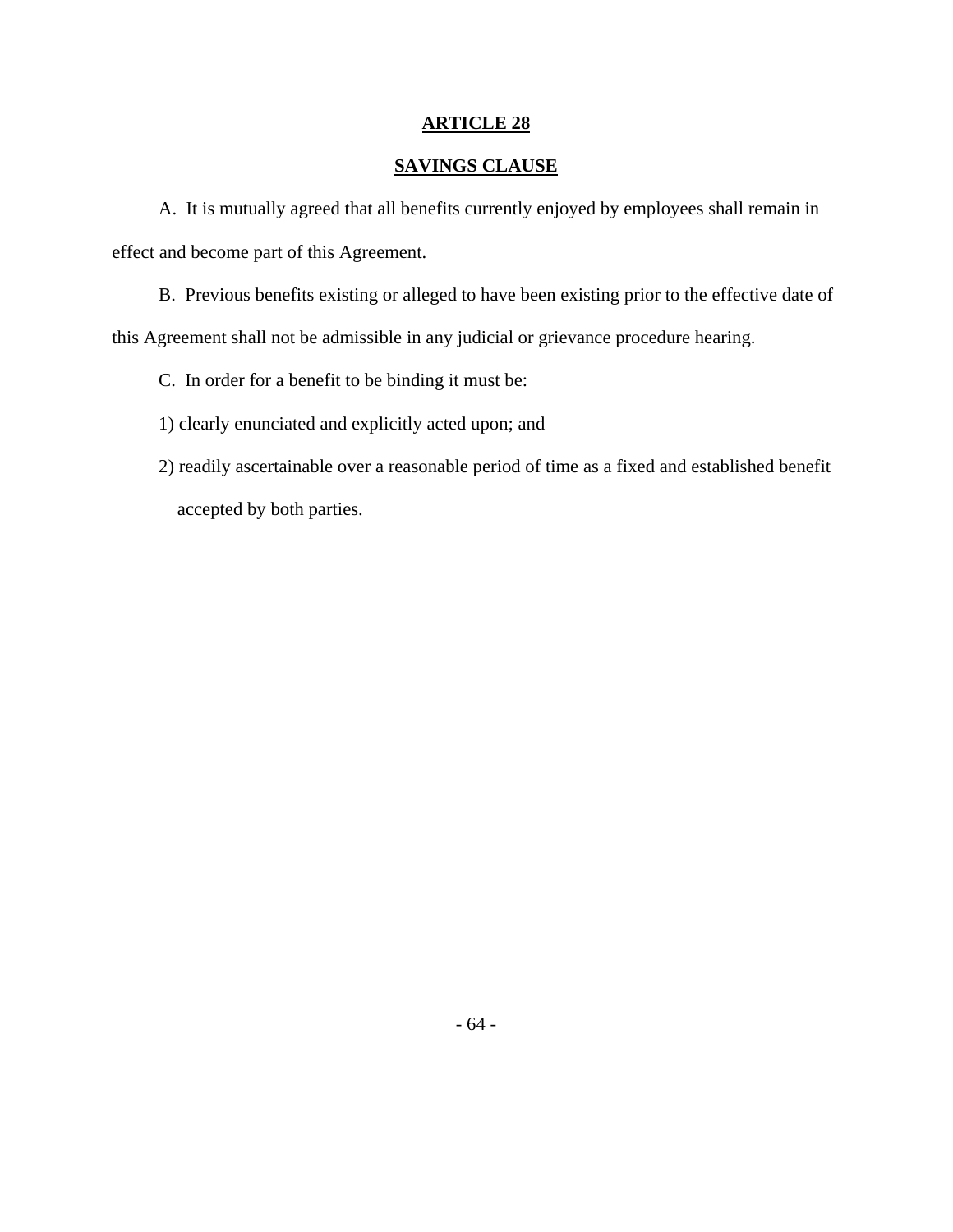## ARTICLE 28

## SAVINGS CLAUSE

A. It is mutually agreed that all benefits currently enjoyed by employees shall remain in effect and become part of this Agreement.

B. Previous benefits existing or alleged to have been existing prior to the effective date of this Agreement shall not be admissible in any judicial or grievance procedure hearing.

C. In order for a benefit to be binding it must be:

1) clearly enunciated and explicitly acted upon; and

2) readily ascertainable over a reasonable period of time as a fixed and established benefit accepted by both parties.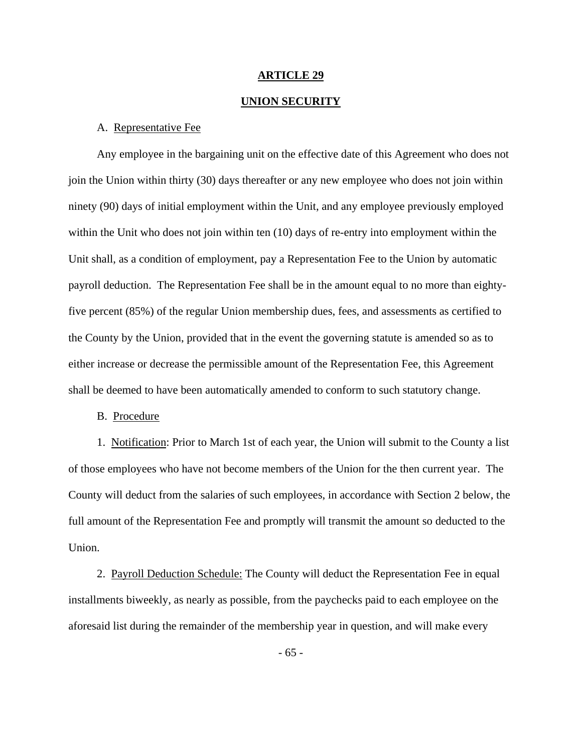## ARTICLE 29

## UNION SECURITY

A. Representative Fee

Any employee in the bargaining unit on the effective date of this Agreement who does not join the Union within thirty (30) days thereafter or any new employee who does not join within ninety (90) days of initial employment within the Unit, and any employee previously employed within the Unit who does not join within ten (10) days of re-entry into employment within the Unit shall, as a condition of employment, pay a Representation Fee to the Union by automatic payroll deduction. The Representation Fee shall be in the amount equal to no more than eighty-five percent (85%) of the regular Union membership dues, fees, and assessments as certified to the County by the Union, provided that in the event the governing statute is amended so as to either increase or decrease the permissible amount of the Representation Fee, this Agreement shall be deemed to have been automatically amended to conform to such statutory change.

B. Procedure

1. Notification: Prior to March 1st of each year, the Union will submit to the County a list of those employees who have not become members of the Union for the then current year. The County will deduct from the salaries of such employees, in accordance with Section 2 below, the full amount of the Representation Fee and promptly will transmit the amount so deducted to the Union.

2. Payroll Deduction Schedule: The County will deduct the Representation Fee in equal installments biweekly, as nearly as possible, from the paychecks paid to each employee on the aforesaid list during the remainder of the membership year in question, and will make every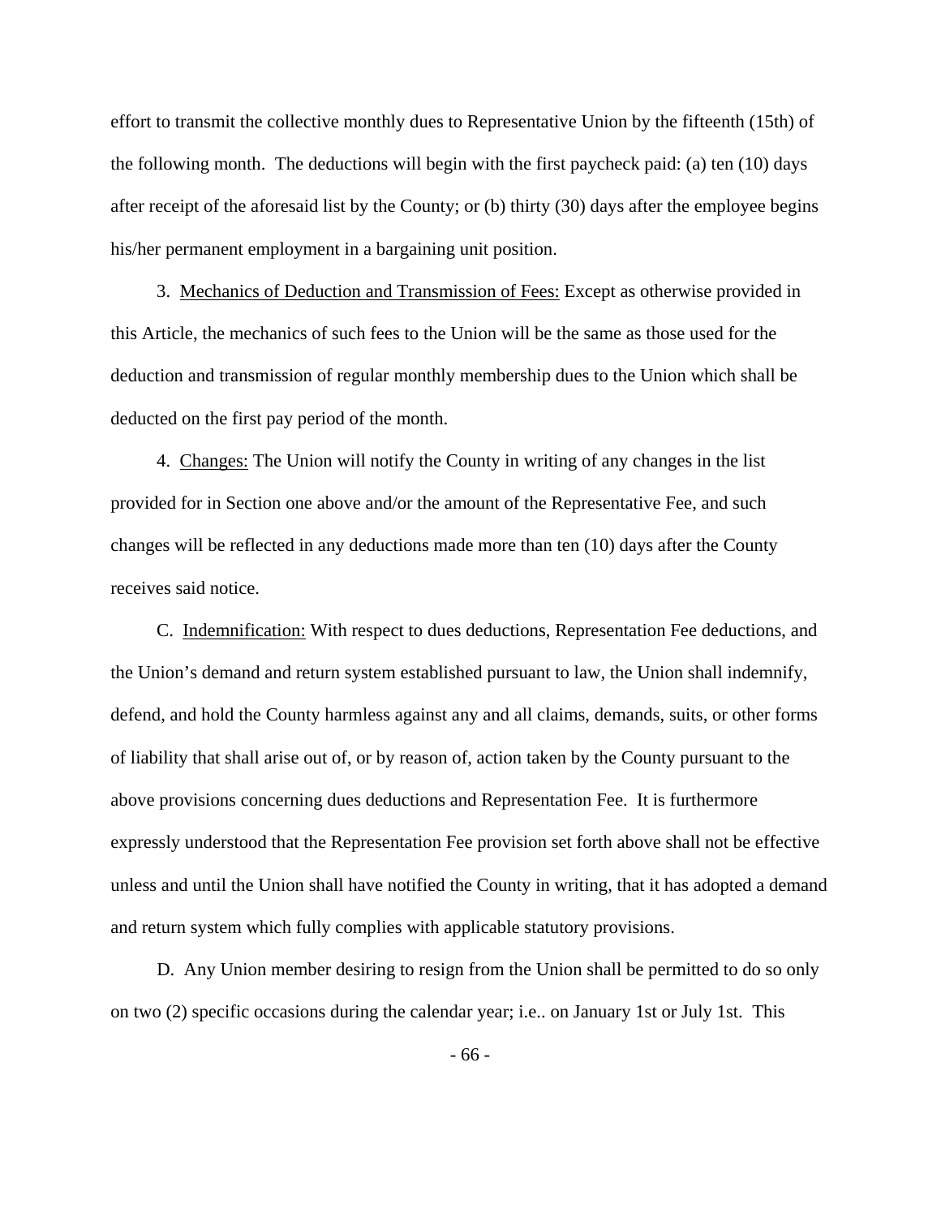effort to transmit the collective monthly dues to Representative Union by the fifteenth (15th) of the following month. The deductions will begin with the first paycheck paid: (a) ten (10) days after receipt of the aforesaid list by the County; or (b) thirty (30) days after the employee begins his/her permanent employment in a bargaining unit position.

3. Mechanics of Deduction and Transmission of Fees: Except as otherwise provided in this Article, the mechanics of such fees to the Union will be the same as those used for the deduction and transmission of regular monthly membership dues to the Union which shall be deducted on the first pay period of the month.

4. Changes: The Union will notify the County in writing of any changes in the list provided for in Section one above and/or the amount of the Representative Fee, and such changes will be reflected in any deductions made more than ten (10) days after the County receives said notice.

C. Indemnification: With respect to dues deductions, Representation Fee deductions, and the Union's demand and return system established pursuant to law, the Union shall indemnify, defend, and hold the County harmless against any and all claims, demands, suits, or other forms of liability that shall arise out of, or by reason of, action taken by the County pursuant to the above provisions concerning dues deductions and Representation Fee. It is furthermore expressly understood that the Representation Fee provision set forth above shall not be effective unless and until the Union shall have notified the County in writing, that it has adopted a demand and return system which fully complies with applicable statutory provisions.

D. Any Union member desiring to resign from the Union shall be permitted to do so only on two (2) specific occasions during the calendar year; i.e.. on January 1st or July 1st. This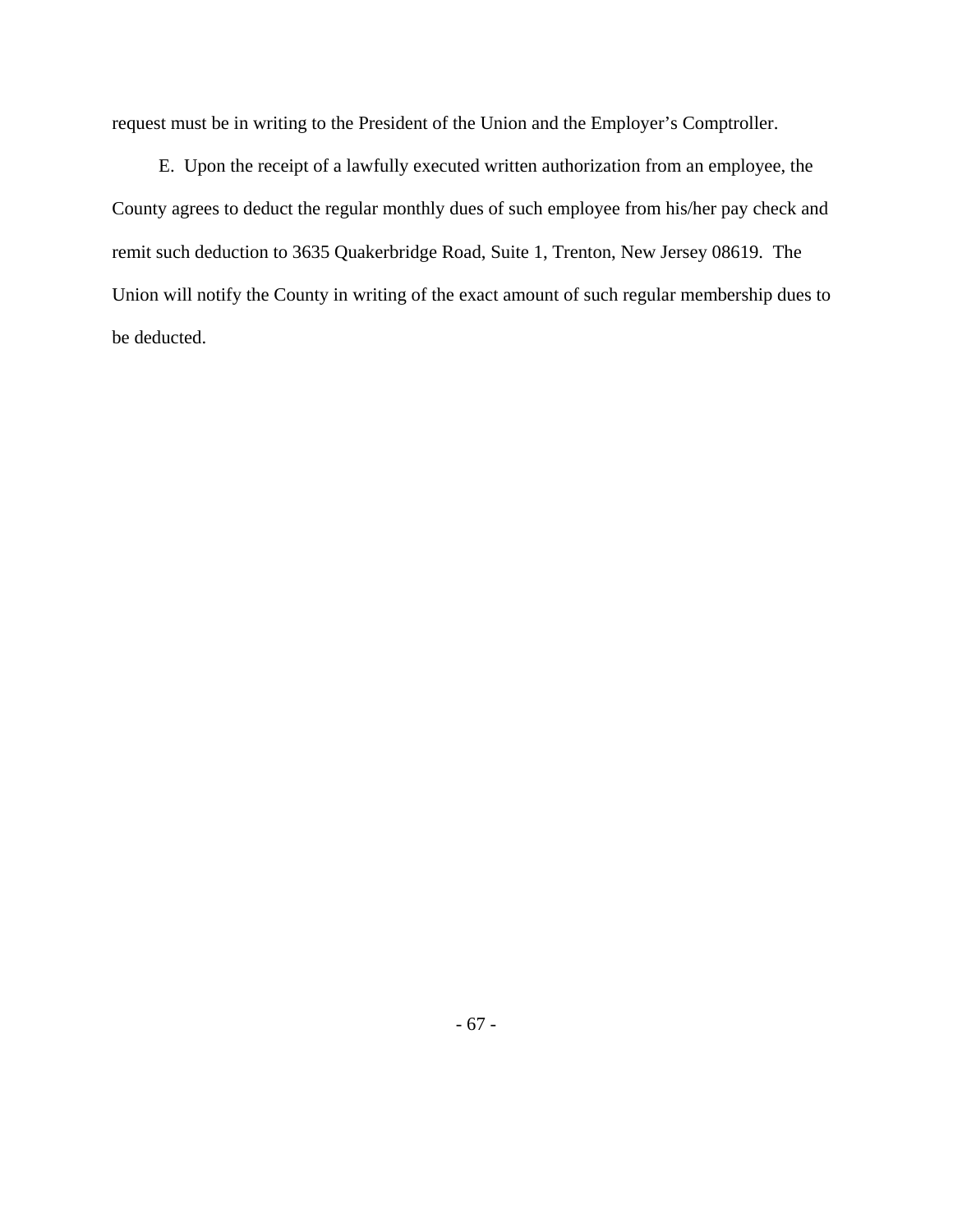request must be in writing to the President of the Union and the Employer's Comptroller.

E. Upon the receipt of a lawfully executed written authorization from an employee, the County agrees to deduct the regular monthly dues of such employee from his/her pay check and remit such deduction to 3635 Quakerbridge Road, Suite 1, Trenton, New Jersey 08619. The Union will notify the County in writing of the exact amount of such regular membership dues to be deducted.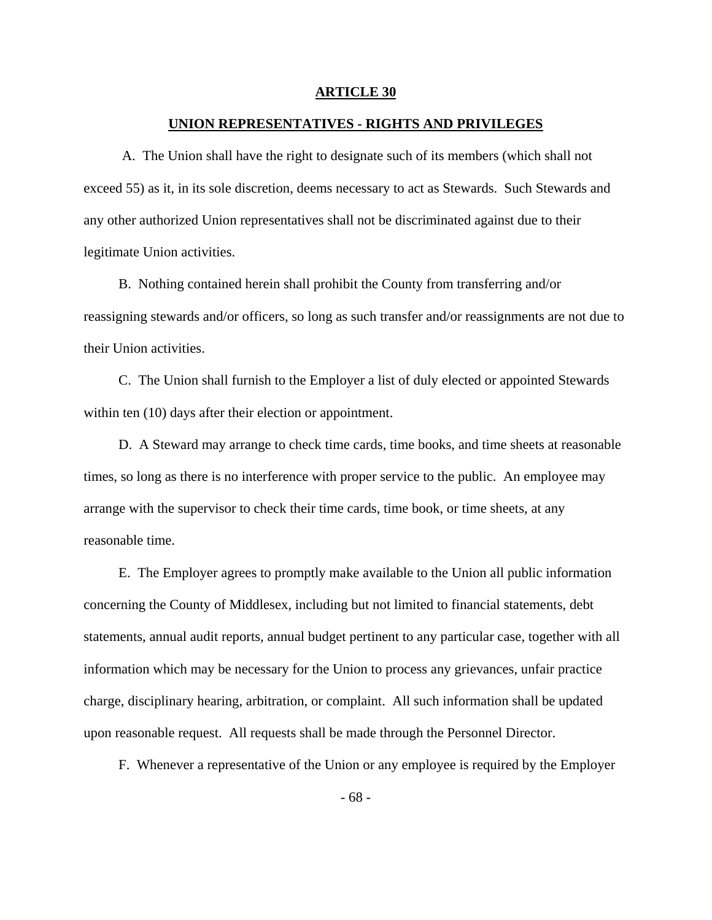# ARTICLE 30

## UNION REPRESENTATIVES - RIGHTS AND PRIVILEGES

A. The Union shall have the right to designate such of its members (which shall not exceed 55) as it, in its sole discretion, deems necessary to act as Stewards. Such Stewards and any other authorized Union representatives shall not be discriminated against due to their legitimate Union activities.

B. Nothing contained herein shall prohibit the County from transferring and/or reassigning stewards and/or officers, so long as such transfer and/or reassignments are not due to their Union activities.

C. The Union shall furnish to the Employer a list of duly elected or appointed Stewards within ten (10) days after their election or appointment.

D. A Steward may arrange to check time cards, time books, and time sheets at reasonable times, so long as there is no interference with proper service to the public. An employee may arrange with the supervisor to check their time cards, time book, or time sheets, at any reasonable time.

E. The Employer agrees to promptly make available to the Union all public information concerning the County of Middlesex, including but not limited to financial statements, debt statements, annual audit reports, annual budget pertinent to any particular case, together with all information which may be necessary for the Union to process any grievances, unfair practice charge, disciplinary hearing, arbitration, or complaint. All such information shall be updated upon reasonable request. All requests shall be made through the Personnel Director.

F. Whenever a representative of the Union or any employee is required by the Employer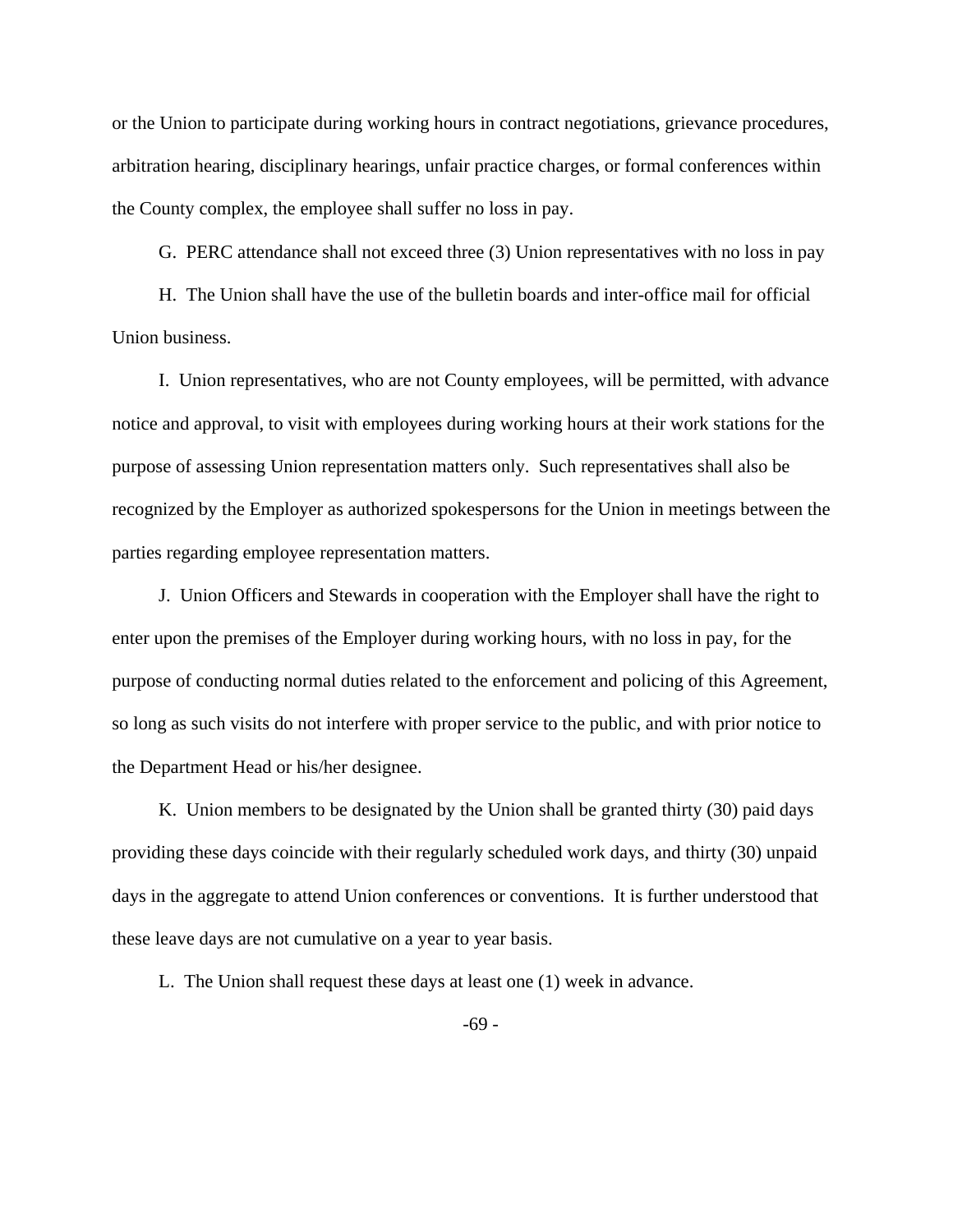or the Union to participate during working hours in contract negotiations, grievance procedures, arbitration hearing, disciplinary hearings, unfair practice charges, or formal conferences within the County complex, the employee shall suffer no loss in pay.

G. PERC attendance shall not exceed three (3) Union representatives with no loss in pay

H. The Union shall have the use of the bulletin boards and inter-office mail for official Union business.

I. Union representatives, who are not County employees, will be permitted, with advance notice and approval, to visit with employees during working hours at their work stations for the purpose of assessing Union representation matters only. Such representatives shall also be recognized by the Employer as authorized spokespersons for the Union in meetings between the parties regarding employee representation matters.

J. Union Officers and Stewards in cooperation with the Employer shall have the right to enter upon the premises of the Employer during working hours, with no loss in pay, for the purpose of conducting normal duties related to the enforcement and policing of this Agreement, so long as such visits do not interfere with proper service to the public, and with prior notice to the Department Head or his/her designee.

K. Union members to be designated by the Union shall be granted thirty (30) paid days providing these days coincide with their regularly scheduled work days, and thirty (30) unpaid days in the aggregate to attend Union conferences or conventions. It is further understood that these leave days are not cumulative on a year to year basis.

L. The Union shall request these days at least one (1) week in advance.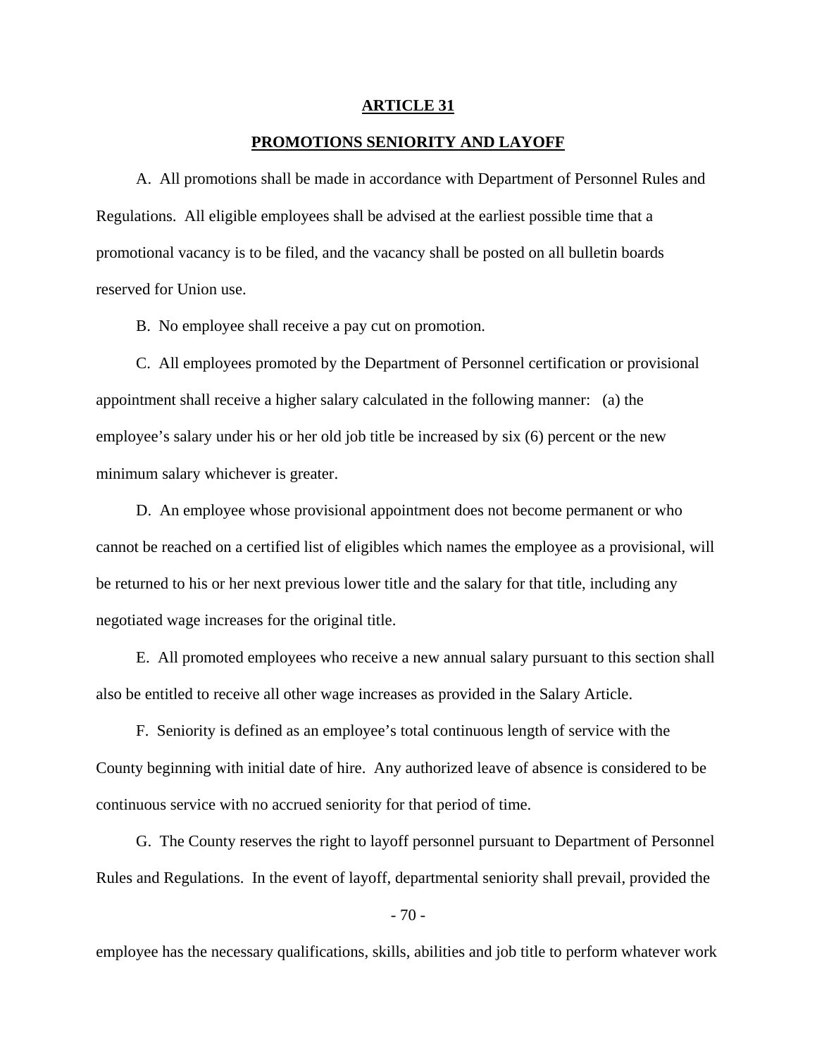# ARTICLE 31

## PROMOTIONS SENIORITY AND LAYOFF

A. All promotions shall be made in accordance with Department of Personnel Rules and Regulations. All eligible employees shall be advised at the earliest possible time that a promotional vacancy is to be filed, and the vacancy shall be posted on all bulletin boards reserved for Union use.

B. No employee shall receive a pay cut on promotion.

C. All employees promoted by the Department of Personnel certification or provisional appointment shall receive a higher salary calculated in the following manner: (a) the employee's salary under his or her old job title be increased by six (6) percent or the new minimum salary whichever is greater.

D. An employee whose provisional appointment does not become permanent or who cannot be reached on a certified list of eligibles which names the employee as a provisional, will be returned to his or her next previous lower title and the salary for that title, including any negotiated wage increases for the original title.

E. All promoted employees who receive a new annual salary pursuant to this section shall also be entitled to receive all other wage increases as provided in the Salary Article.

F. Seniority is defined as an employee's total continuous length of service with the County beginning with initial date of hire. Any authorized leave of absence is considered to be continuous service with no accrued seniority for that period of time.

G. The County reserves the right to layoff personnel pursuant to Department of Personnel Rules and Regulations. In the event of layoff, departmental seniority shall prevail, provided the employee has the necessary qualifications, skills, abilities and job title to perform whatever work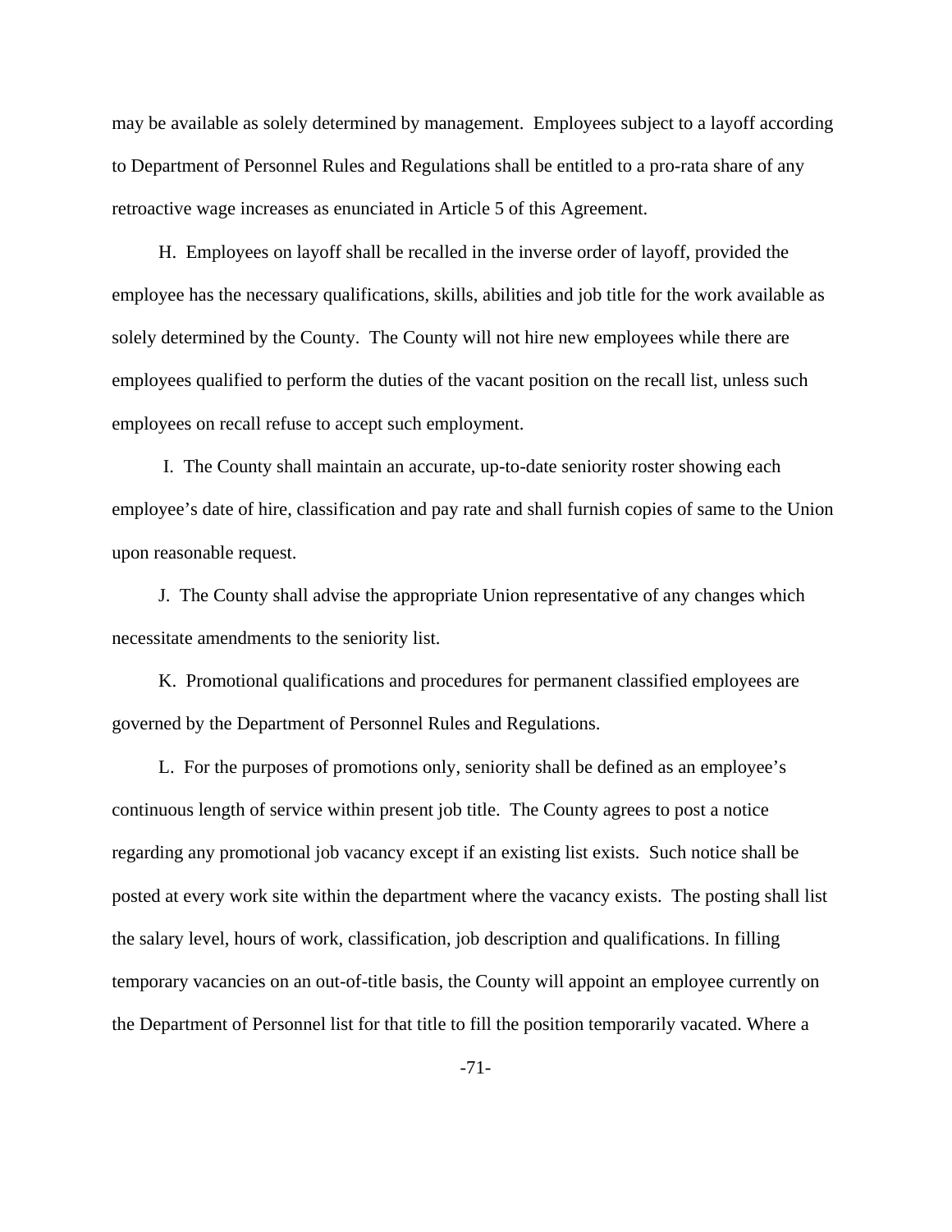may be available as solely determined by management. Employees subject to a layoff according to Department of Personnel Rules and Regulations shall be entitled to a pro-rata share of any retroactive wage increases as enunciated in Article 5 of this Agreement.

H. Employees on layoff shall be recalled in the inverse order of layoff, provided the employee has the necessary qualifications, skills, abilities and job title for the work available as solely determined by the County. The County will not hire new employees while there are employees qualified to perform the duties of the vacant position on the recall list, unless such employees on recall refuse to accept such employment.

I. The County shall maintain an accurate, up-to-date seniority roster showing each employee's date of hire, classification and pay rate and shall furnish copies of same to the Union upon reasonable request.

J. The County shall advise the appropriate Union representative of any changes which necessitate amendments to the seniority list.

K. Promotional qualifications and procedures for permanent classified employees are governed by the Department of Personnel Rules and Regulations.

L. For the purposes of promotions only, seniority shall be defined as an employee's continuous length of service within present job title. The County agrees to post a notice regarding any promotional job vacancy except if an existing list exists. Such notice shall be posted at every work site within the department where the vacancy exists. The posting shall list the salary level, hours of work, classification, job description and qualifications. In filling temporary vacancies on an out-of-title basis, the County will appoint an employee currently on the Department of Personnel list for that title to fill the position temporarily vacated. Where a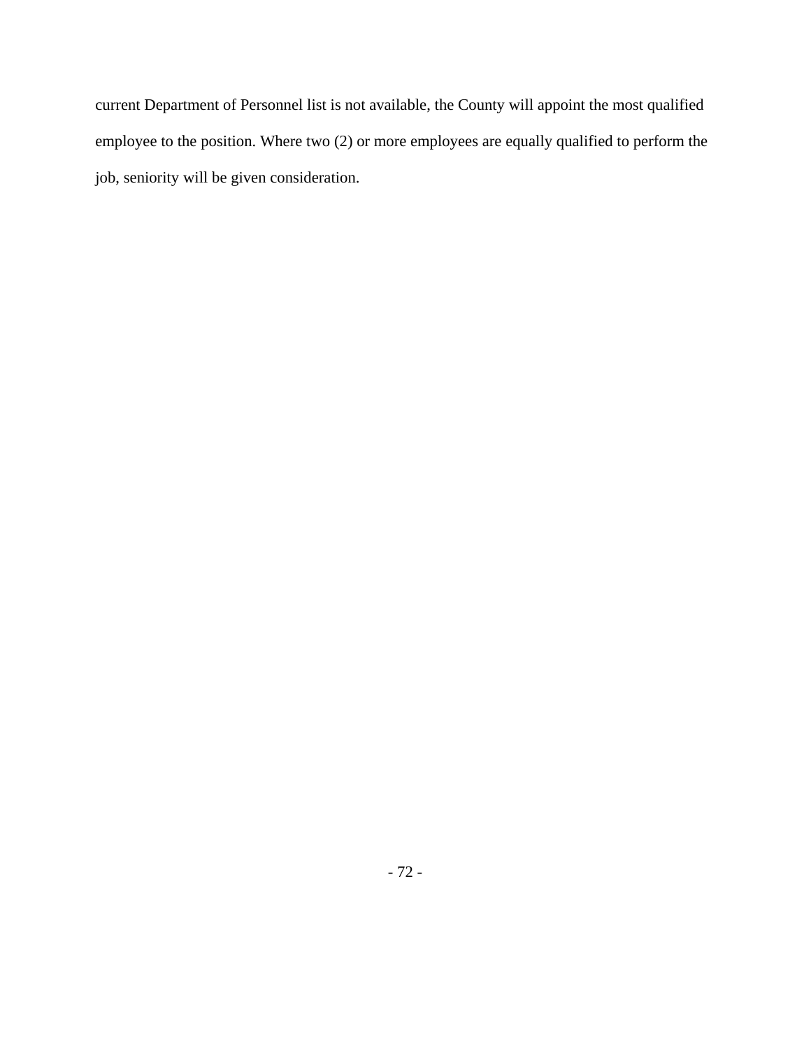current Department of Personnel list is not available, the County will appoint the most qualified employee to the position. Where two (2) or more employees are equally qualified to perform the job, seniority will be given consideration.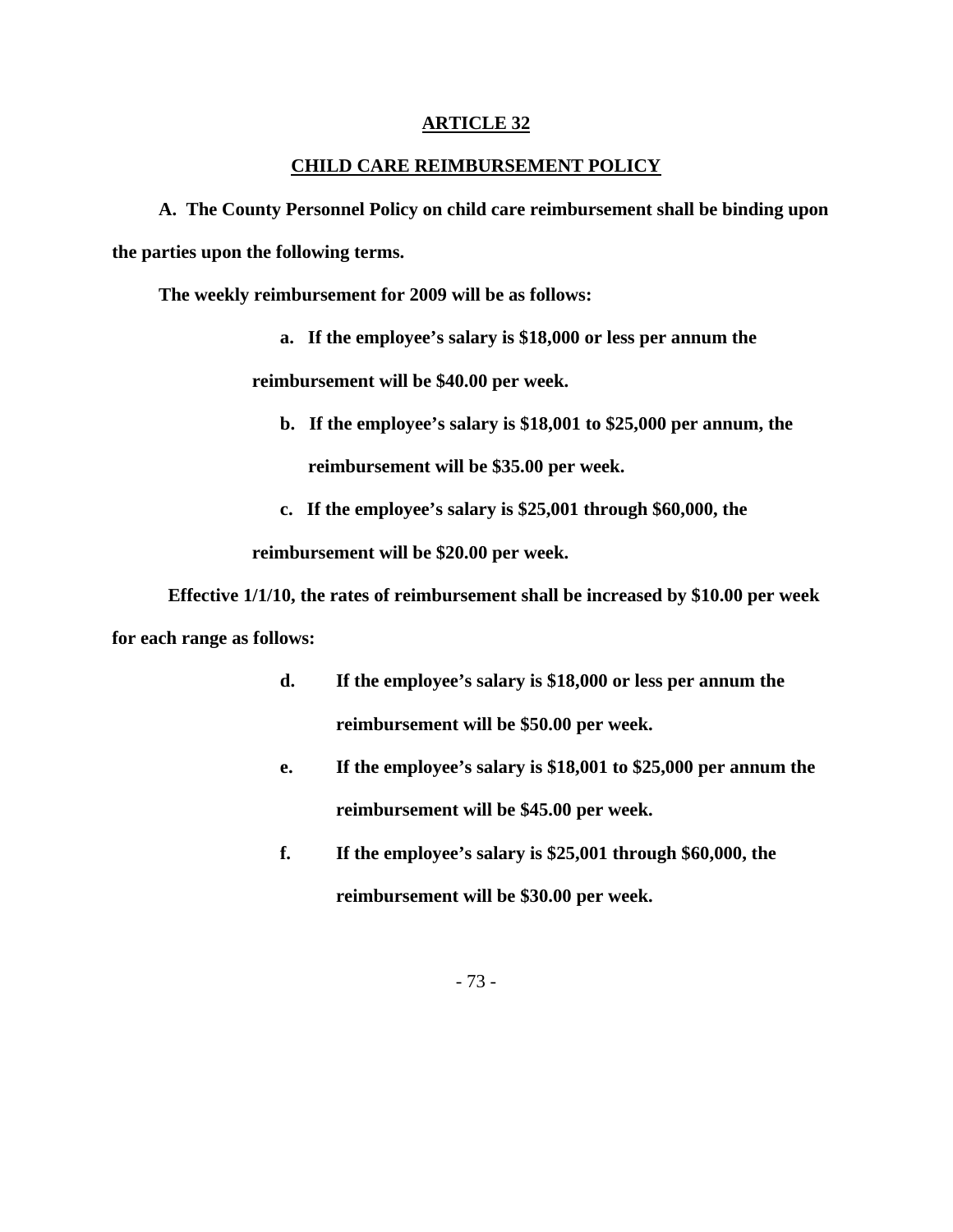## ARTICLE 32

## CHILD CARE REIMBURSEMENT POLICY

**A. The County Personnel Policy on child care reimbursement shall be binding upon the parties upon the following terms.**

**The weekly reimbursement for 2009 will be as follows:**

> **a. If the employee's salary is $18,000 or less per annum the reimbursement will be $40.00 per week.**
>
> **b. If the employee's salary is $18,001 to $25,000 per annum, the reimbursement will be $35.00 per week.**
>
> **c. If the employee's salary is $25,001 through $60,000, the reimbursement will be $20.00 per week.**

**Effective 1/1/10, the rates of reimbursement shall be increased by $10.00 per week for each range as follows:**

> **d. If the employee's salary is $18,000 or less per annum the reimbursement will be $50.00 per week.**
>
> **e. If the employee's salary is $18,001 to $25,000 per annum the reimbursement will be $45.00 per week.**
>
> **f. If the employee's salary is $25,001 through $60,000, the reimbursement will be $30.00 per week.**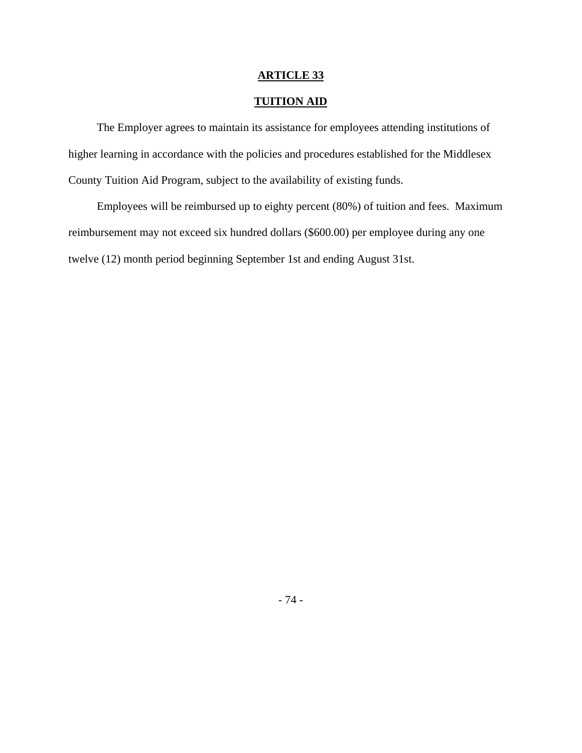## ARTICLE 33

## TUITION AID

The Employer agrees to maintain its assistance for employees attending institutions of higher learning in accordance with the policies and procedures established for the Middlesex County Tuition Aid Program, subject to the availability of existing funds.

Employees will be reimbursed up to eighty percent (80%) of tuition and fees. Maximum reimbursement may not exceed six hundred dollars ($600.00) per employee during any one twelve (12) month period beginning September 1st and ending August 31st.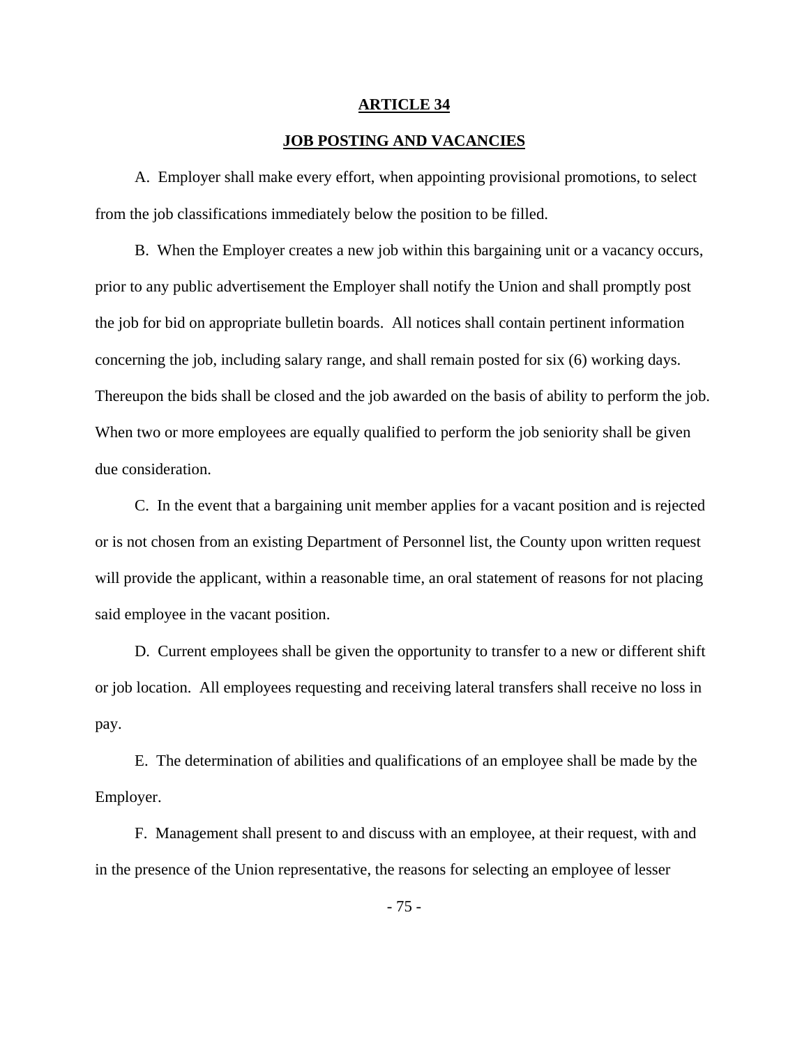# ARTICLE 34

## JOB POSTING AND VACANCIES

A. Employer shall make every effort, when appointing provisional promotions, to select from the job classifications immediately below the position to be filled.

B. When the Employer creates a new job within this bargaining unit or a vacancy occurs, prior to any public advertisement the Employer shall notify the Union and shall promptly post the job for bid on appropriate bulletin boards. All notices shall contain pertinent information concerning the job, including salary range, and shall remain posted for six (6) working days. Thereupon the bids shall be closed and the job awarded on the basis of ability to perform the job. When two or more employees are equally qualified to perform the job seniority shall be given due consideration.

C. In the event that a bargaining unit member applies for a vacant position and is rejected or is not chosen from an existing Department of Personnel list, the County upon written request will provide the applicant, within a reasonable time, an oral statement of reasons for not placing said employee in the vacant position.

D. Current employees shall be given the opportunity to transfer to a new or different shift or job location. All employees requesting and receiving lateral transfers shall receive no loss in pay.

E. The determination of abilities and qualifications of an employee shall be made by the Employer.

F. Management shall present to and discuss with an employee, at their request, with and in the presence of the Union representative, the reasons for selecting an employee of lesser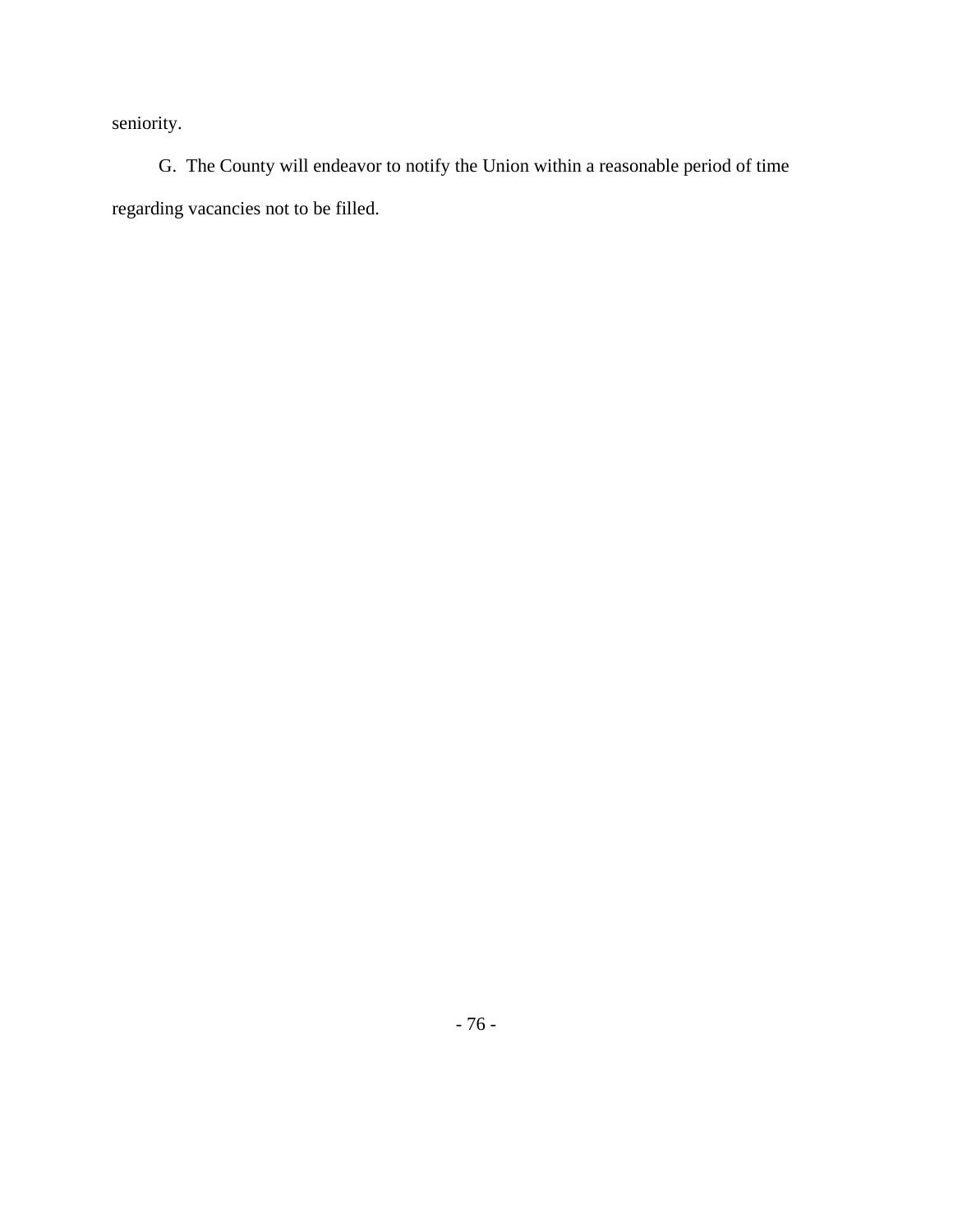seniority.

G. The County will endeavor to notify the Union within a reasonable period of time regarding vacancies not to be filled.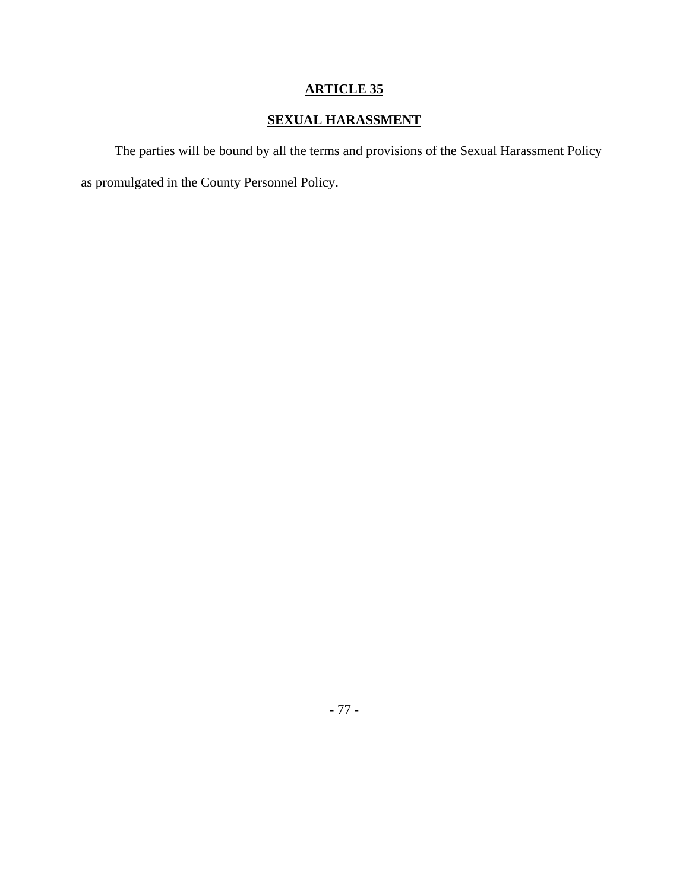# ARTICLE 35

## SEXUAL HARASSMENT

The parties will be bound by all the terms and provisions of the Sexual Harassment Policy as promulgated in the County Personnel Policy.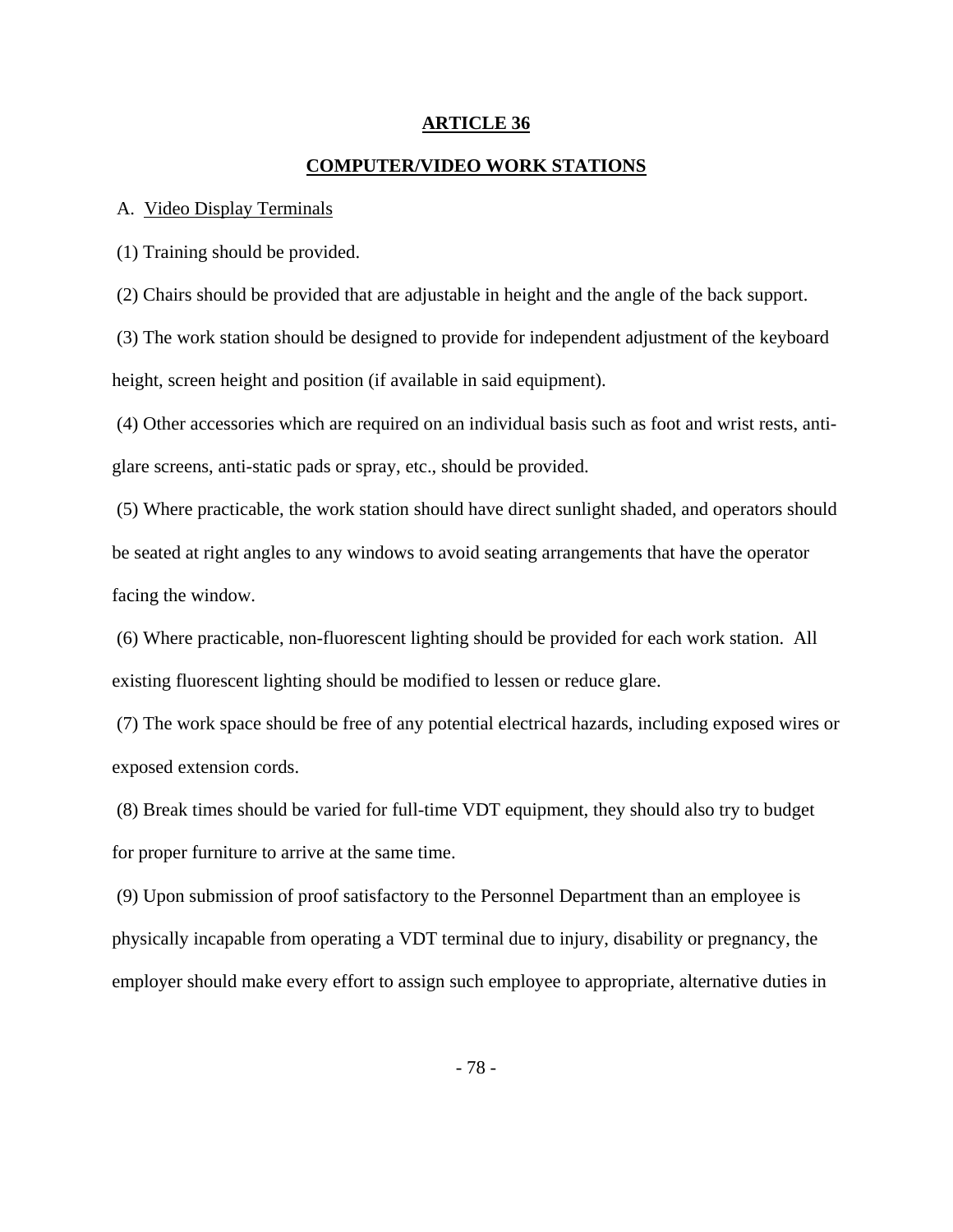## ARTICLE 36

## COMPUTER/VIDEO WORK STATIONS

A. Video Display Terminals

(1) Training should be provided.

(2) Chairs should be provided that are adjustable in height and the angle of the back support.

(3) The work station should be designed to provide for independent adjustment of the keyboard height, screen height and position (if available in said equipment).

(4) Other accessories which are required on an individual basis such as foot and wrist rests, anti-glare screens, anti-static pads or spray, etc., should be provided.

(5) Where practicable, the work station should have direct sunlight shaded, and operators should be seated at right angles to any windows to avoid seating arrangements that have the operator facing the window.

(6) Where practicable, non-fluorescent lighting should be provided for each work station. All existing fluorescent lighting should be modified to lessen or reduce glare.

(7) The work space should be free of any potential electrical hazards, including exposed wires or exposed extension cords.

(8) Break times should be varied for full-time VDT equipment, they should also try to budget for proper furniture to arrive at the same time.

(9) Upon submission of proof satisfactory to the Personnel Department than an employee is physically incapable from operating a VDT terminal due to injury, disability or pregnancy, the employer should make every effort to assign such employee to appropriate, alternative duties in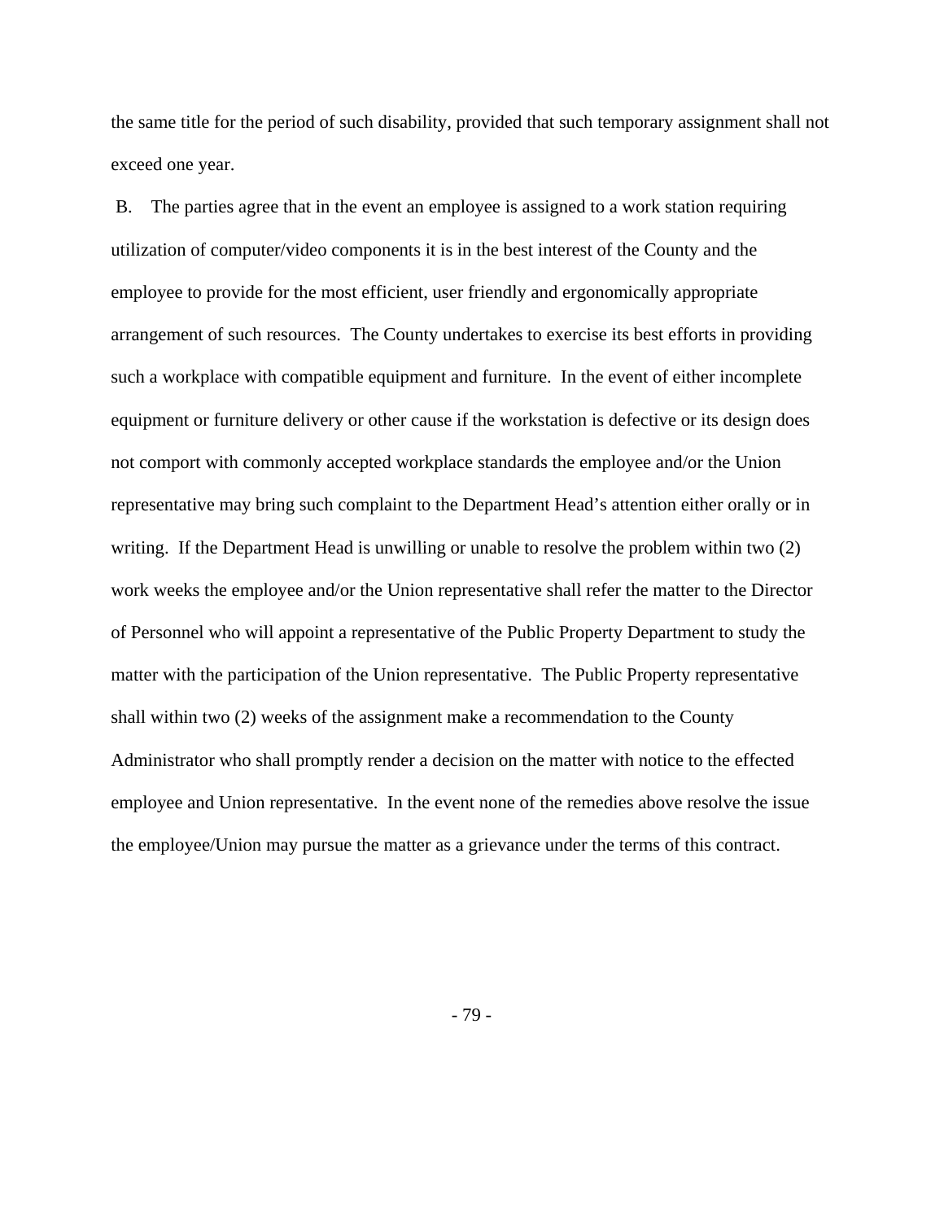the same title for the period of such disability, provided that such temporary assignment shall not exceed one year.

B. The parties agree that in the event an employee is assigned to a work station requiring utilization of computer/video components it is in the best interest of the County and the employee to provide for the most efficient, user friendly and ergonomically appropriate arrangement of such resources. The County undertakes to exercise its best efforts in providing such a workplace with compatible equipment and furniture. In the event of either incomplete equipment or furniture delivery or other cause if the workstation is defective or its design does not comport with commonly accepted workplace standards the employee and/or the Union representative may bring such complaint to the Department Head's attention either orally or in writing. If the Department Head is unwilling or unable to resolve the problem within two (2) work weeks the employee and/or the Union representative shall refer the matter to the Director of Personnel who will appoint a representative of the Public Property Department to study the matter with the participation of the Union representative. The Public Property representative shall within two (2) weeks of the assignment make a recommendation to the County Administrator who shall promptly render a decision on the matter with notice to the effected employee and Union representative. In the event none of the remedies above resolve the issue the employee/Union may pursue the matter as a grievance under the terms of this contract.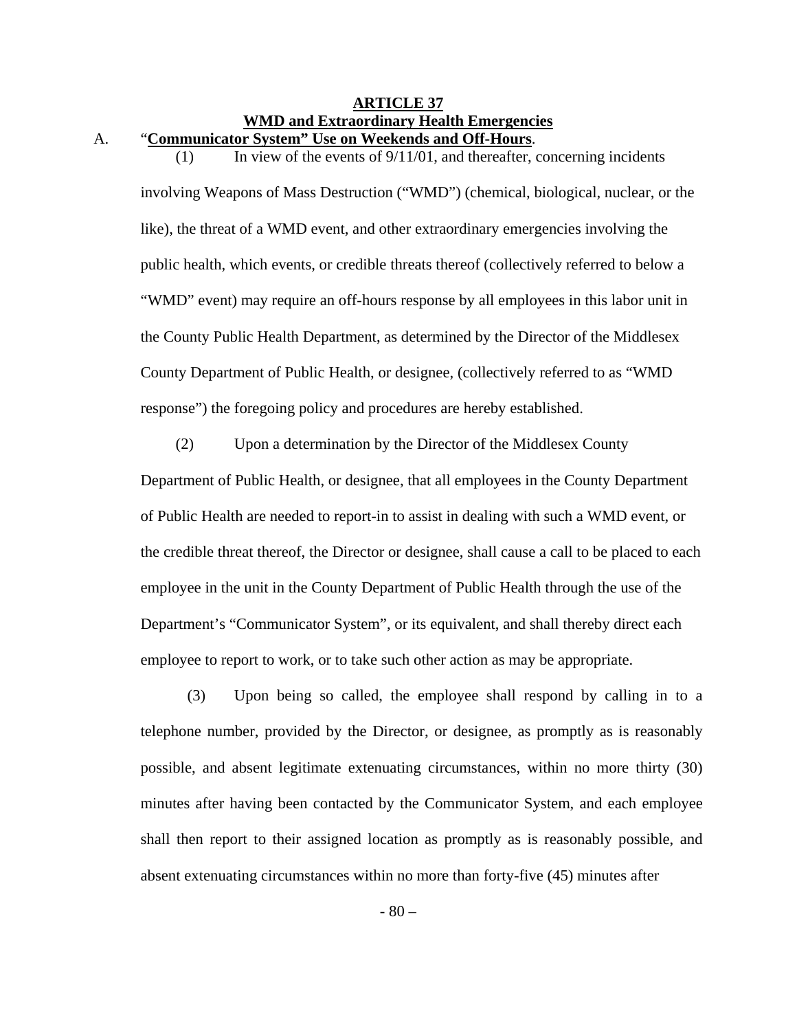## ARTICLE 37
## WMD and Extraordinary Health Emergencies

A. "**Communicator System" Use on Weekends and Off-Hours**.

(1) In view of the events of 9/11/01, and thereafter, concerning incidents involving Weapons of Mass Destruction ("WMD") (chemical, biological, nuclear, or the like), the threat of a WMD event, and other extraordinary emergencies involving the public health, which events, or credible threats thereof (collectively referred to below a "WMD" event) may require an off-hours response by all employees in this labor unit in the County Public Health Department, as determined by the Director of the Middlesex County Department of Public Health, or designee, (collectively referred to as "WMD response") the foregoing policy and procedures are hereby established.

(2) Upon a determination by the Director of the Middlesex County Department of Public Health, or designee, that all employees in the County Department of Public Health are needed to report-in to assist in dealing with such a WMD event, or the credible threat thereof, the Director or designee, shall cause a call to be placed to each employee in the unit in the County Department of Public Health through the use of the Department's "Communicator System", or its equivalent, and shall thereby direct each employee to report to work, or to take such other action as may be appropriate.

(3) Upon being so called, the employee shall respond by calling in to a telephone number, provided by the Director, or designee, as promptly as is reasonably possible, and absent legitimate extenuating circumstances, within no more thirty (30) minutes after having been contacted by the Communicator System, and each employee shall then report to their assigned location as promptly as is reasonably possible, and absent extenuating circumstances within no more than forty-five (45) minutes after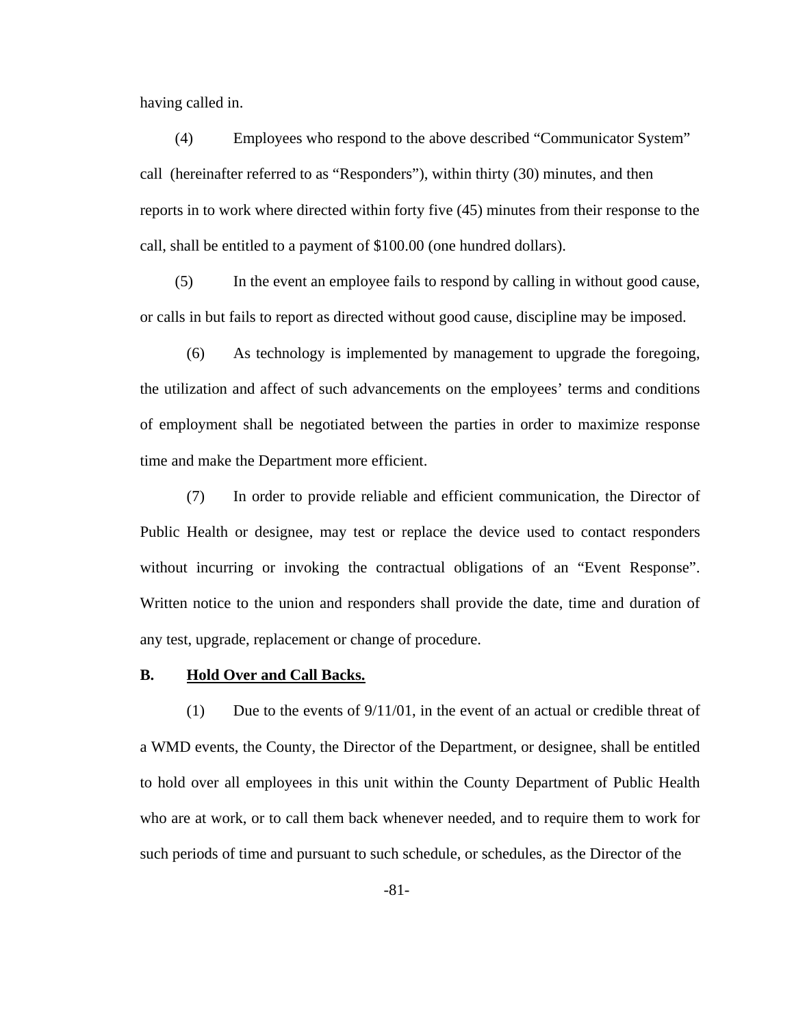having called in.

(4) Employees who respond to the above described "Communicator System" call (hereinafter referred to as "Responders"), within thirty (30) minutes, and then reports in to work where directed within forty five (45) minutes from their response to the call, shall be entitled to a payment of $100.00 (one hundred dollars).

(5) In the event an employee fails to respond by calling in without good cause, or calls in but fails to report as directed without good cause, discipline may be imposed.

(6) As technology is implemented by management to upgrade the foregoing, the utilization and affect of such advancements on the employees' terms and conditions of employment shall be negotiated between the parties in order to maximize response time and make the Department more efficient.

(7) In order to provide reliable and efficient communication, the Director of Public Health or designee, may test or replace the device used to contact responders without incurring or invoking the contractual obligations of an "Event Response". Written notice to the union and responders shall provide the date, time and duration of any test, upgrade, replacement or change of procedure.

**B. Hold Over and Call Backs.**

(1) Due to the events of 9/11/01, in the event of an actual or credible threat of a WMD events, the County, the Director of the Department, or designee, shall be entitled to hold over all employees in this unit within the County Department of Public Health who are at work, or to call them back whenever needed, and to require them to work for such periods of time and pursuant to such schedule, or schedules, as the Director of the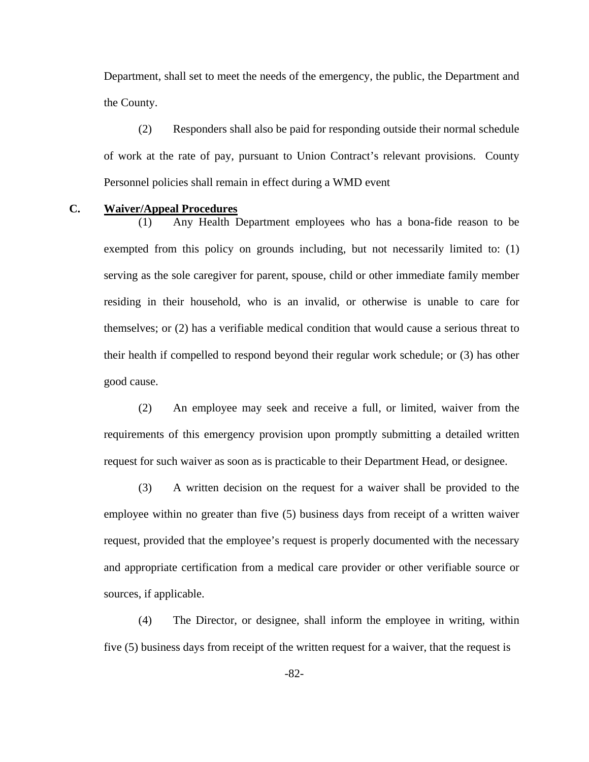Department, shall set to meet the needs of the emergency, the public, the Department and the County.

(2) Responders shall also be paid for responding outside their normal schedule of work at the rate of pay, pursuant to Union Contract's relevant provisions. County Personnel policies shall remain in effect during a WMD event

**C. <u>Waiver/Appeal Procedures</u>**

(1) Any Health Department employees who has a bona-fide reason to be exempted from this policy on grounds including, but not necessarily limited to: (1) serving as the sole caregiver for parent, spouse, child or other immediate family member residing in their household, who is an invalid, or otherwise is unable to care for themselves; or (2) has a verifiable medical condition that would cause a serious threat to their health if compelled to respond beyond their regular work schedule; or (3) has other good cause.

(2) An employee may seek and receive a full, or limited, waiver from the requirements of this emergency provision upon promptly submitting a detailed written request for such waiver as soon as is practicable to their Department Head, or designee.

(3) A written decision on the request for a waiver shall be provided to the employee within no greater than five (5) business days from receipt of a written waiver request, provided that the employee's request is properly documented with the necessary and appropriate certification from a medical care provider or other verifiable source or sources, if applicable.

(4) The Director, or designee, shall inform the employee in writing, within five (5) business days from receipt of the written request for a waiver, that the request is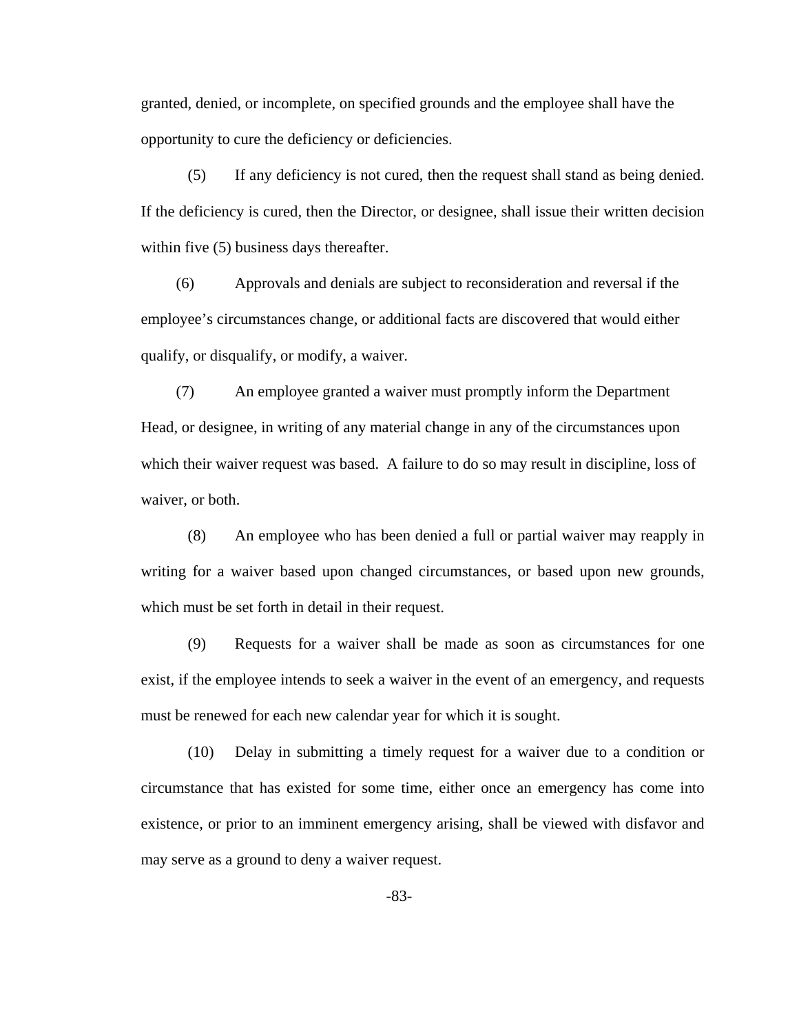granted, denied, or incomplete, on specified grounds and the employee shall have the opportunity to cure the deficiency or deficiencies.

(5) If any deficiency is not cured, then the request shall stand as being denied. If the deficiency is cured, then the Director, or designee, shall issue their written decision within five (5) business days thereafter.

(6) Approvals and denials are subject to reconsideration and reversal if the employee's circumstances change, or additional facts are discovered that would either qualify, or disqualify, or modify, a waiver.

(7) An employee granted a waiver must promptly inform the Department Head, or designee, in writing of any material change in any of the circumstances upon which their waiver request was based. A failure to do so may result in discipline, loss of waiver, or both.

(8) An employee who has been denied a full or partial waiver may reapply in writing for a waiver based upon changed circumstances, or based upon new grounds, which must be set forth in detail in their request.

(9) Requests for a waiver shall be made as soon as circumstances for one exist, if the employee intends to seek a waiver in the event of an emergency, and requests must be renewed for each new calendar year for which it is sought.

(10) Delay in submitting a timely request for a waiver due to a condition or circumstance that has existed for some time, either once an emergency has come into existence, or prior to an imminent emergency arising, shall be viewed with disfavor and may serve as a ground to deny a waiver request.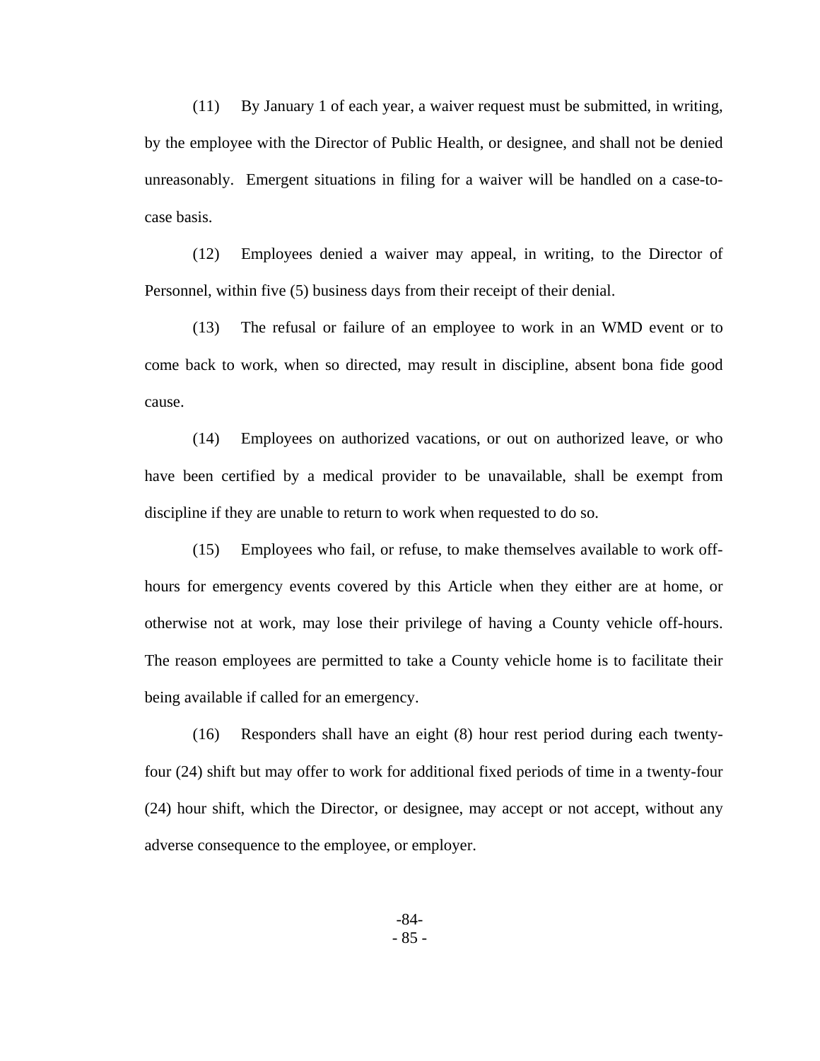(11) By January 1 of each year, a waiver request must be submitted, in writing, by the employee with the Director of Public Health, or designee, and shall not be denied unreasonably. Emergent situations in filing for a waiver will be handled on a case-to-case basis.

(12) Employees denied a waiver may appeal, in writing, to the Director of Personnel, within five (5) business days from their receipt of their denial.

(13) The refusal or failure of an employee to work in an WMD event or to come back to work, when so directed, may result in discipline, absent bona fide good cause.

(14) Employees on authorized vacations, or out on authorized leave, or who have been certified by a medical provider to be unavailable, shall be exempt from discipline if they are unable to return to work when requested to do so.

(15) Employees who fail, or refuse, to make themselves available to work off-hours for emergency events covered by this Article when they either are at home, or otherwise not at work, may lose their privilege of having a County vehicle off-hours. The reason employees are permitted to take a County vehicle home is to facilitate their being available if called for an emergency.

(16) Responders shall have an eight (8) hour rest period during each twenty-four (24) shift but may offer to work for additional fixed periods of time in a twenty-four (24) hour shift, which the Director, or designee, may accept or not accept, without any adverse consequence to the employee, or employer.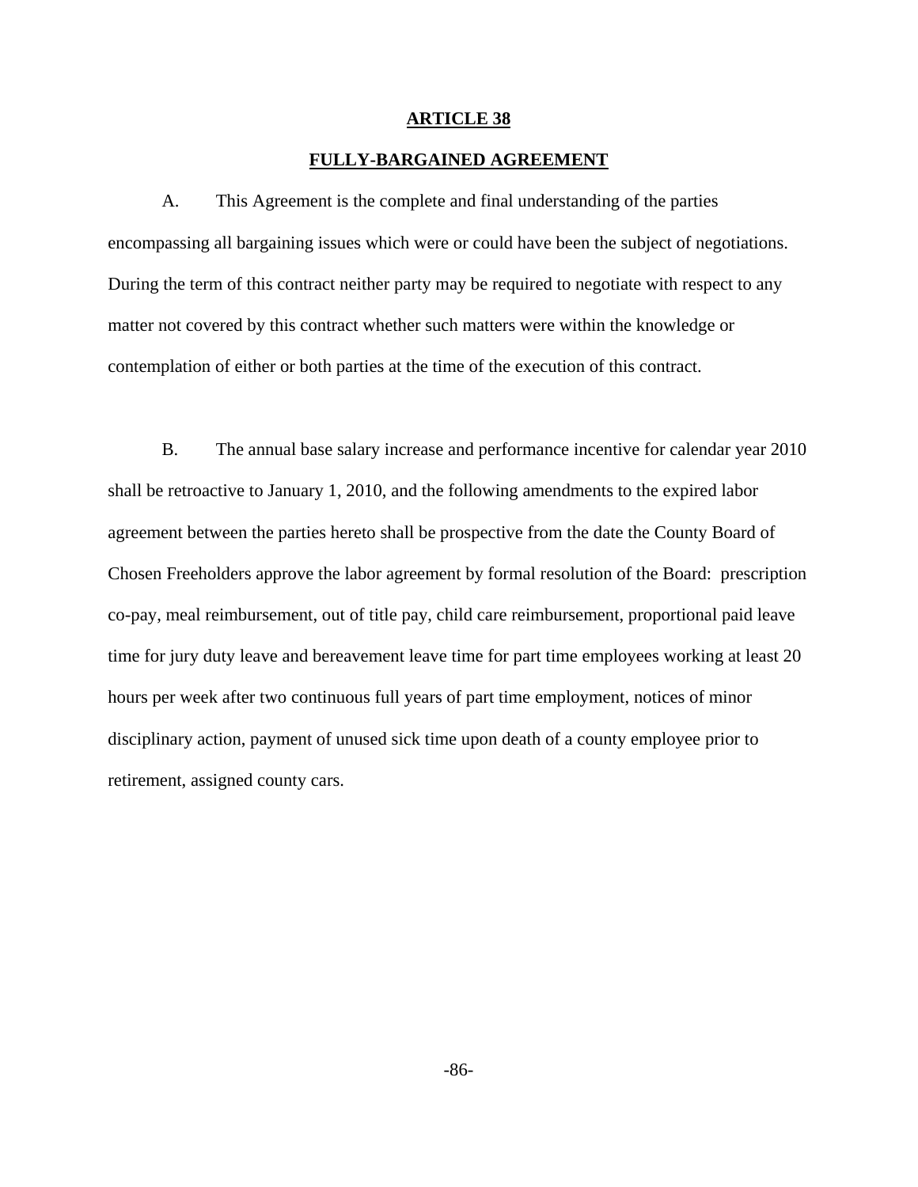# ARTICLE 38

## FULLY-BARGAINED AGREEMENT

A. This Agreement is the complete and final understanding of the parties encompassing all bargaining issues which were or could have been the subject of negotiations. During the term of this contract neither party may be required to negotiate with respect to any matter not covered by this contract whether such matters were within the knowledge or contemplation of either or both parties at the time of the execution of this contract.

B. The annual base salary increase and performance incentive for calendar year 2010 shall be retroactive to January 1, 2010, and the following amendments to the expired labor agreement between the parties hereto shall be prospective from the date the County Board of Chosen Freeholders approve the labor agreement by formal resolution of the Board: prescription co-pay, meal reimbursement, out of title pay, child care reimbursement, proportional paid leave time for jury duty leave and bereavement leave time for part time employees working at least 20 hours per week after two continuous full years of part time employment, notices of minor disciplinary action, payment of unused sick time upon death of a county employee prior to retirement, assigned county cars.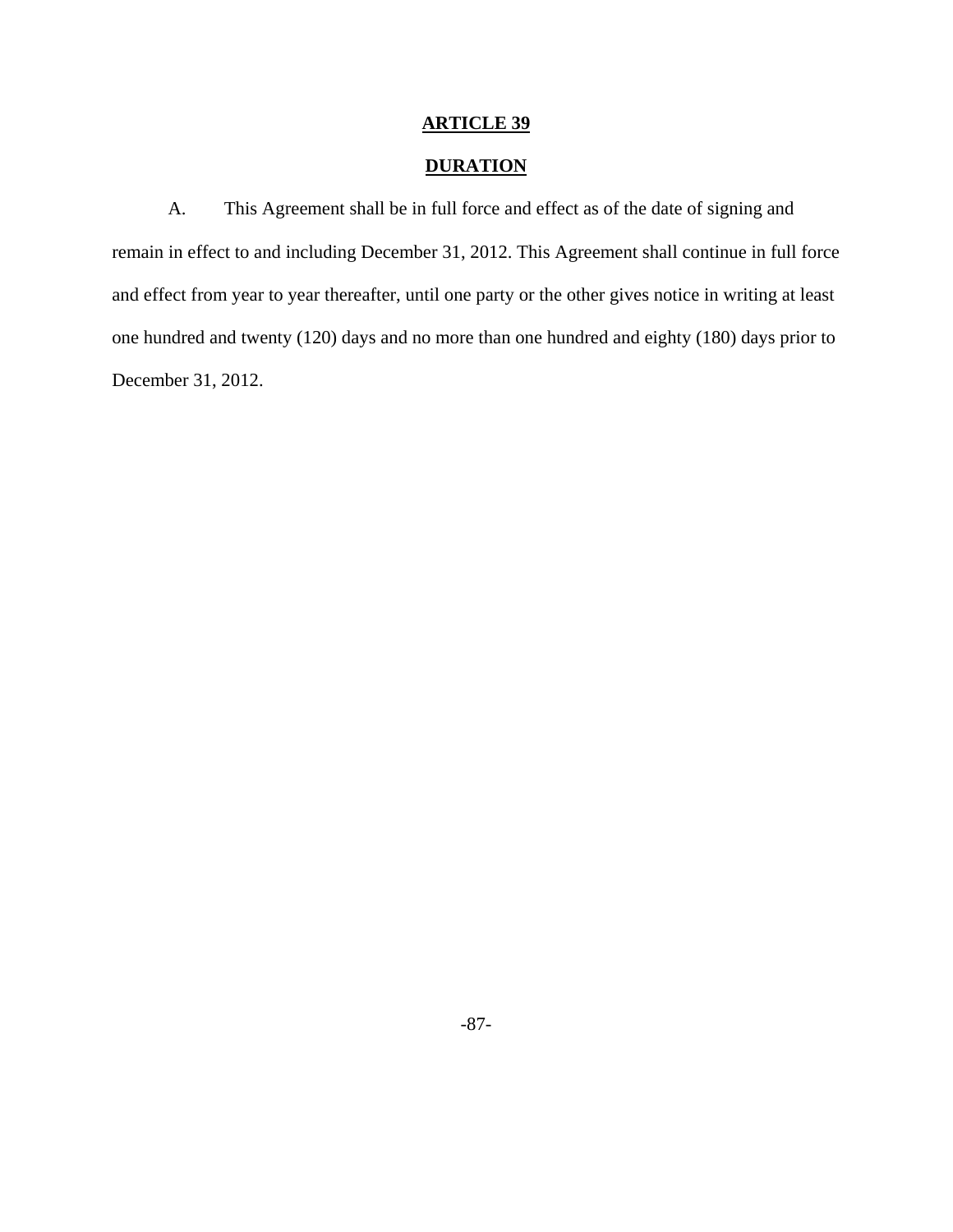## ARTICLE 39

## DURATION

A. This Agreement shall be in full force and effect as of the date of signing and remain in effect to and including December 31, 2012. This Agreement shall continue in full force and effect from year to year thereafter, until one party or the other gives notice in writing at least one hundred and twenty (120) days and no more than one hundred and eighty (180) days prior to December 31, 2012.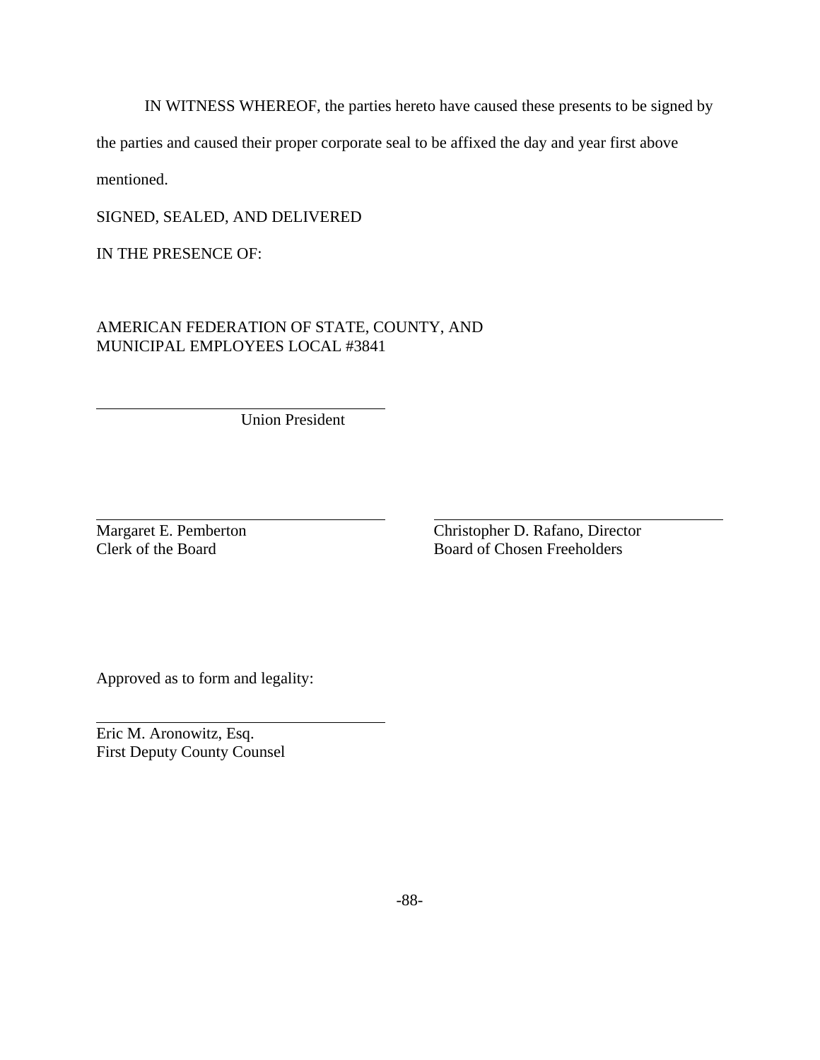IN WITNESS WHEREOF, the parties hereto have caused these presents to be signed by the parties and caused their proper corporate seal to be affixed the day and year first above mentioned.

SIGNED, SEALED, AND DELIVERED

IN THE PRESENCE OF:

AMERICAN FEDERATION OF STATE, COUNTY, AND MUNICIPAL EMPLOYEES LOCAL #3841

\_\_\_\_\_\_\_\_\_\_\_\_\_\_\_\_\_\_\_\_\_\_\_\_\_\_\_\_\_\_\_\_\_\_\_\_
Union President

\_\_\_\_\_\_\_\_\_\_\_\_\_\_\_\_\_\_\_\_\_\_\_\_\_\_\_\_\_\_\_\_\_\_\_\_
Margaret E. Pemberton
Clerk of the Board

\_\_\_\_\_\_\_\_\_\_\_\_\_\_\_\_\_\_\_\_\_\_\_\_\_\_\_\_\_\_\_\_\_\_\_\_
Christopher D. Rafano, Director
Board of Chosen Freeholders

Approved as to form and legality:

\_\_\_\_\_\_\_\_\_\_\_\_\_\_\_\_\_\_\_\_\_\_\_\_\_\_\_\_\_\_\_\_\_\_\_\_
Eric M. Aronowitz, Esq.
First Deputy County Counsel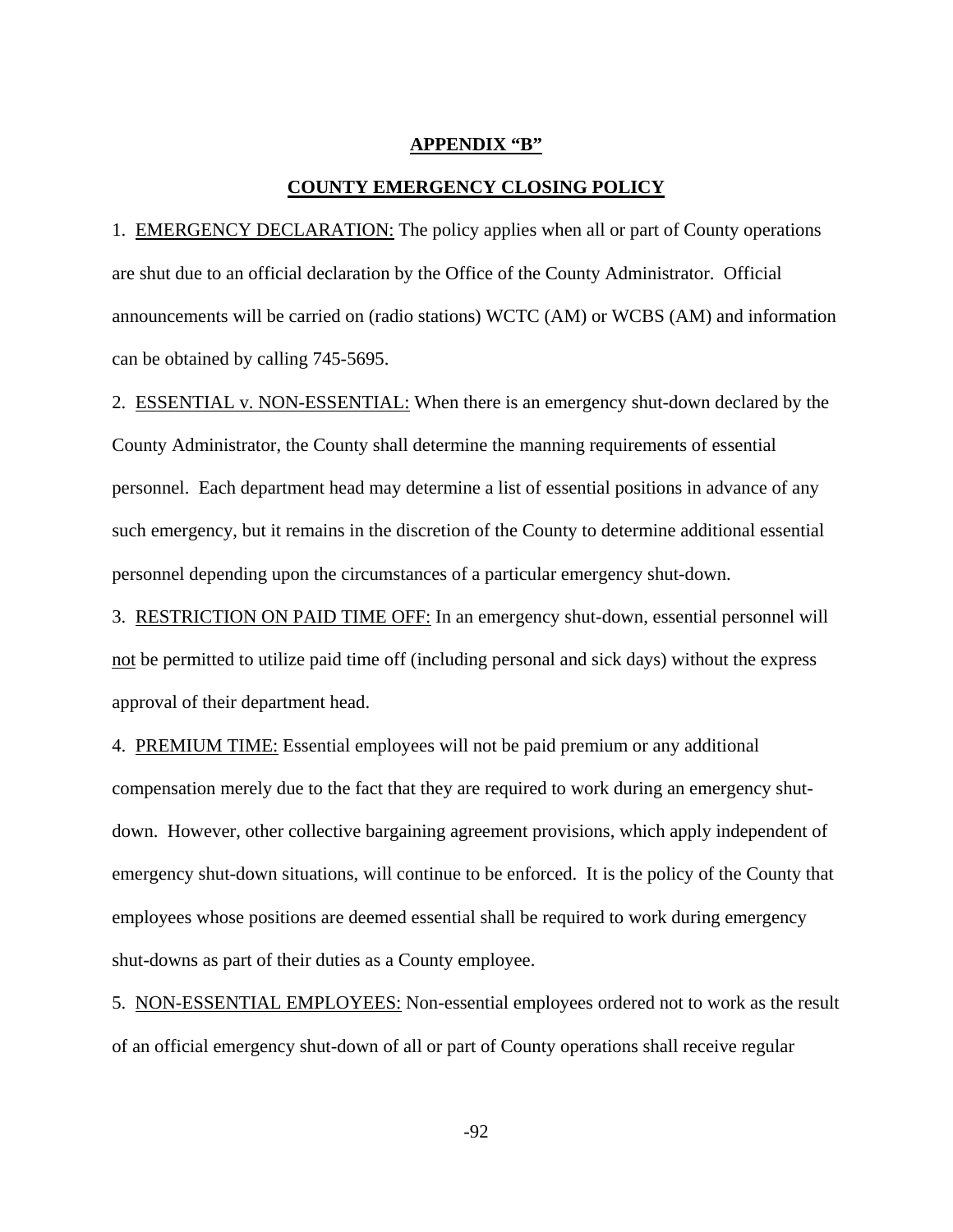## APPENDIX "B"

## COUNTY EMERGENCY CLOSING POLICY

1. EMERGENCY DECLARATION: The policy applies when all or part of County operations are shut due to an official declaration by the Office of the County Administrator. Official announcements will be carried on (radio stations) WCTC (AM) or WCBS (AM) and information can be obtained by calling 745-5695.

2. ESSENTIAL v. NON-ESSENTIAL: When there is an emergency shut-down declared by the County Administrator, the County shall determine the manning requirements of essential personnel. Each department head may determine a list of essential positions in advance of any such emergency, but it remains in the discretion of the County to determine additional essential personnel depending upon the circumstances of a particular emergency shut-down.

3. RESTRICTION ON PAID TIME OFF: In an emergency shut-down, essential personnel will not be permitted to utilize paid time off (including personal and sick days) without the express approval of their department head.

4. PREMIUM TIME: Essential employees will not be paid premium or any additional compensation merely due to the fact that they are required to work during an emergency shut-down. However, other collective bargaining agreement provisions, which apply independent of emergency shut-down situations, will continue to be enforced. It is the policy of the County that employees whose positions are deemed essential shall be required to work during emergency shut-downs as part of their duties as a County employee.

5. NON-ESSENTIAL EMPLOYEES: Non-essential employees ordered not to work as the result of an official emergency shut-down of all or part of County operations shall receive regular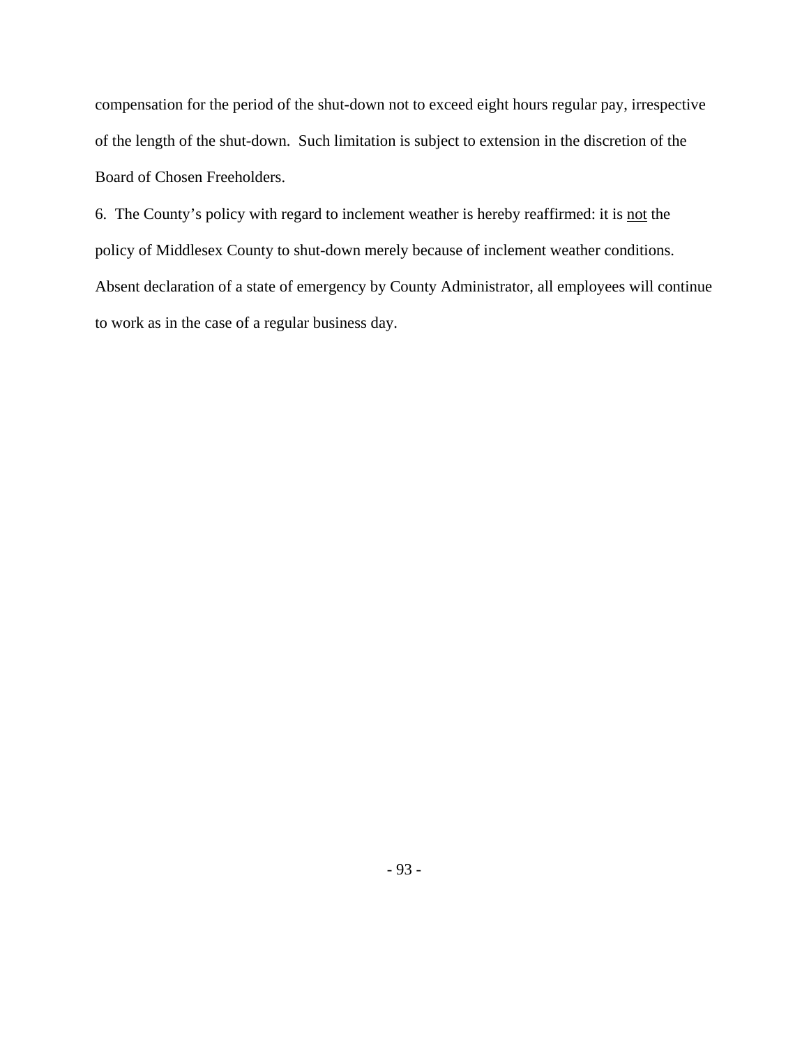compensation for the period of the shut-down not to exceed eight hours regular pay, irrespective of the length of the shut-down. Such limitation is subject to extension in the discretion of the Board of Chosen Freeholders.

6. The County's policy with regard to inclement weather is hereby reaffirmed: it is <u>not</u> the policy of Middlesex County to shut-down merely because of inclement weather conditions. Absent declaration of a state of emergency by County Administrator, all employees will continue to work as in the case of a regular business day.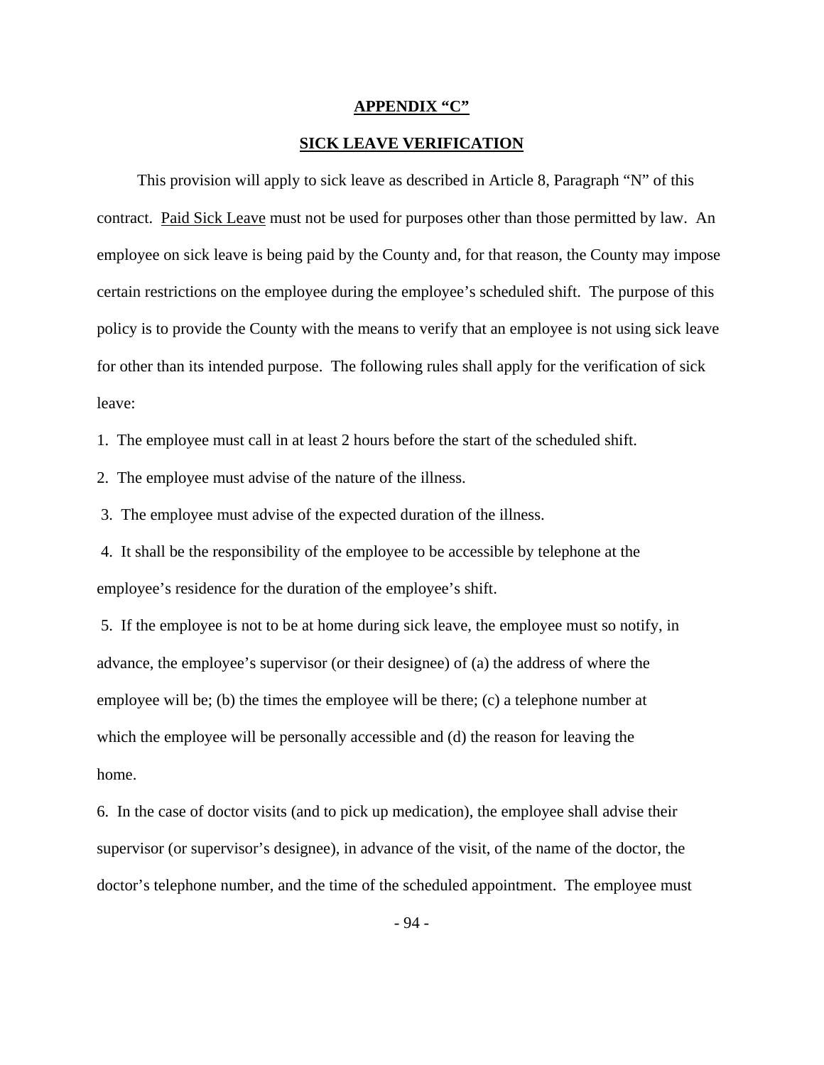**APPENDIX "C"**

**SICK LEAVE VERIFICATION**

This provision will apply to sick leave as described in Article 8, Paragraph "N" of this contract. Paid Sick Leave must not be used for purposes other than those permitted by law. An employee on sick leave is being paid by the County and, for that reason, the County may impose certain restrictions on the employee during the employee's scheduled shift. The purpose of this policy is to provide the County with the means to verify that an employee is not using sick leave for other than its intended purpose. The following rules shall apply for the verification of sick leave:

1. The employee must call in at least 2 hours before the start of the scheduled shift.

2. The employee must advise of the nature of the illness.

3. The employee must advise of the expected duration of the illness.

4. It shall be the responsibility of the employee to be accessible by telephone at the employee's residence for the duration of the employee's shift.

5. If the employee is not to be at home during sick leave, the employee must so notify, in advance, the employee's supervisor (or their designee) of (a) the address of where the employee will be; (b) the times the employee will be there; (c) a telephone number at which the employee will be personally accessible and (d) the reason for leaving the home.

6. In the case of doctor visits (and to pick up medication), the employee shall advise their supervisor (or supervisor's designee), in advance of the visit, of the name of the doctor, the doctor's telephone number, and the time of the scheduled appointment. The employee must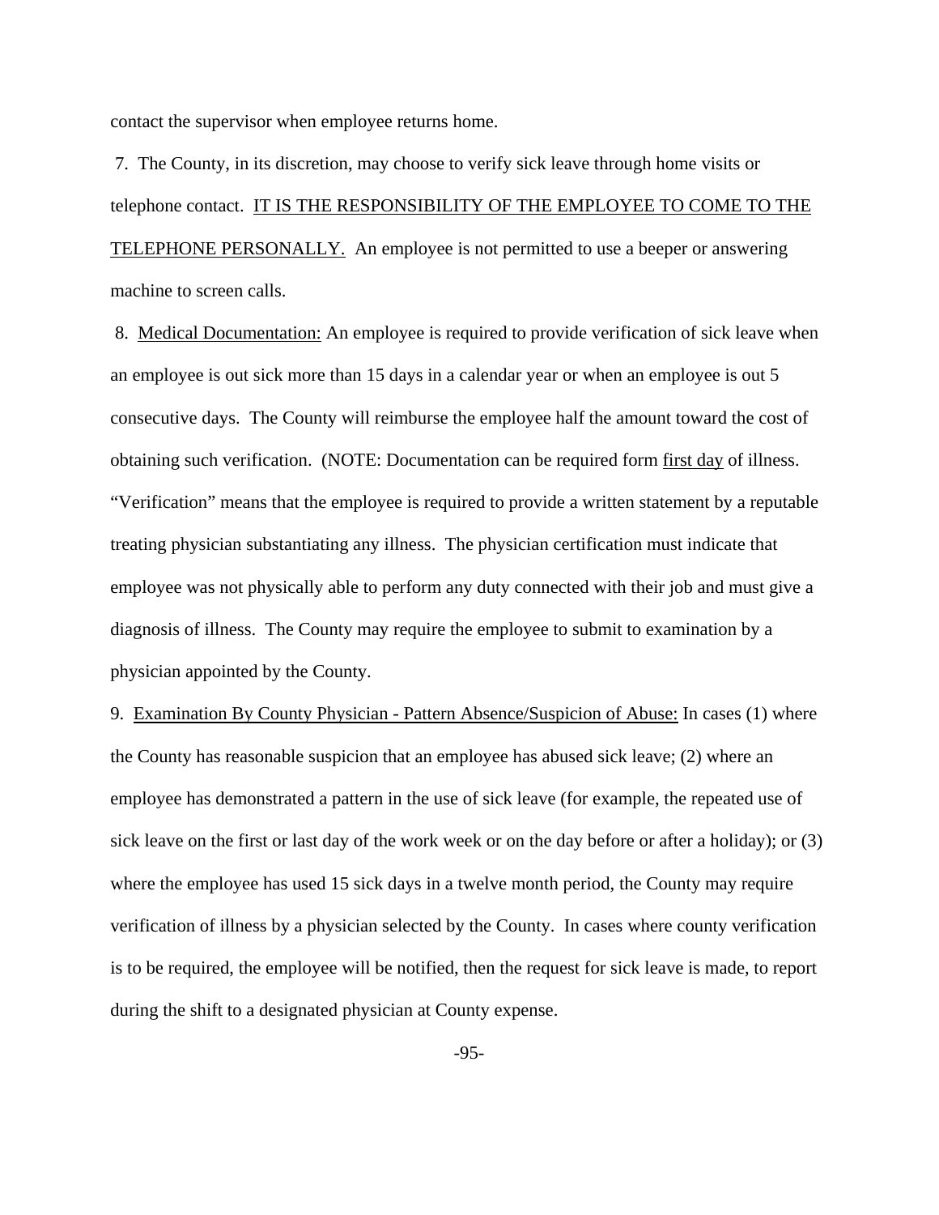contact the supervisor when employee returns home.

7. The County, in its discretion, may choose to verify sick leave through home visits or telephone contact. <u>IT IS THE RESPONSIBILITY OF THE EMPLOYEE TO COME TO THE TELEPHONE PERSONALLY.</u> An employee is not permitted to use a beeper or answering machine to screen calls.

8. <u>Medical Documentation:</u> An employee is required to provide verification of sick leave when an employee is out sick more than 15 days in a calendar year or when an employee is out 5 consecutive days. The County will reimburse the employee half the amount toward the cost of obtaining such verification. (NOTE: Documentation can be required form <u>first day</u> of illness. "Verification" means that the employee is required to provide a written statement by a reputable treating physician substantiating any illness. The physician certification must indicate that employee was not physically able to perform any duty connected with their job and must give a diagnosis of illness. The County may require the employee to submit to examination by a physician appointed by the County.

9. <u>Examination By County Physician - Pattern Absence/Suspicion of Abuse:</u> In cases (1) where the County has reasonable suspicion that an employee has abused sick leave; (2) where an employee has demonstrated a pattern in the use of sick leave (for example, the repeated use of sick leave on the first or last day of the work week or on the day before or after a holiday); or (3) where the employee has used 15 sick days in a twelve month period, the County may require verification of illness by a physician selected by the County. In cases where county verification is to be required, the employee will be notified, then the request for sick leave is made, to report during the shift to a designated physician at County expense.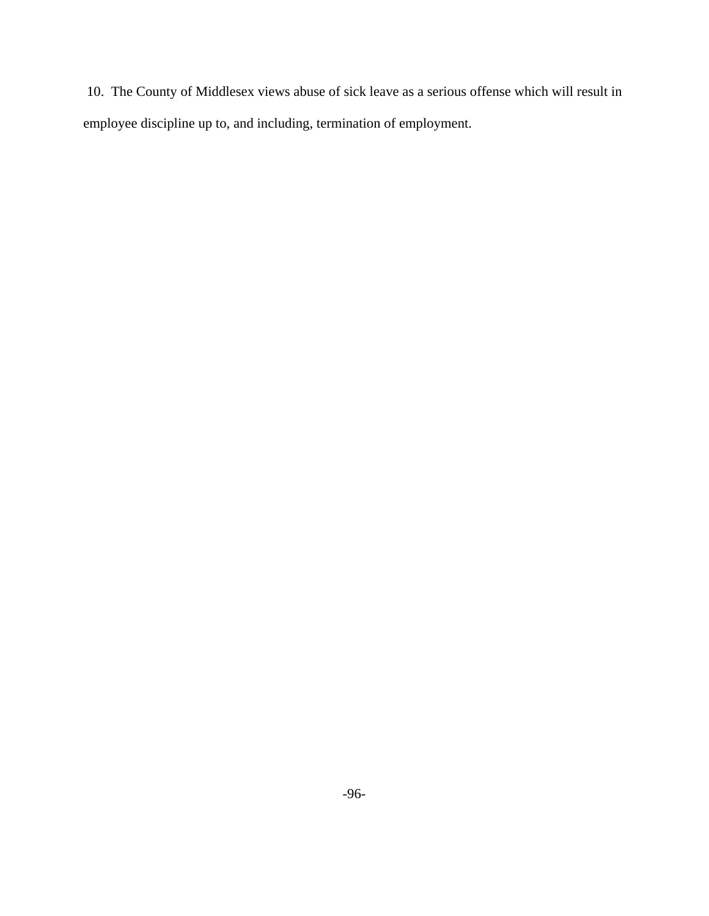10. The County of Middlesex views abuse of sick leave as a serious offense which will result in employee discipline up to, and including, termination of employment.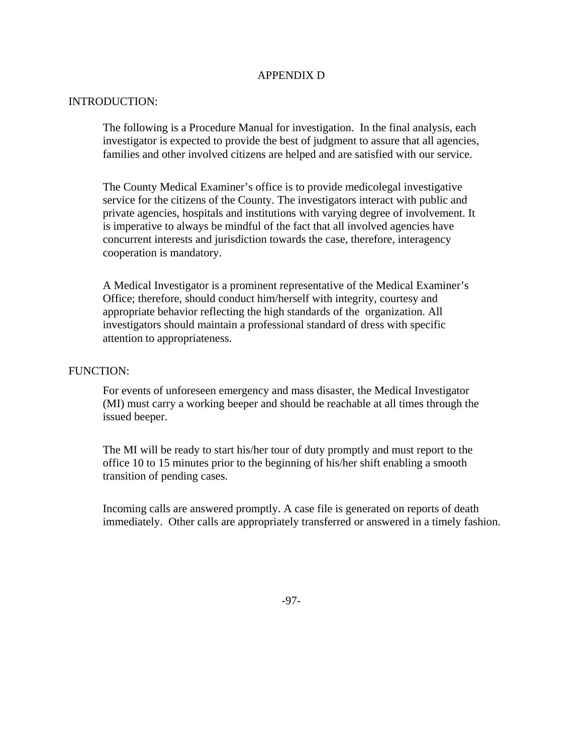# APPENDIX D

## INTRODUCTION:

The following is a Procedure Manual for investigation. In the final analysis, each investigator is expected to provide the best of judgment to assure that all agencies, families and other involved citizens are helped and are satisfied with our service.

The County Medical Examiner's office is to provide medicolegal investigative service for the citizens of the County. The investigators interact with public and private agencies, hospitals and institutions with varying degree of involvement. It is imperative to always be mindful of the fact that all involved agencies have concurrent interests and jurisdiction towards the case, therefore, interagency cooperation is mandatory.

A Medical Investigator is a prominent representative of the Medical Examiner's Office; therefore, should conduct him/herself with integrity, courtesy and appropriate behavior reflecting the high standards of the organization. All investigators should maintain a professional standard of dress with specific attention to appropriateness.

## FUNCTION:

For events of unforeseen emergency and mass disaster, the Medical Investigator (MI) must carry a working beeper and should be reachable at all times through the issued beeper.

The MI will be ready to start his/her tour of duty promptly and must report to the office 10 to 15 minutes prior to the beginning of his/her shift enabling a smooth transition of pending cases.

Incoming calls are answered promptly. A case file is generated on reports of death immediately. Other calls are appropriately transferred or answered in a timely fashion.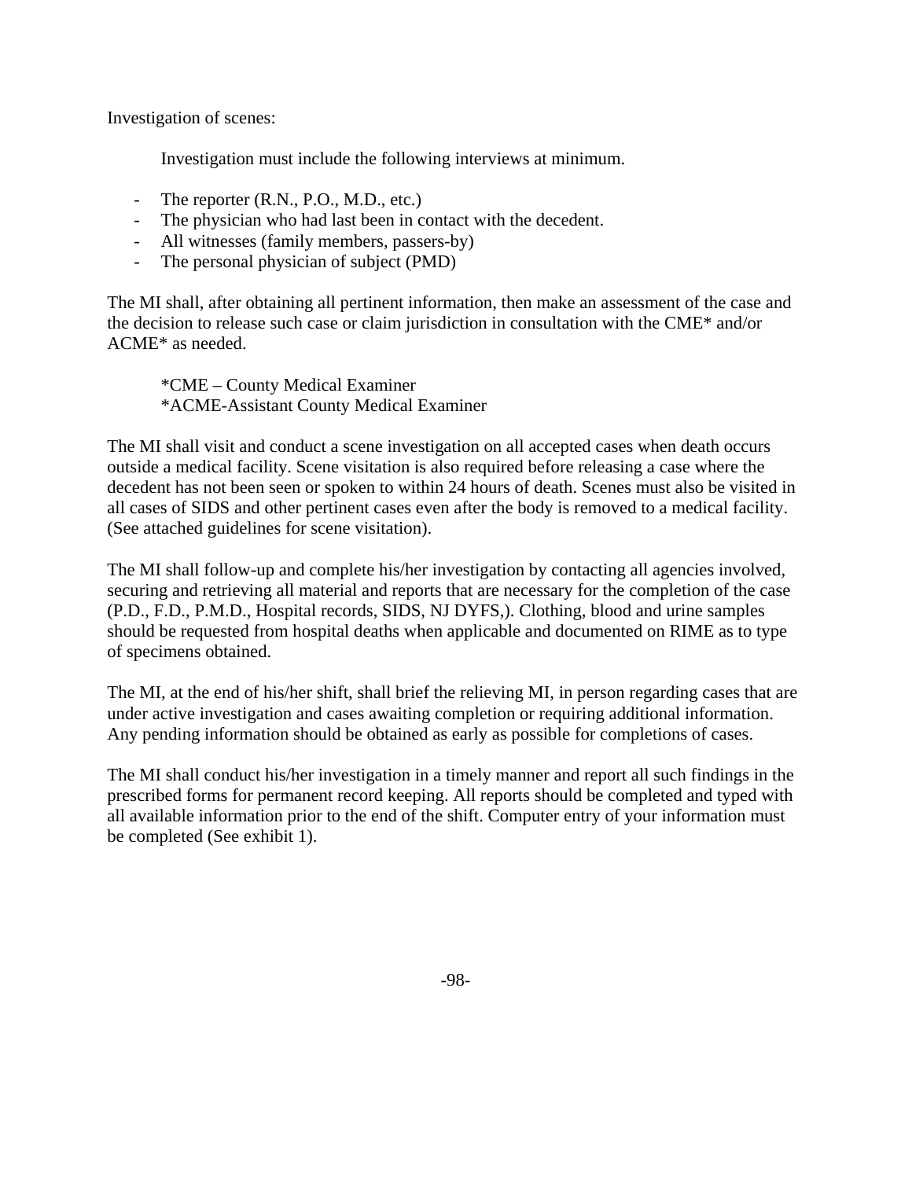Investigation of scenes:

Investigation must include the following interviews at minimum.

- The reporter (R.N., P.O., M.D., etc.)
- The physician who had last been in contact with the decedent.
- All witnesses (family members, passers-by)
- The personal physician of subject (PMD)

The MI shall, after obtaining all pertinent information, then make an assessment of the case and the decision to release such case or claim jurisdiction in consultation with the CME* and/or ACME* as needed.

*CME – County Medical Examiner
*ACME-Assistant County Medical Examiner

The MI shall visit and conduct a scene investigation on all accepted cases when death occurs outside a medical facility. Scene visitation is also required before releasing a case where the decedent has not been seen or spoken to within 24 hours of death. Scenes must also be visited in all cases of SIDS and other pertinent cases even after the body is removed to a medical facility. (See attached guidelines for scene visitation).

The MI shall follow-up and complete his/her investigation by contacting all agencies involved, securing and retrieving all material and reports that are necessary for the completion of the case (P.D., F.D., P.M.D., Hospital records, SIDS, NJ DYFS,). Clothing, blood and urine samples should be requested from hospital deaths when applicable and documented on RIME as to type of specimens obtained.

The MI, at the end of his/her shift, shall brief the relieving MI, in person regarding cases that are under active investigation and cases awaiting completion or requiring additional information. Any pending information should be obtained as early as possible for completions of cases.

The MI shall conduct his/her investigation in a timely manner and report all such findings in the prescribed forms for permanent record keeping. All reports should be completed and typed with all available information prior to the end of the shift. Computer entry of your information must be completed (See exhibit 1).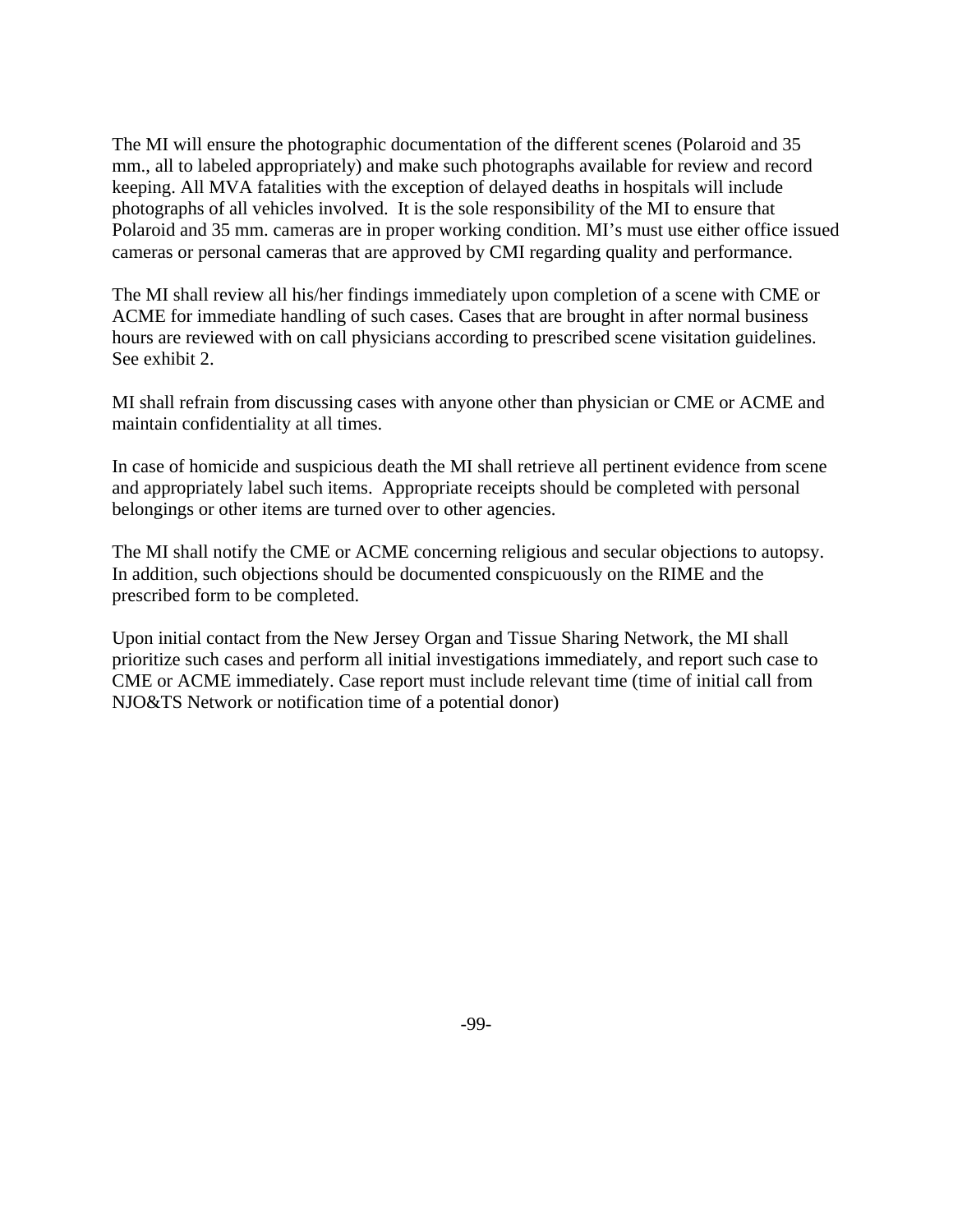The MI will ensure the photographic documentation of the different scenes (Polaroid and 35 mm., all to labeled appropriately) and make such photographs available for review and record keeping. All MVA fatalities with the exception of delayed deaths in hospitals will include photographs of all vehicles involved. It is the sole responsibility of the MI to ensure that Polaroid and 35 mm. cameras are in proper working condition. MI's must use either office issued cameras or personal cameras that are approved by CMI regarding quality and performance.

The MI shall review all his/her findings immediately upon completion of a scene with CME or ACME for immediate handling of such cases. Cases that are brought in after normal business hours are reviewed with on call physicians according to prescribed scene visitation guidelines. See exhibit 2.

MI shall refrain from discussing cases with anyone other than physician or CME or ACME and maintain confidentiality at all times.

In case of homicide and suspicious death the MI shall retrieve all pertinent evidence from scene and appropriately label such items. Appropriate receipts should be completed with personal belongings or other items are turned over to other agencies.

The MI shall notify the CME or ACME concerning religious and secular objections to autopsy. In addition, such objections should be documented conspicuously on the RIME and the prescribed form to be completed.

Upon initial contact from the New Jersey Organ and Tissue Sharing Network, the MI shall prioritize such cases and perform all initial investigations immediately, and report such case to CME or ACME immediately. Case report must include relevant time (time of initial call from NJO&TS Network or notification time of a potential donor)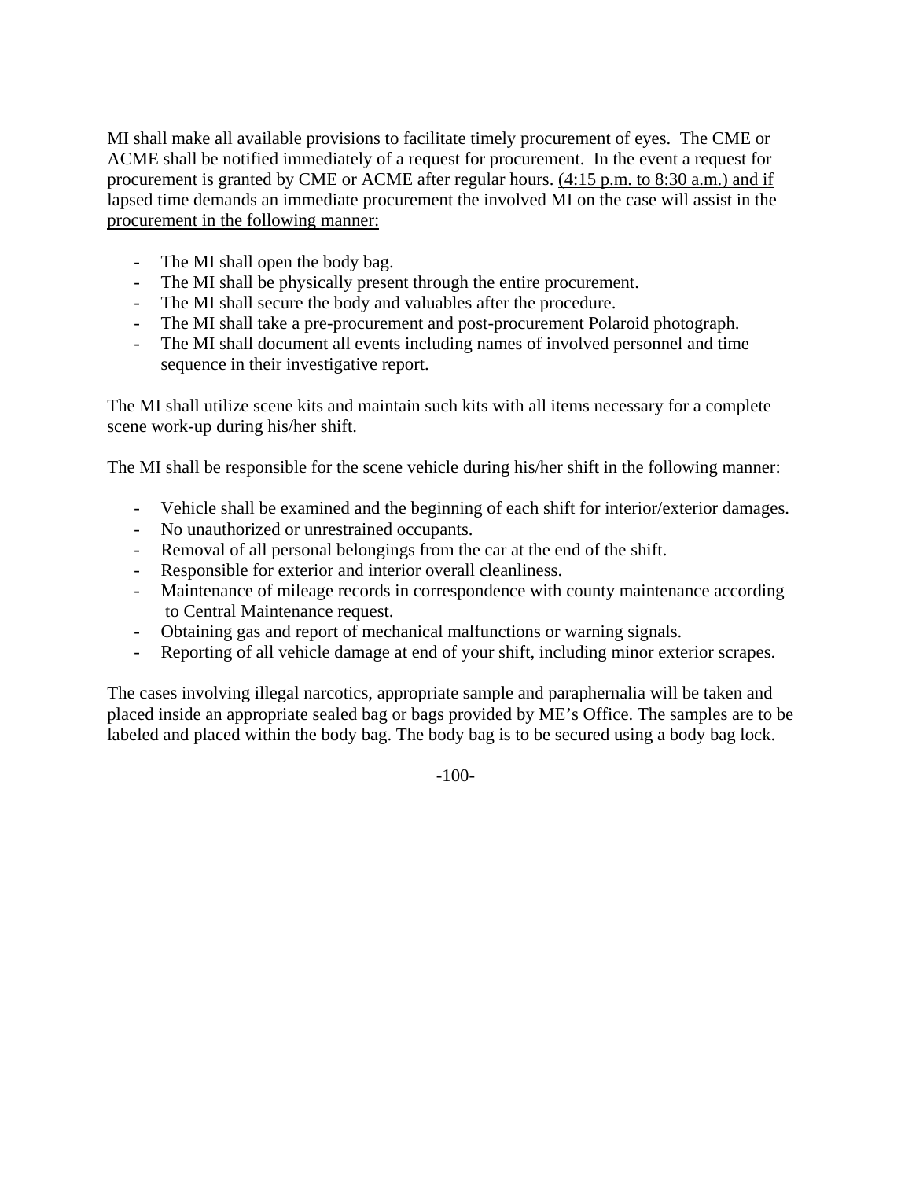MI shall make all available provisions to facilitate timely procurement of eyes. The CME or ACME shall be notified immediately of a request for procurement. In the event a request for procurement is granted by CME or ACME after regular hours. <u>(4:15 p.m. to 8:30 a.m.) and if lapsed time demands an immediate procurement the involved MI on the case will assist in the procurement in the following manner:</u>

- The MI shall open the body bag.
- The MI shall be physically present through the entire procurement.
- The MI shall secure the body and valuables after the procedure.
- The MI shall take a pre-procurement and post-procurement Polaroid photograph.
- The MI shall document all events including names of involved personnel and time sequence in their investigative report.

The MI shall utilize scene kits and maintain such kits with all items necessary for a complete scene work-up during his/her shift.

The MI shall be responsible for the scene vehicle during his/her shift in the following manner:

- Vehicle shall be examined and the beginning of each shift for interior/exterior damages.
- No unauthorized or unrestrained occupants.
- Removal of all personal belongings from the car at the end of the shift.
- Responsible for exterior and interior overall cleanliness.
- Maintenance of mileage records in correspondence with county maintenance according to Central Maintenance request.
- Obtaining gas and report of mechanical malfunctions or warning signals.
- Reporting of all vehicle damage at end of your shift, including minor exterior scrapes.

The cases involving illegal narcotics, appropriate sample and paraphernalia will be taken and placed inside an appropriate sealed bag or bags provided by ME's Office. The samples are to be labeled and placed within the body bag. The body bag is to be secured using a body bag lock.